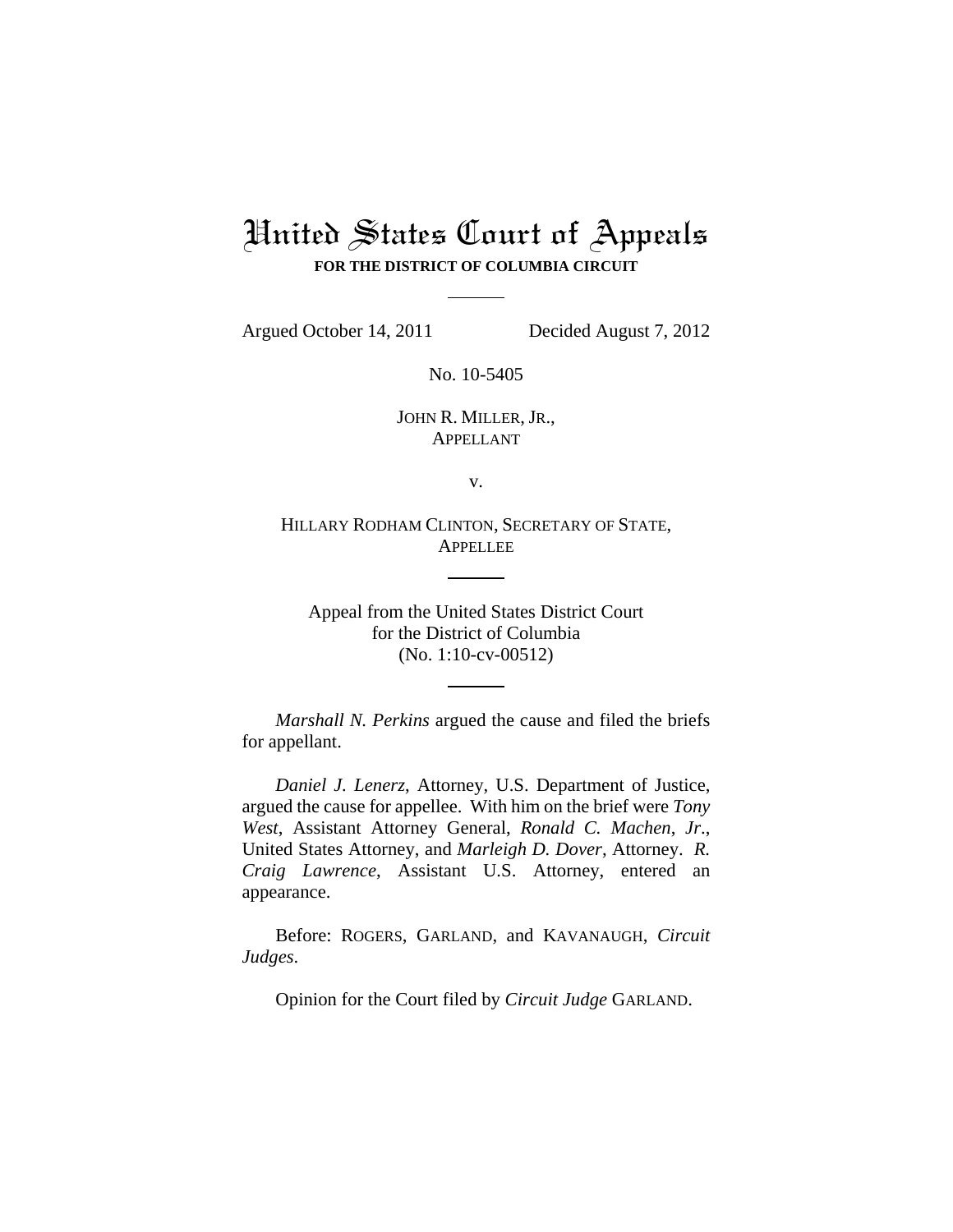# United States Court of Appeals

**FOR THE DISTRICT OF COLUMBIA CIRCUIT**

Argued October 14, 2011 Decided August 7, 2012

No. 10-5405

JOHN R. MILLER, JR.,
APPELLANT

v.

HILLARY RODHAM CLINTON, SECRETARY OF STATE,
APPELLEE

Appeal from the United States District Court
for the District of Columbia
(No. 1:10-cv-00512)

*Marshall N. Perkins* argued the cause and filed the briefs for appellant.

*Daniel J. Lenerz*, Attorney, U.S. Department of Justice, argued the cause for appellee. With him on the brief were *Tony West*, Assistant Attorney General, *Ronald C. Machen*, *Jr*., United States Attorney, and *Marleigh D. Dover*, Attorney. *R. Craig Lawrence*, Assistant U.S. Attorney, entered an appearance.

Before: ROGERS, GARLAND, and KAVANAUGH, *Circuit Judges*.

Opinion for the Court filed by *Circuit Judge* GARLAND.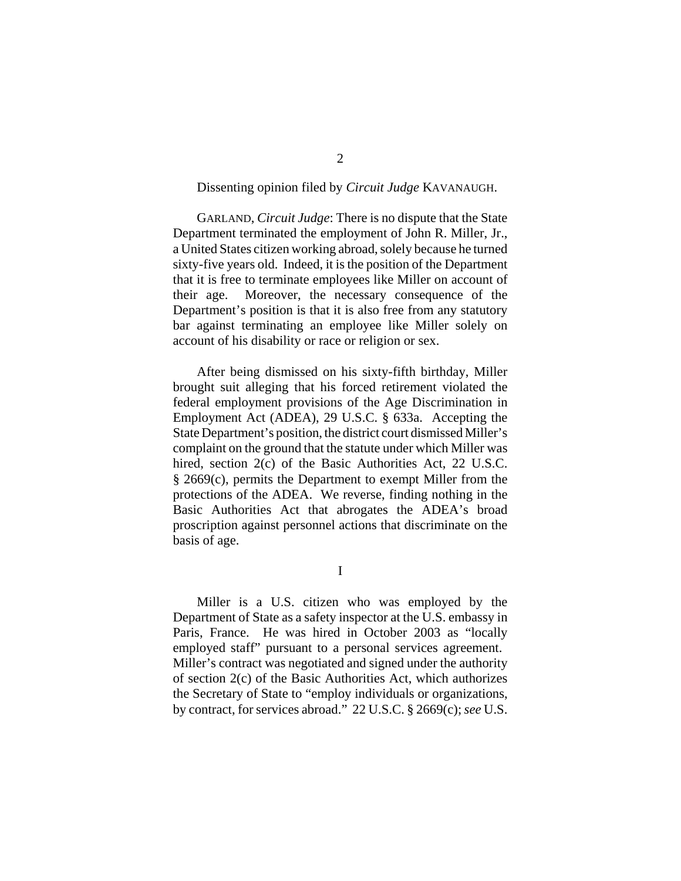Dissenting opinion filed by *Circuit Judge* KAVANAUGH.

GARLAND, *Circuit Judge*: There is no dispute that the State Department terminated the employment of John R. Miller, Jr., a United States citizen working abroad, solely because he turned sixty-five years old. Indeed, it is the position of the Department that it is free to terminate employees like Miller on account of their age. Moreover, the necessary consequence of the Department's position is that it is also free from any statutory bar against terminating an employee like Miller solely on account of his disability or race or religion or sex.

After being dismissed on his sixty-fifth birthday, Miller brought suit alleging that his forced retirement violated the federal employment provisions of the Age Discrimination in Employment Act (ADEA), 29 U.S.C. § 633a. Accepting the State Department's position, the district court dismissed Miller's complaint on the ground that the statute under which Miller was hired, section 2(c) of the Basic Authorities Act, 22 U.S.C. § 2669(c), permits the Department to exempt Miller from the protections of the ADEA. We reverse, finding nothing in the Basic Authorities Act that abrogates the ADEA's broad proscription against personnel actions that discriminate on the basis of age.

I

Miller is a U.S. citizen who was employed by the Department of State as a safety inspector at the U.S. embassy in Paris, France. He was hired in October 2003 as "locally employed staff" pursuant to a personal services agreement. Miller's contract was negotiated and signed under the authority of section 2(c) of the Basic Authorities Act, which authorizes the Secretary of State to "employ individuals or organizations, by contract, for services abroad." 22 U.S.C. § 2669(c); *see* U.S.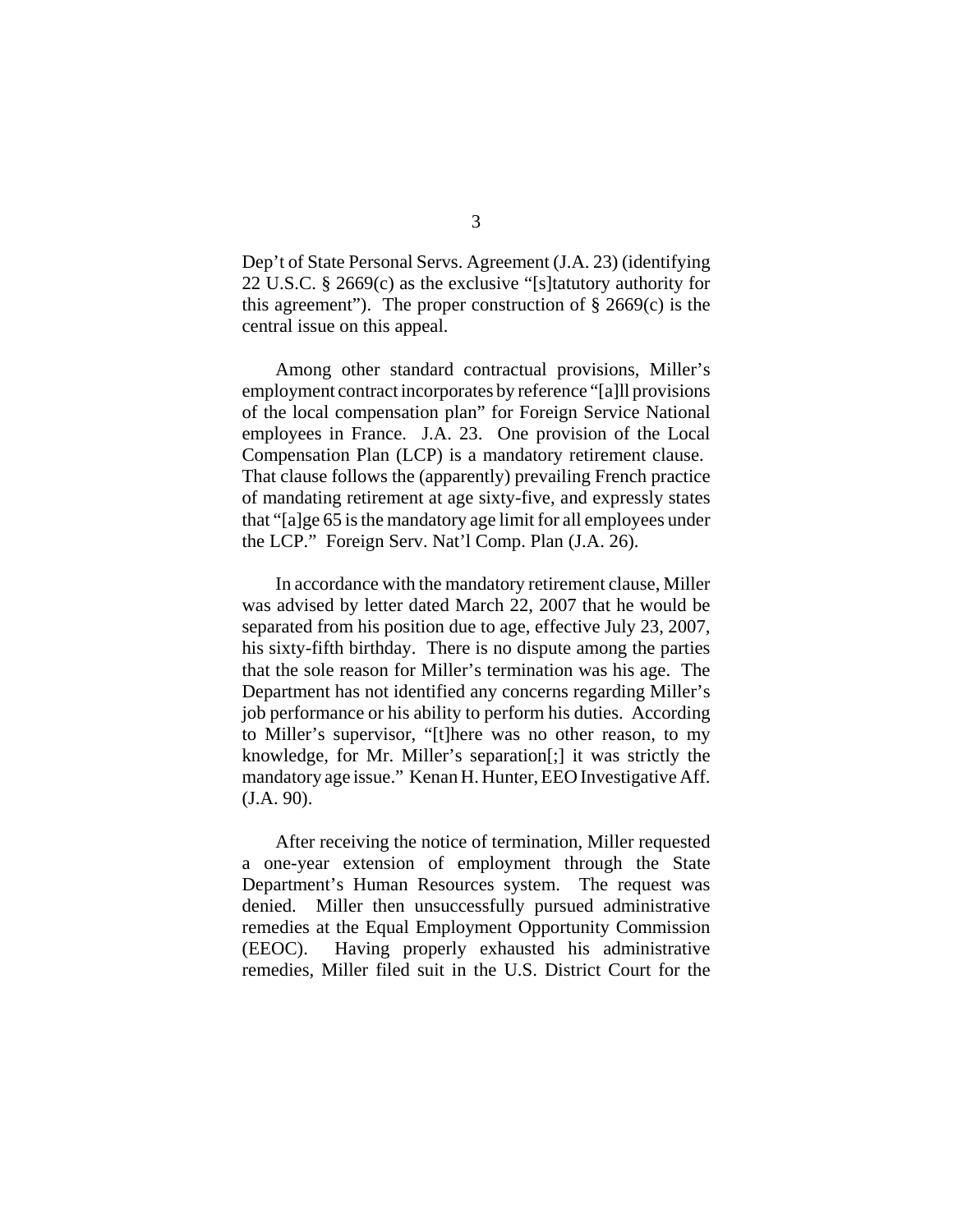Dep't of State Personal Servs. Agreement (J.A. 23) (identifying 22 U.S.C. § 2669(c) as the exclusive "[s]tatutory authority for this agreement"). The proper construction of § 2669(c) is the central issue on this appeal.

Among other standard contractual provisions, Miller's employment contract incorporates by reference "[a]ll provisions of the local compensation plan" for Foreign Service National employees in France. J.A. 23. One provision of the Local Compensation Plan (LCP) is a mandatory retirement clause. That clause follows the (apparently) prevailing French practice of mandating retirement at age sixty-five, and expressly states that "[a]ge 65 is the mandatory age limit for all employees under the LCP." Foreign Serv. Nat'l Comp. Plan (J.A. 26).

In accordance with the mandatory retirement clause, Miller was advised by letter dated March 22, 2007 that he would be separated from his position due to age, effective July 23, 2007, his sixty-fifth birthday. There is no dispute among the parties that the sole reason for Miller's termination was his age. The Department has not identified any concerns regarding Miller's job performance or his ability to perform his duties. According to Miller's supervisor, "[t]here was no other reason, to my knowledge, for Mr. Miller's separation[;] it was strictly the mandatory age issue." Kenan H. Hunter, EEO Investigative Aff. (J.A. 90).

After receiving the notice of termination, Miller requested a one-year extension of employment through the State Department's Human Resources system. The request was denied. Miller then unsuccessfully pursued administrative remedies at the Equal Employment Opportunity Commission (EEOC). Having properly exhausted his administrative remedies, Miller filed suit in the U.S. District Court for the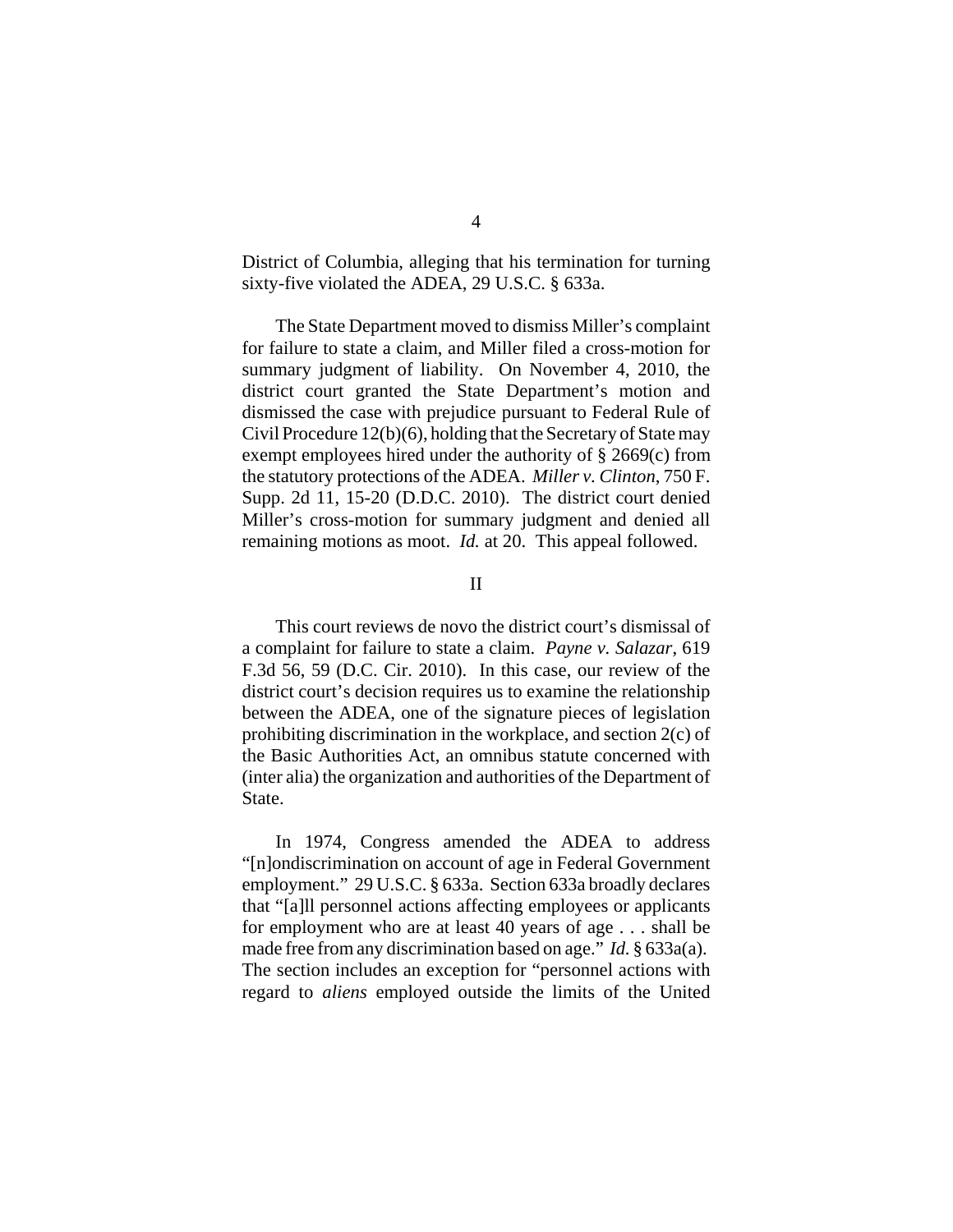District of Columbia, alleging that his termination for turning sixty-five violated the ADEA, 29 U.S.C. § 633a.

The State Department moved to dismiss Miller's complaint for failure to state a claim, and Miller filed a cross-motion for summary judgment of liability. On November 4, 2010, the district court granted the State Department's motion and dismissed the case with prejudice pursuant to Federal Rule of Civil Procedure 12(b)(6), holding that the Secretary of State may exempt employees hired under the authority of § 2669(c) from the statutory protections of the ADEA. *Miller v. Clinton*, 750 F. Supp. 2d 11, 15-20 (D.D.C. 2010). The district court denied Miller's cross-motion for summary judgment and denied all remaining motions as moot. *Id.* at 20. This appeal followed.

## II

This court reviews de novo the district court's dismissal of a complaint for failure to state a claim. *Payne v. Salazar*, 619 F.3d 56, 59 (D.C. Cir. 2010). In this case, our review of the district court's decision requires us to examine the relationship between the ADEA, one of the signature pieces of legislation prohibiting discrimination in the workplace, and section 2(c) of the Basic Authorities Act, an omnibus statute concerned with (inter alia) the organization and authorities of the Department of State.

In 1974, Congress amended the ADEA to address "[n]ondiscrimination on account of age in Federal Government employment." 29 U.S.C. § 633a. Section 633a broadly declares that "[a]ll personnel actions affecting employees or applicants for employment who are at least 40 years of age . . . shall be made free from any discrimination based on age." *Id.* § 633a(a). The section includes an exception for "personnel actions with regard to *aliens* employed outside the limits of the United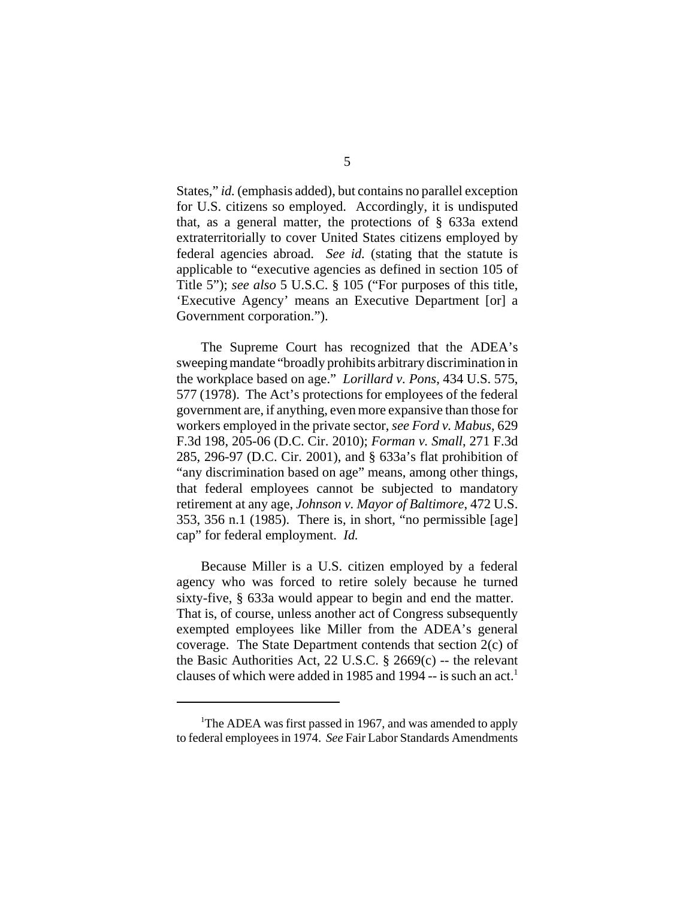States," *id.* (emphasis added), but contains no parallel exception for U.S. citizens so employed. Accordingly, it is undisputed that, as a general matter, the protections of § 633a extend extraterritorially to cover United States citizens employed by federal agencies abroad. *See id.* (stating that the statute is applicable to "executive agencies as defined in section 105 of Title 5"); *see also* 5 U.S.C. § 105 ("For purposes of this title, 'Executive Agency' means an Executive Department [or] a Government corporation.").

The Supreme Court has recognized that the ADEA's sweeping mandate "broadly prohibits arbitrary discrimination in the workplace based on age." *Lorillard v. Pons*, 434 U.S. 575, 577 (1978). The Act's protections for employees of the federal government are, if anything, even more expansive than those for workers employed in the private sector, *see Ford v. Mabus*, 629 F.3d 198, 205-06 (D.C. Cir. 2010); *Forman v. Small*, 271 F.3d 285, 296-97 (D.C. Cir. 2001), and § 633a's flat prohibition of "any discrimination based on age" means, among other things, that federal employees cannot be subjected to mandatory retirement at any age, *Johnson v. Mayor of Baltimore*, 472 U.S. 353, 356 n.1 (1985). There is, in short, "no permissible [age] cap" for federal employment. *Id.*

Because Miller is a U.S. citizen employed by a federal agency who was forced to retire solely because he turned sixty-five, § 633a would appear to begin and end the matter. That is, of course, unless another act of Congress subsequently exempted employees like Miller from the ADEA's general coverage. The State Department contends that section 2(c) of the Basic Authorities Act, 22 U.S.C. § 2669(c) -- the relevant clauses of which were added in 1985 and 1994 -- is such an act.[1]

[1]The ADEA was first passed in 1967, and was amended to apply to federal employees in 1974. *See* Fair Labor Standards Amendments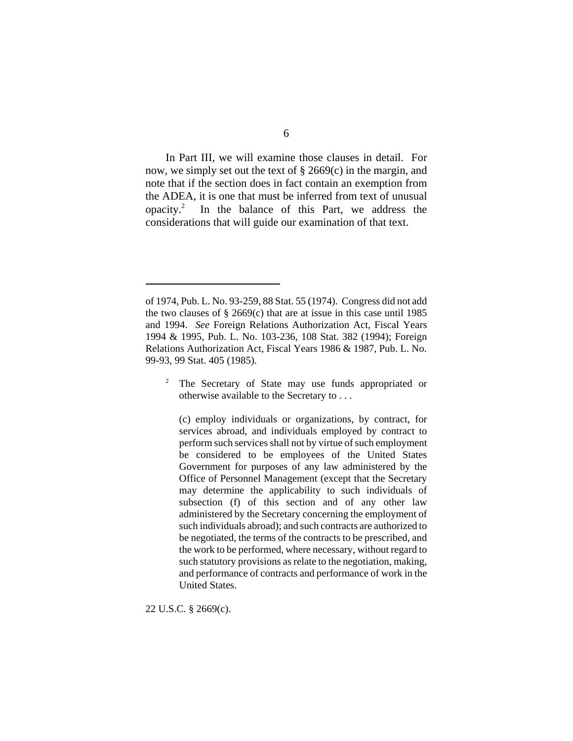In Part III, we will examine those clauses in detail. For now, we simply set out the text of § 2669(c) in the margin, and note that if the section does in fact contain an exemption from the ADEA, it is one that must be inferred from text of unusual opacity.[2] In the balance of this Part, we address the considerations that will guide our examination of that text.

---

of 1974, Pub. L. No. 93-259, 88 Stat. 55 (1974). Congress did not add the two clauses of § 2669(c) that are at issue in this case until 1985 and 1994. *See* Foreign Relations Authorization Act, Fiscal Years 1994 & 1995, Pub. L. No. 103-236, 108 Stat. 382 (1994); Foreign Relations Authorization Act, Fiscal Years 1986 & 1987, Pub. L. No. 99-93, 99 Stat. 405 (1985).

[2] The Secretary of State may use funds appropriated or otherwise available to the Secretary to . . .

> (c) employ individuals or organizations, by contract, for services abroad, and individuals employed by contract to perform such services shall not by virtue of such employment be considered to be employees of the United States Government for purposes of any law administered by the Office of Personnel Management (except that the Secretary may determine the applicability to such individuals of subsection (f) of this section and of any other law administered by the Secretary concerning the employment of such individuals abroad); and such contracts are authorized to be negotiated, the terms of the contracts to be prescribed, and the work to be performed, where necessary, without regard to such statutory provisions as relate to the negotiation, making, and performance of contracts and performance of work in the United States.

22 U.S.C. § 2669(c).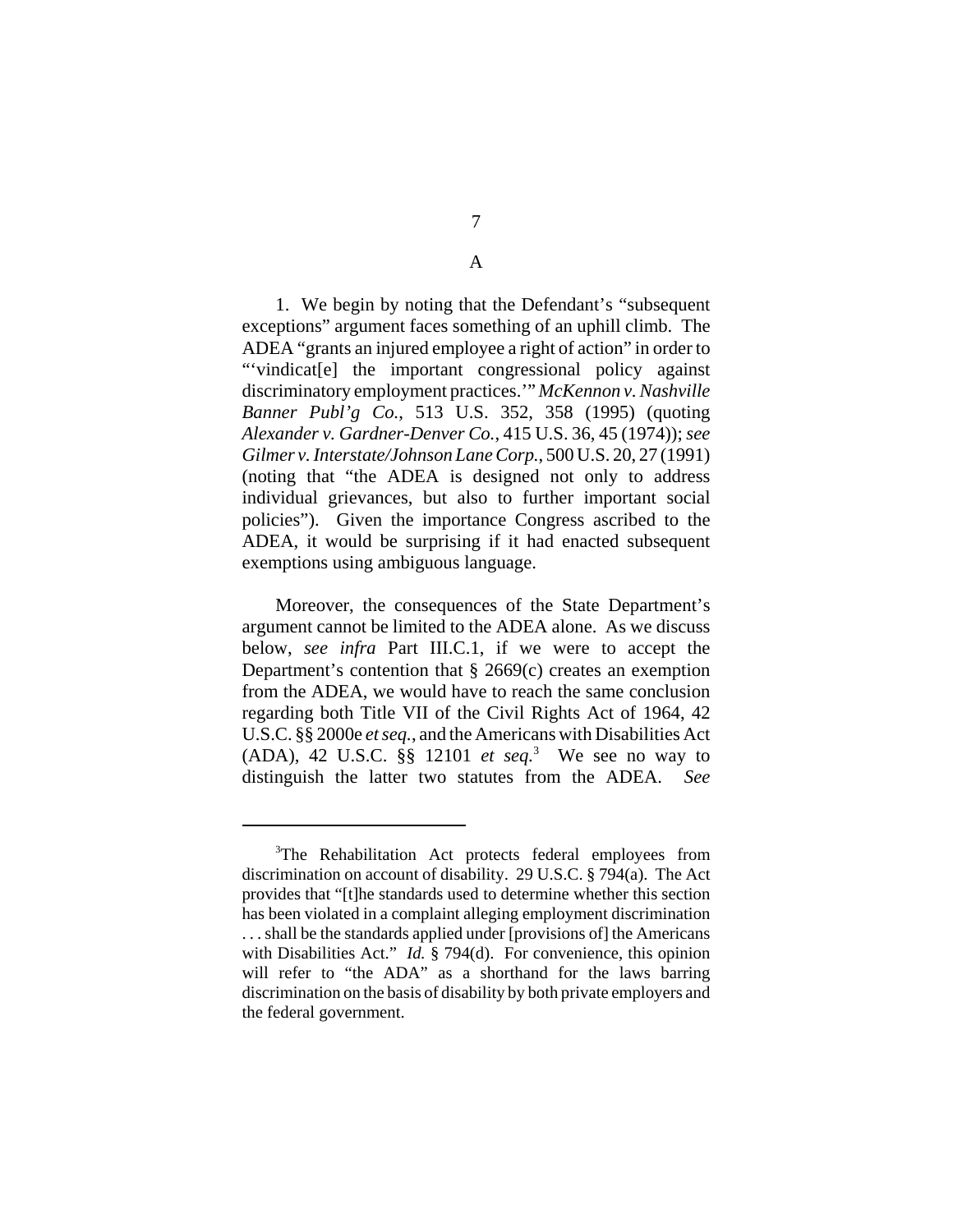## A

1. We begin by noting that the Defendant's "subsequent exceptions" argument faces something of an uphill climb. The ADEA "grants an injured employee a right of action" in order to "'vindicat[e] the important congressional policy against discriminatory employment practices.'" *McKennon v. Nashville Banner Publ'g Co.*, 513 U.S. 352, 358 (1995) (quoting *Alexander v. Gardner-Denver Co.*, 415 U.S. 36, 45 (1974)); *see Gilmer v. Interstate/Johnson Lane Corp.*, 500 U.S. 20, 27 (1991) (noting that "the ADEA is designed not only to address individual grievances, but also to further important social policies"). Given the importance Congress ascribed to the ADEA, it would be surprising if it had enacted subsequent exemptions using ambiguous language.

Moreover, the consequences of the State Department's argument cannot be limited to the ADEA alone. As we discuss below, *see infra* Part III.C.1, if we were to accept the Department's contention that § 2669(c) creates an exemption from the ADEA, we would have to reach the same conclusion regarding both Title VII of the Civil Rights Act of 1964, 42 U.S.C. §§ 2000e *et seq.*, and the Americans with Disabilities Act (ADA), 42 U.S.C. §§ 12101 *et seq.*[3] We see no way to distinguish the latter two statutes from the ADEA. *See*

[3]The Rehabilitation Act protects federal employees from discrimination on account of disability. 29 U.S.C. § 794(a). The Act provides that "[t]he standards used to determine whether this section has been violated in a complaint alleging employment discrimination . . . shall be the standards applied under [provisions of] the Americans with Disabilities Act." *Id.* § 794(d). For convenience, this opinion will refer to "the ADA" as a shorthand for the laws barring discrimination on the basis of disability by both private employers and the federal government.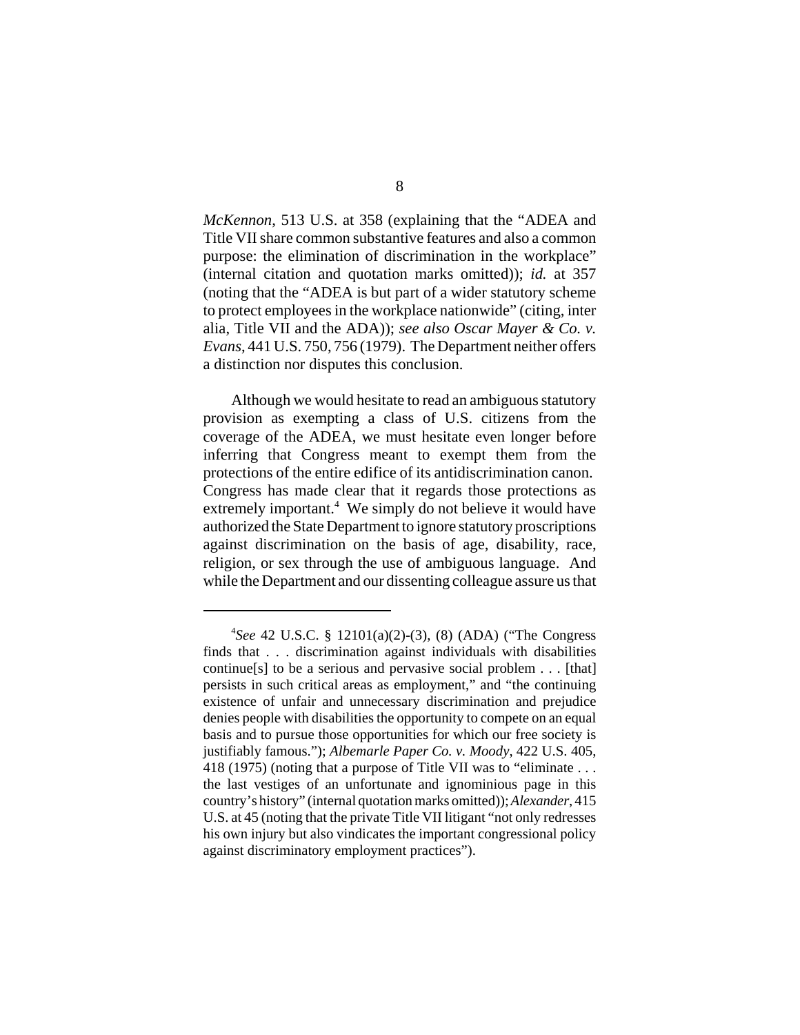*McKennon*, 513 U.S. at 358 (explaining that the "ADEA and Title VII share common substantive features and also a common purpose: the elimination of discrimination in the workplace" (internal citation and quotation marks omitted)); *id.* at 357 (noting that the "ADEA is but part of a wider statutory scheme to protect employees in the workplace nationwide" (citing, inter alia, Title VII and the ADA)); *see also Oscar Mayer & Co. v. Evans*, 441 U.S. 750, 756 (1979). The Department neither offers a distinction nor disputes this conclusion.

Although we would hesitate to read an ambiguous statutory provision as exempting a class of U.S. citizens from the coverage of the ADEA, we must hesitate even longer before inferring that Congress meant to exempt them from the protections of the entire edifice of its antidiscrimination canon. Congress has made clear that it regards those protections as extremely important.[4] We simply do not believe it would have authorized the State Department to ignore statutory proscriptions against discrimination on the basis of age, disability, race, religion, or sex through the use of ambiguous language. And while the Department and our dissenting colleague assure us that

---

[4]*See* 42 U.S.C. § 12101(a)(2)-(3), (8) (ADA) ("The Congress finds that . . . discrimination against individuals with disabilities continue[s] to be a serious and pervasive social problem . . . [that] persists in such critical areas as employment," and "the continuing existence of unfair and unnecessary discrimination and prejudice denies people with disabilities the opportunity to compete on an equal basis and to pursue those opportunities for which our free society is justifiably famous."); *Albemarle Paper Co. v. Moody*, 422 U.S. 405, 418 (1975) (noting that a purpose of Title VII was to "eliminate . . . the last vestiges of an unfortunate and ignominious page in this country's history" (internal quotation marks omitted)); *Alexander*, 415 U.S. at 45 (noting that the private Title VII litigant "not only redresses his own injury but also vindicates the important congressional policy against discriminatory employment practices").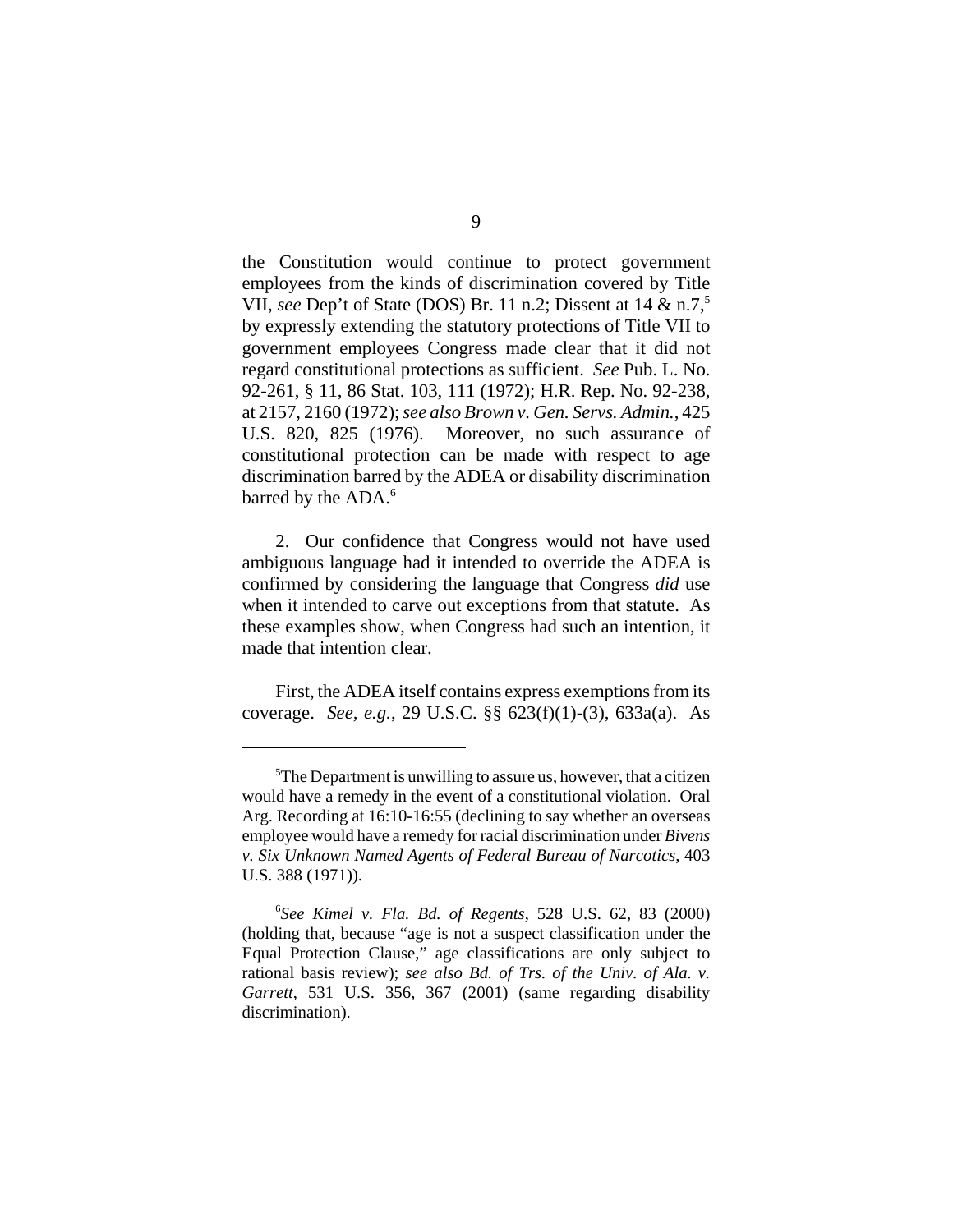the Constitution would continue to protect government employees from the kinds of discrimination covered by Title VII, *see* Dep't of State (DOS) Br. 11 n.2; Dissent at 14 & n.7,[5] by expressly extending the statutory protections of Title VII to government employees Congress made clear that it did not regard constitutional protections as sufficient. *See* Pub. L. No. 92-261, § 11, 86 Stat. 103, 111 (1972); H.R. Rep. No. 92-238, at 2157, 2160 (1972); *see also Brown v. Gen. Servs. Admin.*, 425 U.S. 820, 825 (1976). Moreover, no such assurance of constitutional protection can be made with respect to age discrimination barred by the ADEA or disability discrimination barred by the ADA.[6]

2. Our confidence that Congress would not have used ambiguous language had it intended to override the ADEA is confirmed by considering the language that Congress *did* use when it intended to carve out exceptions from that statute. As these examples show, when Congress had such an intention, it made that intention clear.

First, the ADEA itself contains express exemptions from its coverage. *See, e.g.*, 29 U.S.C. §§ 623(f)(1)-(3), 633a(a). As

---

[5]The Department is unwilling to assure us, however, that a citizen would have a remedy in the event of a constitutional violation. Oral Arg. Recording at 16:10-16:55 (declining to say whether an overseas employee would have a remedy for racial discrimination under *Bivens v. Six Unknown Named Agents of Federal Bureau of Narcotics*, 403 U.S. 388 (1971)).

[6]*See Kimel v. Fla. Bd. of Regents*, 528 U.S. 62, 83 (2000) (holding that, because "age is not a suspect classification under the Equal Protection Clause," age classifications are only subject to rational basis review); *see also Bd. of Trs. of the Univ. of Ala. v. Garrett*, 531 U.S. 356, 367 (2001) (same regarding disability discrimination).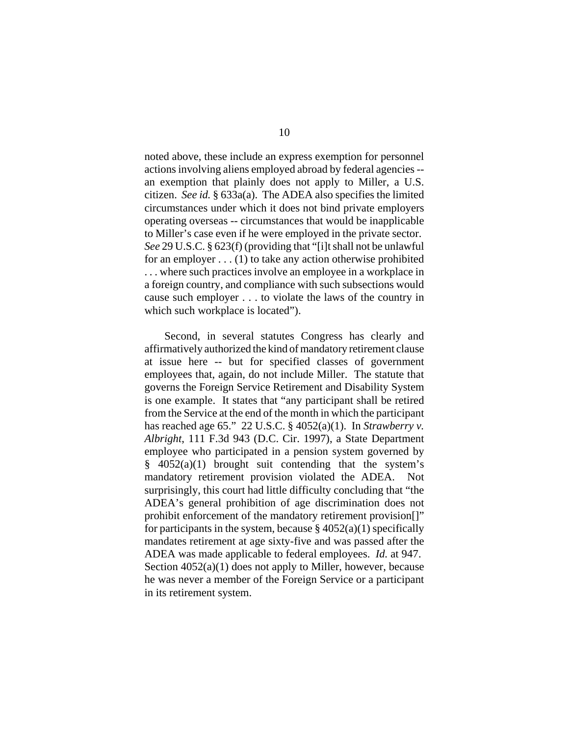noted above, these include an express exemption for personnel actions involving aliens employed abroad by federal agencies -- an exemption that plainly does not apply to Miller, a U.S. citizen. *See id.* § 633a(a). The ADEA also specifies the limited circumstances under which it does not bind private employers operating overseas -- circumstances that would be inapplicable to Miller's case even if he were employed in the private sector. *See* 29 U.S.C. § 623(f) (providing that "[i]t shall not be unlawful for an employer . . . (1) to take any action otherwise prohibited . . . where such practices involve an employee in a workplace in a foreign country, and compliance with such subsections would cause such employer . . . to violate the laws of the country in which such workplace is located").

Second, in several statutes Congress has clearly and affirmatively authorized the kind of mandatory retirement clause at issue here -- but for specified classes of government employees that, again, do not include Miller. The statute that governs the Foreign Service Retirement and Disability System is one example. It states that "any participant shall be retired from the Service at the end of the month in which the participant has reached age 65." 22 U.S.C. § 4052(a)(1). In *Strawberry v. Albright*, 111 F.3d 943 (D.C. Cir. 1997), a State Department employee who participated in a pension system governed by § 4052(a)(1) brought suit contending that the system's mandatory retirement provision violated the ADEA. Not surprisingly, this court had little difficulty concluding that "the ADEA's general prohibition of age discrimination does not prohibit enforcement of the mandatory retirement provision[]" for participants in the system, because § 4052(a)(1) specifically mandates retirement at age sixty-five and was passed after the ADEA was made applicable to federal employees. *Id.* at 947. Section 4052(a)(1) does not apply to Miller, however, because he was never a member of the Foreign Service or a participant in its retirement system.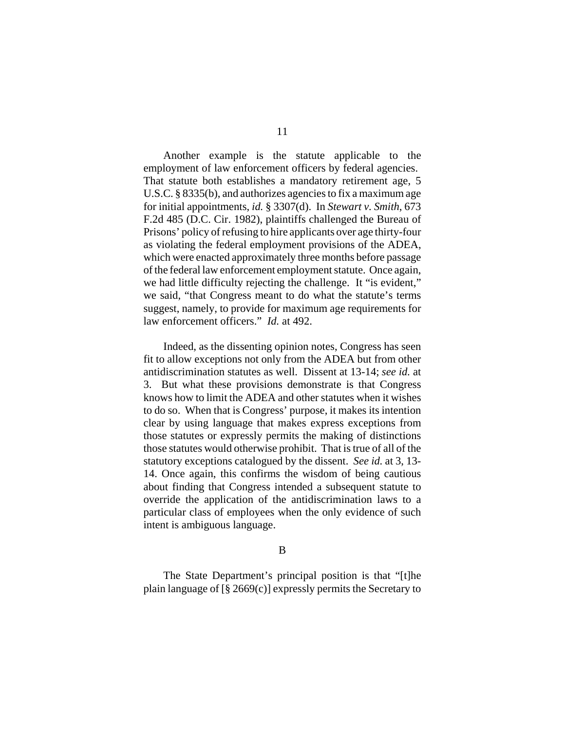Another example is the statute applicable to the employment of law enforcement officers by federal agencies. That statute both establishes a mandatory retirement age, 5 U.S.C. § 8335(b), and authorizes agencies to fix a maximum age for initial appointments, *id.* § 3307(d). In *Stewart v. Smith*, 673 F.2d 485 (D.C. Cir. 1982), plaintiffs challenged the Bureau of Prisons' policy of refusing to hire applicants over age thirty-four as violating the federal employment provisions of the ADEA, which were enacted approximately three months before passage of the federal law enforcement employment statute. Once again, we had little difficulty rejecting the challenge. It "is evident," we said, "that Congress meant to do what the statute's terms suggest, namely, to provide for maximum age requirements for law enforcement officers." *Id.* at 492.

Indeed, as the dissenting opinion notes, Congress has seen fit to allow exceptions not only from the ADEA but from other antidiscrimination statutes as well. Dissent at 13-14; *see id.* at 3. But what these provisions demonstrate is that Congress knows how to limit the ADEA and other statutes when it wishes to do so. When that is Congress' purpose, it makes its intention clear by using language that makes express exceptions from those statutes or expressly permits the making of distinctions those statutes would otherwise prohibit. That is true of all of the statutory exceptions catalogued by the dissent. *See id.* at 3, 13-14. Once again, this confirms the wisdom of being cautious about finding that Congress intended a subsequent statute to override the application of the antidiscrimination laws to a particular class of employees when the only evidence of such intent is ambiguous language.

## B

The State Department's principal position is that "[t]he plain language of [§ 2669(c)] expressly permits the Secretary to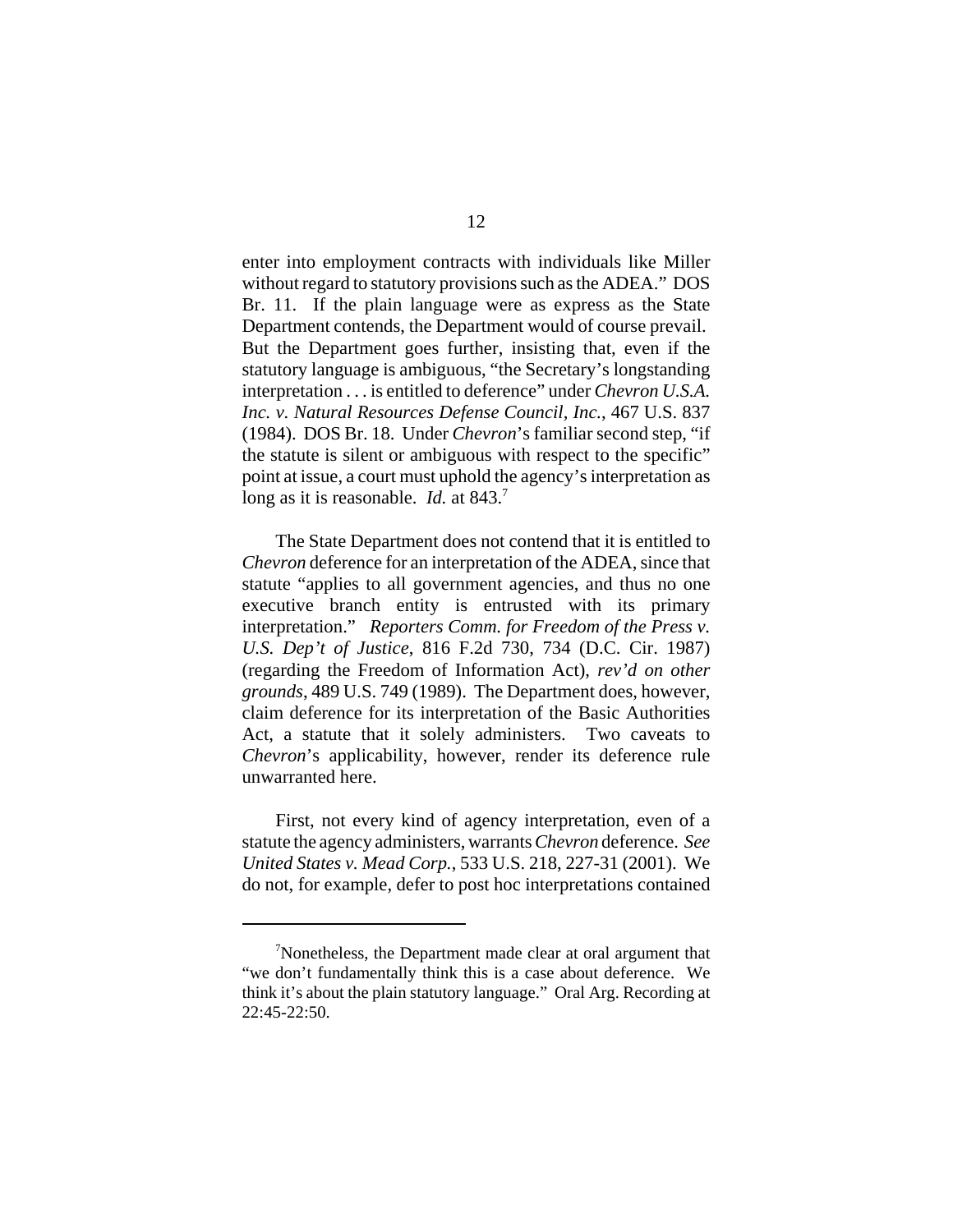enter into employment contracts with individuals like Miller without regard to statutory provisions such as the ADEA." DOS Br. 11. If the plain language were as express as the State Department contends, the Department would of course prevail. But the Department goes further, insisting that, even if the statutory language is ambiguous, "the Secretary's longstanding interpretation . . . is entitled to deference" under *Chevron U.S.A. Inc. v. Natural Resources Defense Council, Inc.*, 467 U.S. 837 (1984). DOS Br. 18. Under *Chevron*'s familiar second step, "if the statute is silent or ambiguous with respect to the specific" point at issue, a court must uphold the agency's interpretation as long as it is reasonable. *Id.* at 843.[7]

The State Department does not contend that it is entitled to *Chevron* deference for an interpretation of the ADEA, since that statute "applies to all government agencies, and thus no one executive branch entity is entrusted with its primary interpretation." *Reporters Comm. for Freedom of the Press v. U.S. Dep't of Justice*, 816 F.2d 730, 734 (D.C. Cir. 1987) (regarding the Freedom of Information Act), *rev'd on other grounds*, 489 U.S. 749 (1989). The Department does, however, claim deference for its interpretation of the Basic Authorities Act, a statute that it solely administers. Two caveats to *Chevron*'s applicability, however, render its deference rule unwarranted here.

First, not every kind of agency interpretation, even of a statute the agency administers, warrants *Chevron* deference. *See United States v. Mead Corp.*, 533 U.S. 218, 227-31 (2001). We do not, for example, defer to post hoc interpretations contained

---

[7]Nonetheless, the Department made clear at oral argument that "we don't fundamentally think this is a case about deference. We think it's about the plain statutory language." Oral Arg. Recording at 22:45-22:50.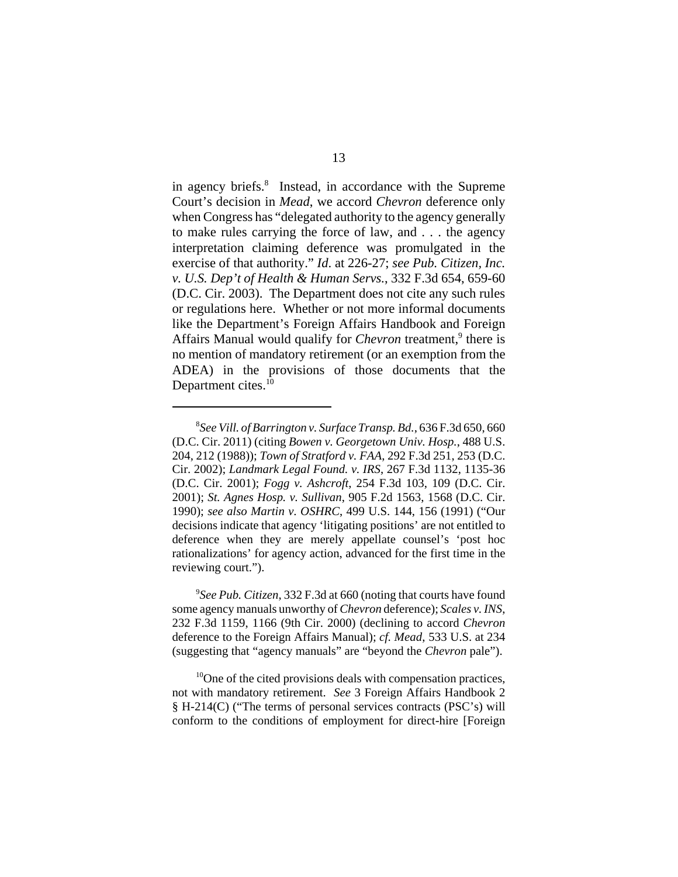in agency briefs.[8] Instead, in accordance with the Supreme Court's decision in *Mead*, we accord *Chevron* deference only when Congress has "delegated authority to the agency generally to make rules carrying the force of law, and . . . the agency interpretation claiming deference was promulgated in the exercise of that authority." *Id.* at 226-27; *see Pub. Citizen, Inc. v. U.S. Dep't of Health & Human Servs.*, 332 F.3d 654, 659-60 (D.C. Cir. 2003). The Department does not cite any such rules or regulations here. Whether or not more informal documents like the Department's Foreign Affairs Handbook and Foreign Affairs Manual would qualify for *Chevron* treatment,[9] there is no mention of mandatory retirement (or an exemption from the ADEA) in the provisions of those documents that the Department cites.[10]

---

[8]*See Vill. of Barrington v. Surface Transp. Bd.*, 636 F.3d 650, 660 (D.C. Cir. 2011) (citing *Bowen v. Georgetown Univ. Hosp.*, 488 U.S. 204, 212 (1988)); *Town of Stratford v. FAA*, 292 F.3d 251, 253 (D.C. Cir. 2002); *Landmark Legal Found. v. IRS*, 267 F.3d 1132, 1135-36 (D.C. Cir. 2001); *Fogg v. Ashcroft*, 254 F.3d 103, 109 (D.C. Cir. 2001); *St. Agnes Hosp. v. Sullivan*, 905 F.2d 1563, 1568 (D.C. Cir. 1990); *see also Martin v. OSHRC*, 499 U.S. 144, 156 (1991) ("Our decisions indicate that agency 'litigating positions' are not entitled to deference when they are merely appellate counsel's 'post hoc rationalizations' for agency action, advanced for the first time in the reviewing court.").

[9]*See Pub. Citizen*, 332 F.3d at 660 (noting that courts have found some agency manuals unworthy of *Chevron* deference); *Scales v. INS*, 232 F.3d 1159, 1166 (9th Cir. 2000) (declining to accord *Chevron* deference to the Foreign Affairs Manual); *cf. Mead*, 533 U.S. at 234 (suggesting that "agency manuals" are "beyond the *Chevron* pale").

[10]One of the cited provisions deals with compensation practices, not with mandatory retirement. *See* 3 Foreign Affairs Handbook 2 § H-214(C) ("The terms of personal services contracts (PSC's) will conform to the conditions of employment for direct-hire [Foreign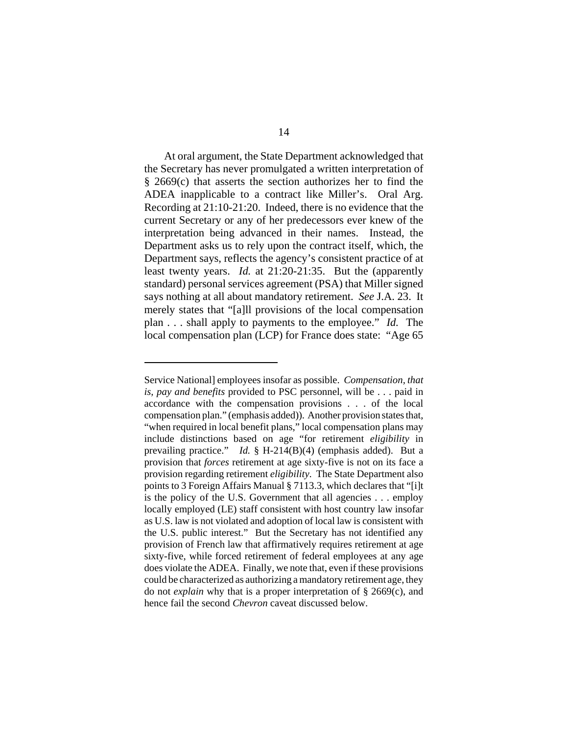At oral argument, the State Department acknowledged that the Secretary has never promulgated a written interpretation of § 2669(c) that asserts the section authorizes her to find the ADEA inapplicable to a contract like Miller's. Oral Arg. Recording at 21:10-21:20. Indeed, there is no evidence that the current Secretary or any of her predecessors ever knew of the interpretation being advanced in their names. Instead, the Department asks us to rely upon the contract itself, which, the Department says, reflects the agency's consistent practice of at least twenty years. *Id.* at 21:20-21:35. But the (apparently standard) personal services agreement (PSA) that Miller signed says nothing at all about mandatory retirement. *See* J.A. 23. It merely states that "[a]ll provisions of the local compensation plan . . . shall apply to payments to the employee." *Id.* The local compensation plan (LCP) for France does state: "Age 65

---

Service National] employees insofar as possible. *Compensation, that is, pay and benefits* provided to PSC personnel, will be . . . paid in accordance with the compensation provisions . . . of the local compensation plan." (emphasis added)). Another provision states that, "when required in local benefit plans," local compensation plans may include distinctions based on age "for retirement *eligibility* in prevailing practice." *Id.* § H-214(B)(4) (emphasis added). But a provision that *forces* retirement at age sixty-five is not on its face a provision regarding retirement *eligibility*. The State Department also points to 3 Foreign Affairs Manual § 7113.3, which declares that "[i]t is the policy of the U.S. Government that all agencies . . . employ locally employed (LE) staff consistent with host country law insofar as U.S. law is not violated and adoption of local law is consistent with the U.S. public interest." But the Secretary has not identified any provision of French law that affirmatively requires retirement at age sixty-five, while forced retirement of federal employees at any age does violate the ADEA. Finally, we note that, even if these provisions could be characterized as authorizing a mandatory retirement age, they do not *explain* why that is a proper interpretation of § 2669(c), and hence fail the second *Chevron* caveat discussed below.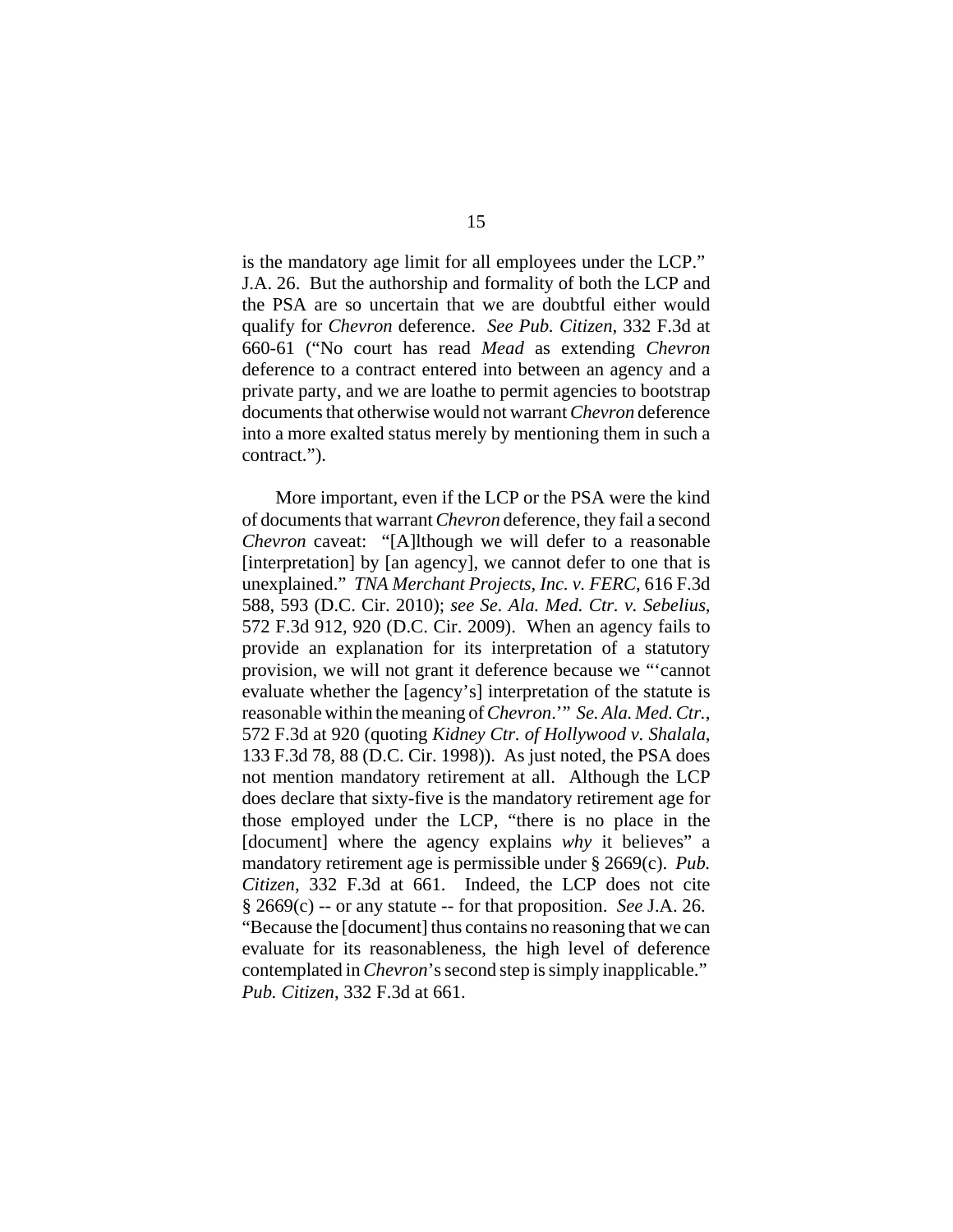is the mandatory age limit for all employees under the LCP." J.A. 26. But the authorship and formality of both the LCP and the PSA are so uncertain that we are doubtful either would qualify for *Chevron* deference. *See Pub. Citizen*, 332 F.3d at 660-61 ("No court has read *Mead* as extending *Chevron* deference to a contract entered into between an agency and a private party, and we are loathe to permit agencies to bootstrap documents that otherwise would not warrant *Chevron* deference into a more exalted status merely by mentioning them in such a contract.").

More important, even if the LCP or the PSA were the kind of documents that warrant *Chevron* deference, they fail a second *Chevron* caveat: "[A]lthough we will defer to a reasonable [interpretation] by [an agency], we cannot defer to one that is unexplained." *TNA Merchant Projects, Inc. v. FERC*, 616 F.3d 588, 593 (D.C. Cir. 2010); *see Se. Ala. Med. Ctr. v. Sebelius*, 572 F.3d 912, 920 (D.C. Cir. 2009). When an agency fails to provide an explanation for its interpretation of a statutory provision, we will not grant it deference because we "'cannot evaluate whether the [agency's] interpretation of the statute is reasonable within the meaning of *Chevron*.'" *Se. Ala. Med. Ctr.*, 572 F.3d at 920 (quoting *Kidney Ctr. of Hollywood v. Shalala*, 133 F.3d 78, 88 (D.C. Cir. 1998)). As just noted, the PSA does not mention mandatory retirement at all. Although the LCP does declare that sixty-five is the mandatory retirement age for those employed under the LCP, "there is no place in the [document] where the agency explains *why* it believes" a mandatory retirement age is permissible under § 2669(c). *Pub. Citizen*, 332 F.3d at 661. Indeed, the LCP does not cite § 2669(c) -- or any statute -- for that proposition. *See* J.A. 26. "Because the [document] thus contains no reasoning that we can evaluate for its reasonableness, the high level of deference contemplated in *Chevron*'s second step is simply inapplicable." *Pub. Citizen*, 332 F.3d at 661.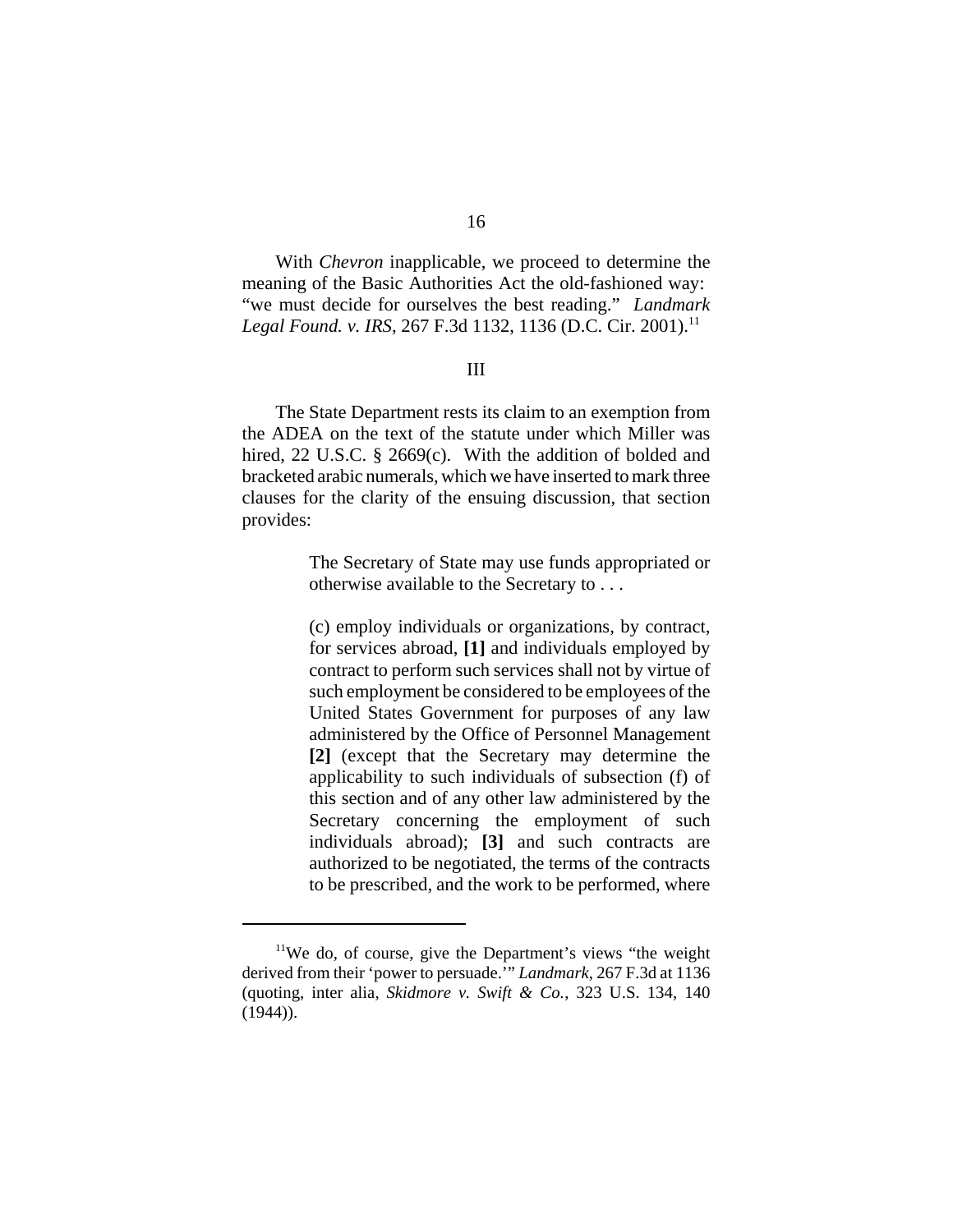With *Chevron* inapplicable, we proceed to determine the meaning of the Basic Authorities Act the old-fashioned way: "we must decide for ourselves the best reading." *Landmark Legal Found. v. IRS*, 267 F.3d 1132, 1136 (D.C. Cir. 2001).[11]

III

The State Department rests its claim to an exemption from the ADEA on the text of the statute under which Miller was hired, 22 U.S.C. § 2669(c). With the addition of bolded and bracketed arabic numerals, which we have inserted to mark three clauses for the clarity of the ensuing discussion, that section provides:

> The Secretary of State may use funds appropriated or otherwise available to the Secretary to . . .
>
> (c) employ individuals or organizations, by contract, for services abroad, **[1]** and individuals employed by contract to perform such services shall not by virtue of such employment be considered to be employees of the United States Government for purposes of any law administered by the Office of Personnel Management **[2]** (except that the Secretary may determine the applicability to such individuals of subsection (f) of this section and of any other law administered by the Secretary concerning the employment of such individuals abroad); **[3]** and such contracts are authorized to be negotiated, the terms of the contracts to be prescribed, and the work to be performed, where

---

[11] We do, of course, give the Department's views "the weight derived from their 'power to persuade.'" *Landmark*, 267 F.3d at 1136 (quoting, inter alia, *Skidmore v. Swift & Co.*, 323 U.S. 134, 140 (1944)).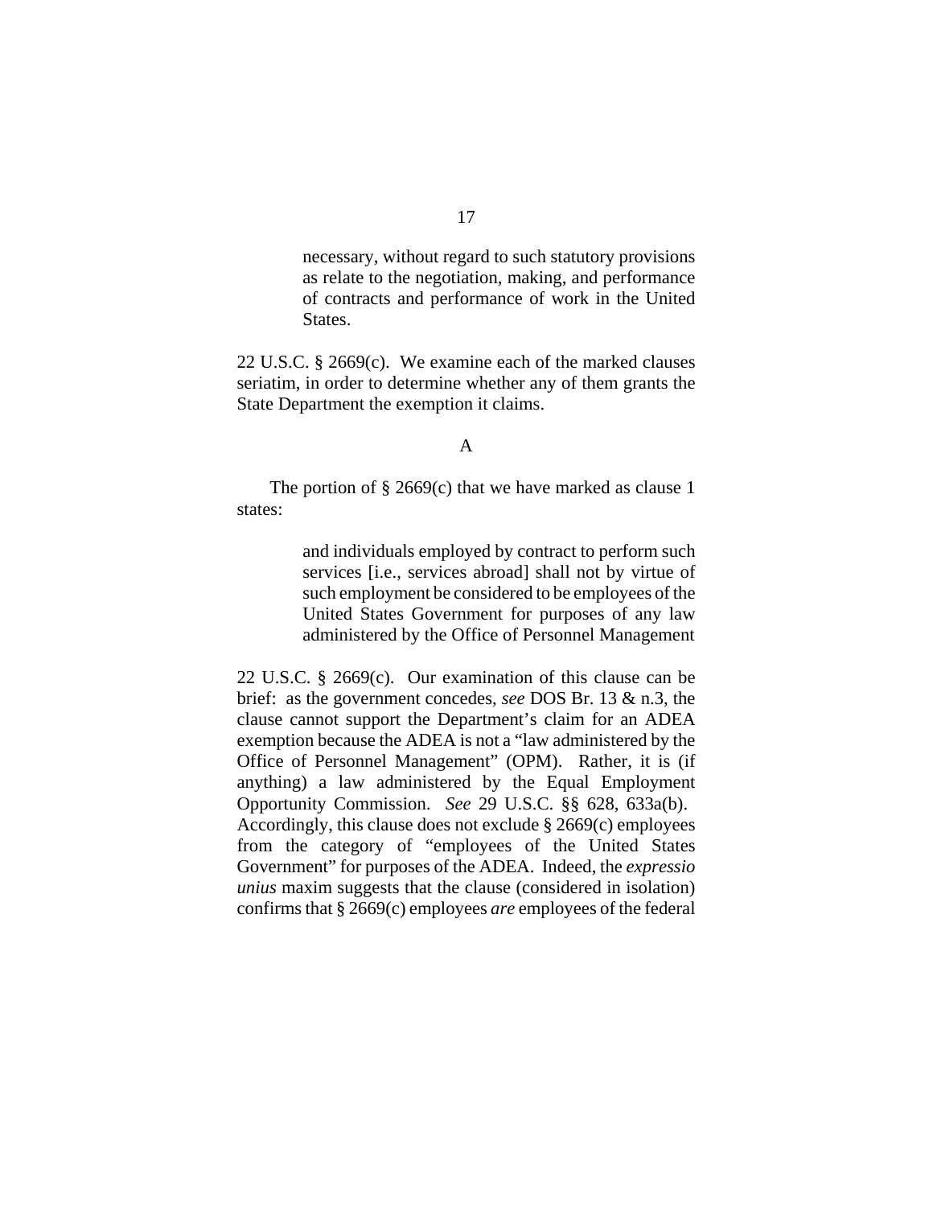> necessary, without regard to such statutory provisions as relate to the negotiation, making, and performance of contracts and performance of work in the United States.

22 U.S.C. § 2669(c). We examine each of the marked clauses seriatim, in order to determine whether any of them grants the State Department the exemption it claims.

### A

The portion of § 2669(c) that we have marked as clause 1 states:

> and individuals employed by contract to perform such services [i.e., services abroad] shall not by virtue of such employment be considered to be employees of the United States Government for purposes of any law administered by the Office of Personnel Management

22 U.S.C. § 2669(c). Our examination of this clause can be brief: as the government concedes, *see* DOS Br. 13 & n.3, the clause cannot support the Department's claim for an ADEA exemption because the ADEA is not a "law administered by the Office of Personnel Management" (OPM). Rather, it is (if anything) a law administered by the Equal Employment Opportunity Commission. *See* 29 U.S.C. §§ 628, 633a(b). Accordingly, this clause does not exclude § 2669(c) employees from the category of "employees of the United States Government" for purposes of the ADEA. Indeed, the *expressio unius* maxim suggests that the clause (considered in isolation) confirms that § 2669(c) employees *are* employees of the federal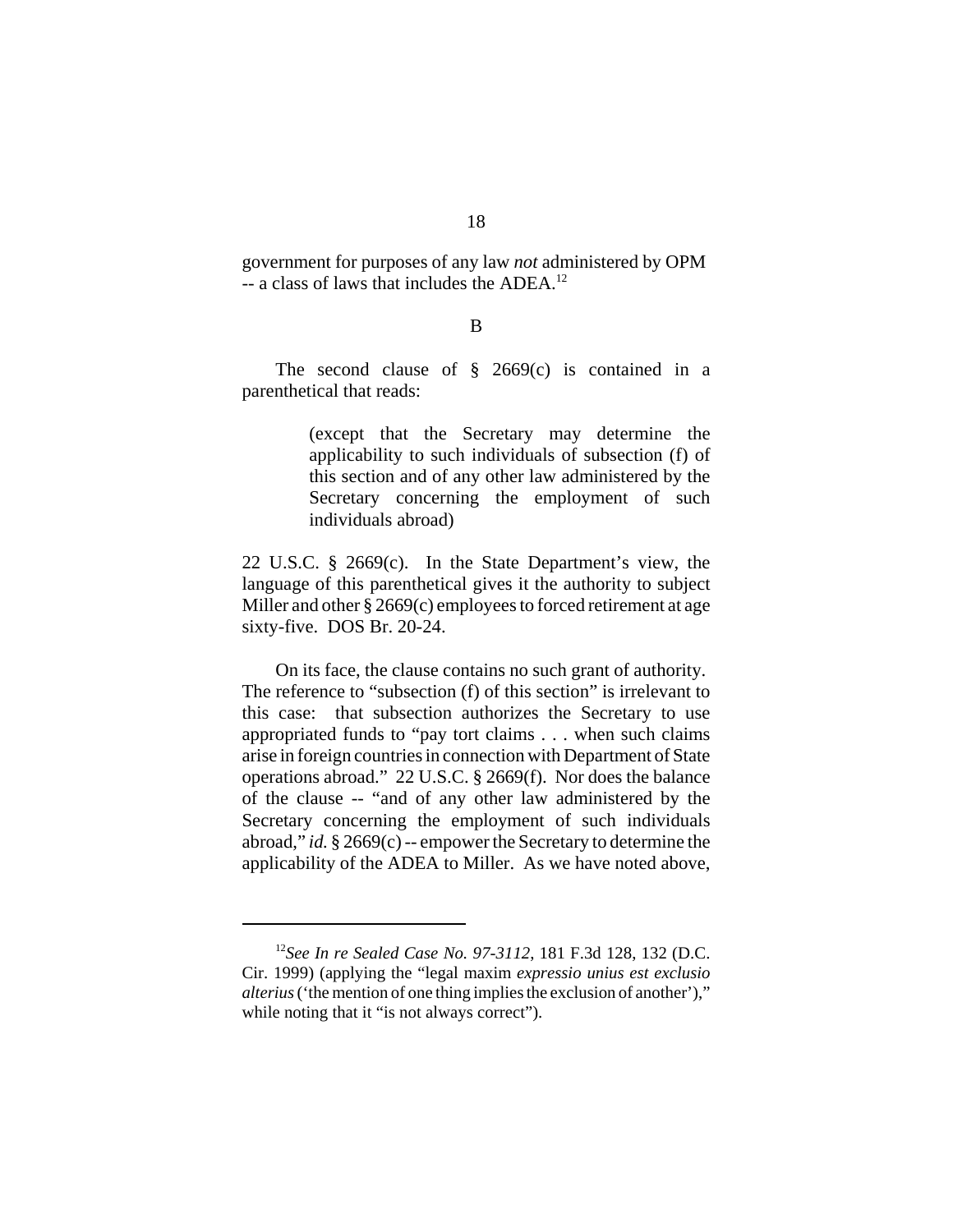government for purposes of any law *not* administered by OPM -- a class of laws that includes the ADEA.[12]

B

The second clause of § 2669(c) is contained in a parenthetical that reads:

> (except that the Secretary may determine the applicability to such individuals of subsection (f) of this section and of any other law administered by the Secretary concerning the employment of such individuals abroad)

22 U.S.C. § 2669(c). In the State Department's view, the language of this parenthetical gives it the authority to subject Miller and other § 2669(c) employees to forced retirement at age sixty-five. DOS Br. 20-24.

On its face, the clause contains no such grant of authority. The reference to "subsection (f) of this section" is irrelevant to this case: that subsection authorizes the Secretary to use appropriated funds to "pay tort claims . . . when such claims arise in foreign countries in connection with Department of State operations abroad." 22 U.S.C. § 2669(f). Nor does the balance of the clause -- "and of any other law administered by the Secretary concerning the employment of such individuals abroad," *id.* § 2669(c) -- empower the Secretary to determine the applicability of the ADEA to Miller. As we have noted above,

---

[12]*See In re Sealed Case No. 97-3112*, 181 F.3d 128, 132 (D.C. Cir. 1999) (applying the "legal maxim *expressio unius est exclusio alterius* ('the mention of one thing implies the exclusion of another')," while noting that it "is not always correct").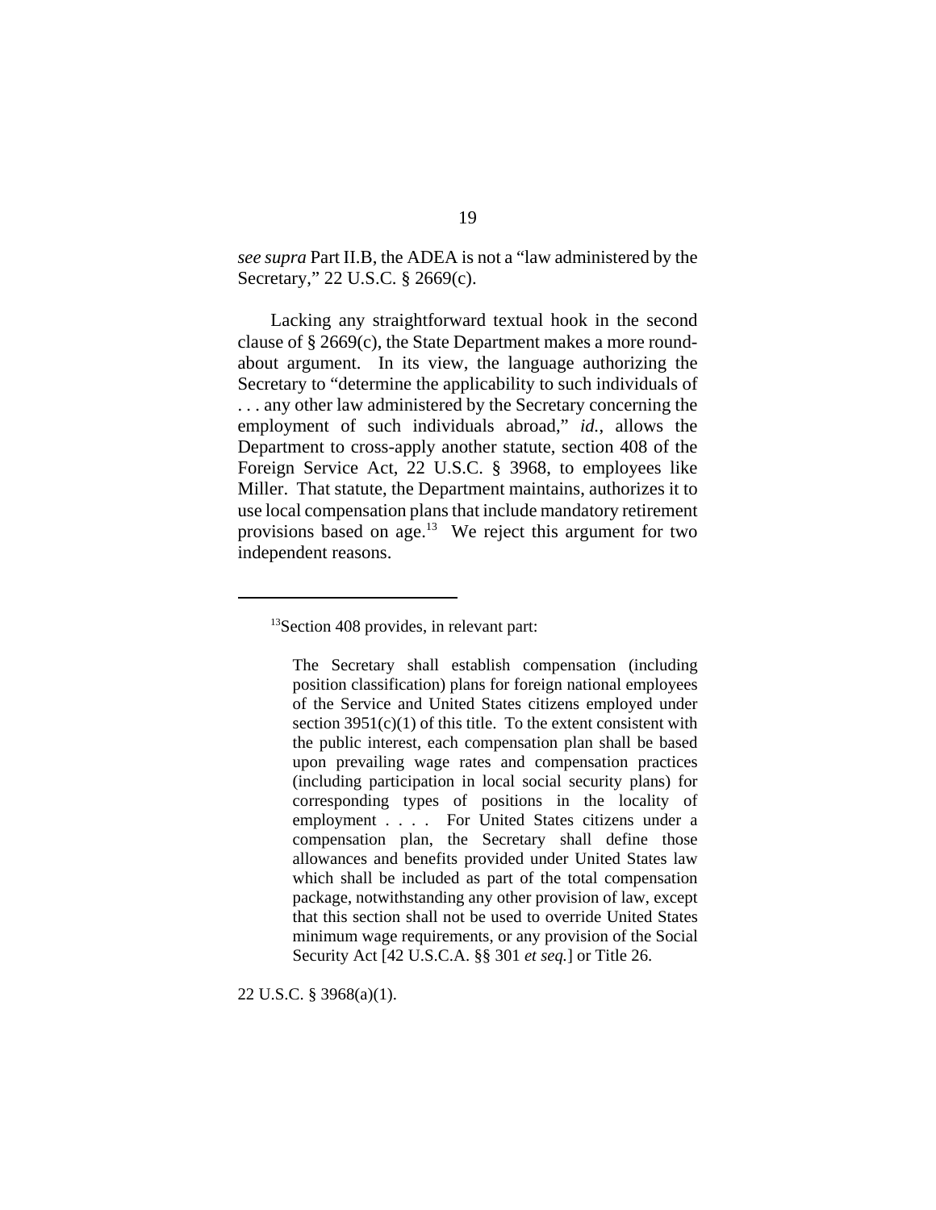*see supra* Part II.B, the ADEA is not a "law administered by the Secretary," 22 U.S.C. § 2669(c).

Lacking any straightforward textual hook in the second clause of § 2669(c), the State Department makes a more round-about argument. In its view, the language authorizing the Secretary to "determine the applicability to such individuals of . . . any other law administered by the Secretary concerning the employment of such individuals abroad," *id.*, allows the Department to cross-apply another statute, section 408 of the Foreign Service Act, 22 U.S.C. § 3968, to employees like Miller. That statute, the Department maintains, authorizes it to use local compensation plans that include mandatory retirement provisions based on age.[13] We reject this argument for two independent reasons.

---

[13]Section 408 provides, in relevant part:

> The Secretary shall establish compensation (including position classification) plans for foreign national employees of the Service and United States citizens employed under section 3951(c)(1) of this title. To the extent consistent with the public interest, each compensation plan shall be based upon prevailing wage rates and compensation practices (including participation in local social security plans) for corresponding types of positions in the locality of employment . . . . For United States citizens under a compensation plan, the Secretary shall define those allowances and benefits provided under United States law which shall be included as part of the total compensation package, notwithstanding any other provision of law, except that this section shall not be used to override United States minimum wage requirements, or any provision of the Social Security Act [42 U.S.C.A. §§ 301 *et seq.*] or Title 26.

22 U.S.C. § 3968(a)(1).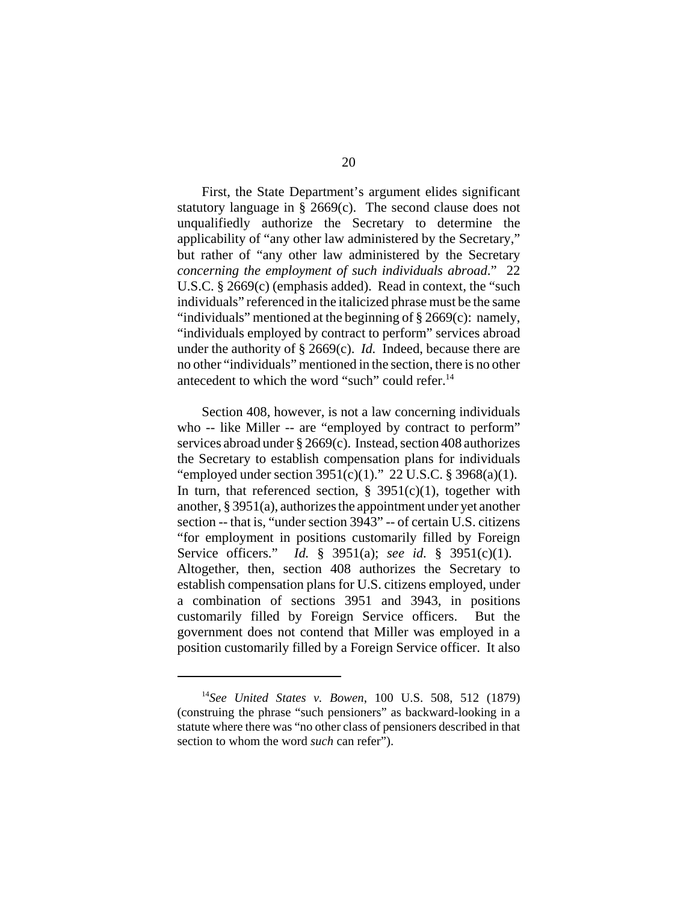First, the State Department's argument elides significant statutory language in § 2669(c). The second clause does not unqualifiedly authorize the Secretary to determine the applicability of "any other law administered by the Secretary," but rather of "any other law administered by the Secretary *concerning the employment of such individuals abroad*." 22 U.S.C. § 2669(c) (emphasis added). Read in context, the "such individuals" referenced in the italicized phrase must be the same "individuals" mentioned at the beginning of § 2669(c): namely, "individuals employed by contract to perform" services abroad under the authority of § 2669(c). *Id.* Indeed, because there are no other "individuals" mentioned in the section, there is no other antecedent to which the word "such" could refer.[14]

Section 408, however, is not a law concerning individuals who -- like Miller -- are "employed by contract to perform" services abroad under § 2669(c). Instead, section 408 authorizes the Secretary to establish compensation plans for individuals "employed under section 3951(c)(1)." 22 U.S.C. § 3968(a)(1). In turn, that referenced section, § 3951(c)(1), together with another, § 3951(a), authorizes the appointment under yet another section -- that is, "under section 3943" -- of certain U.S. citizens "for employment in positions customarily filled by Foreign Service officers." *Id.* § 3951(a); *see id.* § 3951(c)(1). Altogether, then, section 408 authorizes the Secretary to establish compensation plans for U.S. citizens employed, under a combination of sections 3951 and 3943, in positions customarily filled by Foreign Service officers. But the government does not contend that Miller was employed in a position customarily filled by a Foreign Service officer. It also

---

[14] *See United States v. Bowen*, 100 U.S. 508, 512 (1879) (construing the phrase "such pensioners" as backward-looking in a statute where there was "no other class of pensioners described in that section to whom the word *such* can refer").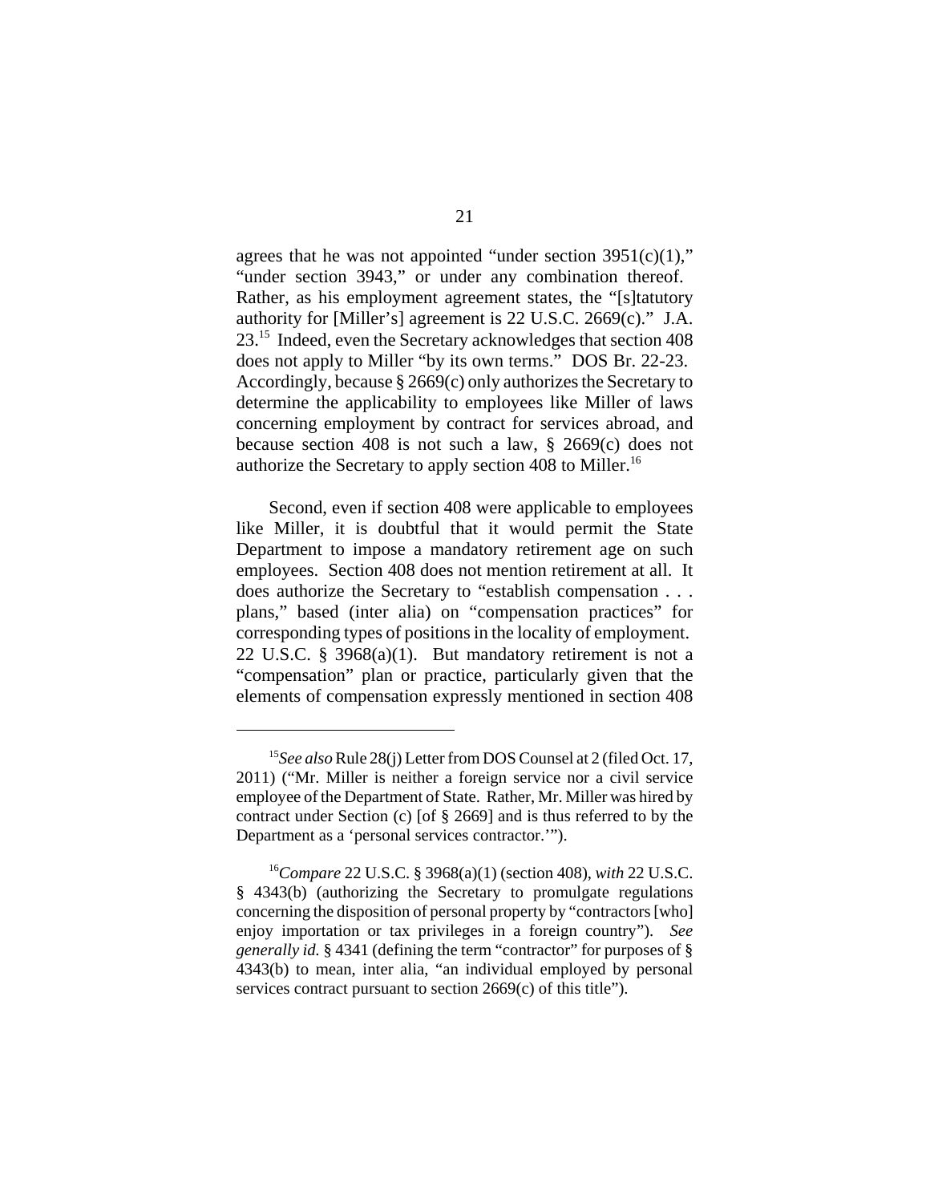agrees that he was not appointed "under section 3951(c)(1)," "under section 3943," or under any combination thereof. Rather, as his employment agreement states, the "[s]tatutory authority for [Miller's] agreement is 22 U.S.C. 2669(c)." J.A. 23.[15] Indeed, even the Secretary acknowledges that section 408 does not apply to Miller "by its own terms." DOS Br. 22-23. Accordingly, because § 2669(c) only authorizes the Secretary to determine the applicability to employees like Miller of laws concerning employment by contract for services abroad, and because section 408 is not such a law, § 2669(c) does not authorize the Secretary to apply section 408 to Miller.[16]

Second, even if section 408 were applicable to employees like Miller, it is doubtful that it would permit the State Department to impose a mandatory retirement age on such employees. Section 408 does not mention retirement at all. It does authorize the Secretary to "establish compensation . . . plans," based (inter alia) on "compensation practices" for corresponding types of positions in the locality of employment. 22 U.S.C. § 3968(a)(1). But mandatory retirement is not a "compensation" plan or practice, particularly given that the elements of compensation expressly mentioned in section 408

---

[15] *See also* Rule 28(j) Letter from DOS Counsel at 2 (filed Oct. 17, 2011) ("Mr. Miller is neither a foreign service nor a civil service employee of the Department of State. Rather, Mr. Miller was hired by contract under Section (c) [of § 2669] and is thus referred to by the Department as a 'personal services contractor.'").

[16] *Compare* 22 U.S.C. § 3968(a)(1) (section 408), *with* 22 U.S.C. § 4343(b) (authorizing the Secretary to promulgate regulations concerning the disposition of personal property by "contractors [who] enjoy importation or tax privileges in a foreign country"). *See generally id.* § 4341 (defining the term "contractor" for purposes of § 4343(b) to mean, inter alia, "an individual employed by personal services contract pursuant to section 2669(c) of this title").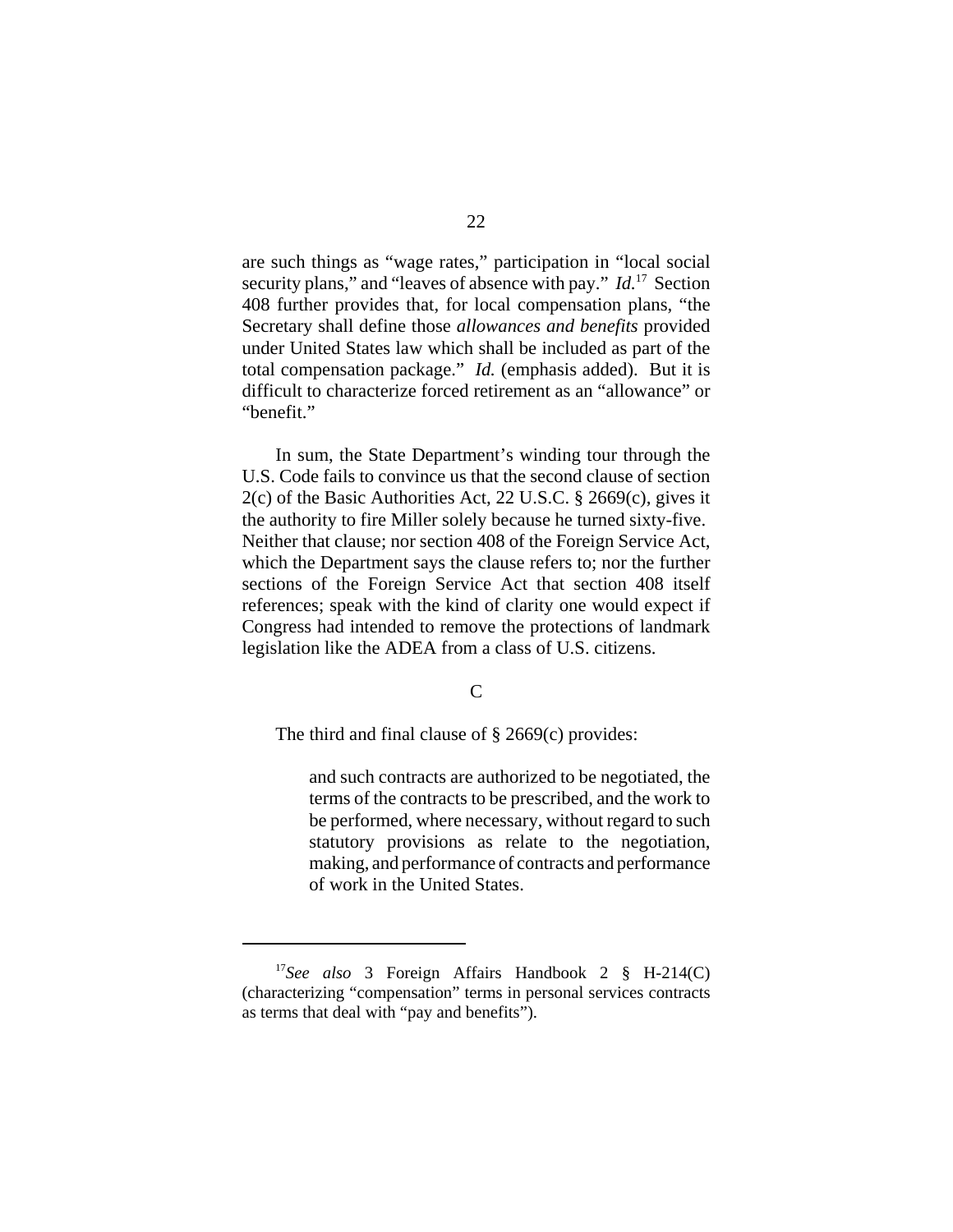are such things as "wage rates," participation in "local social security plans," and "leaves of absence with pay." *Id.*[17] Section 408 further provides that, for local compensation plans, "the Secretary shall define those *allowances and benefits* provided under United States law which shall be included as part of the total compensation package." *Id.* (emphasis added). But it is difficult to characterize forced retirement as an "allowance" or "benefit."

In sum, the State Department's winding tour through the U.S. Code fails to convince us that the second clause of section 2(c) of the Basic Authorities Act, 22 U.S.C. § 2669(c), gives it the authority to fire Miller solely because he turned sixty-five. Neither that clause; nor section 408 of the Foreign Service Act, which the Department says the clause refers to; nor the further sections of the Foreign Service Act that section 408 itself references; speak with the kind of clarity one would expect if Congress had intended to remove the protections of landmark legislation like the ADEA from a class of U.S. citizens.

### C

The third and final clause of § 2669(c) provides:

> and such contracts are authorized to be negotiated, the terms of the contracts to be prescribed, and the work to be performed, where necessary, without regard to such statutory provisions as relate to the negotiation, making, and performance of contracts and performance of work in the United States.

---

[17] *See also* 3 Foreign Affairs Handbook 2 § H-214(C) (characterizing "compensation" terms in personal services contracts as terms that deal with "pay and benefits").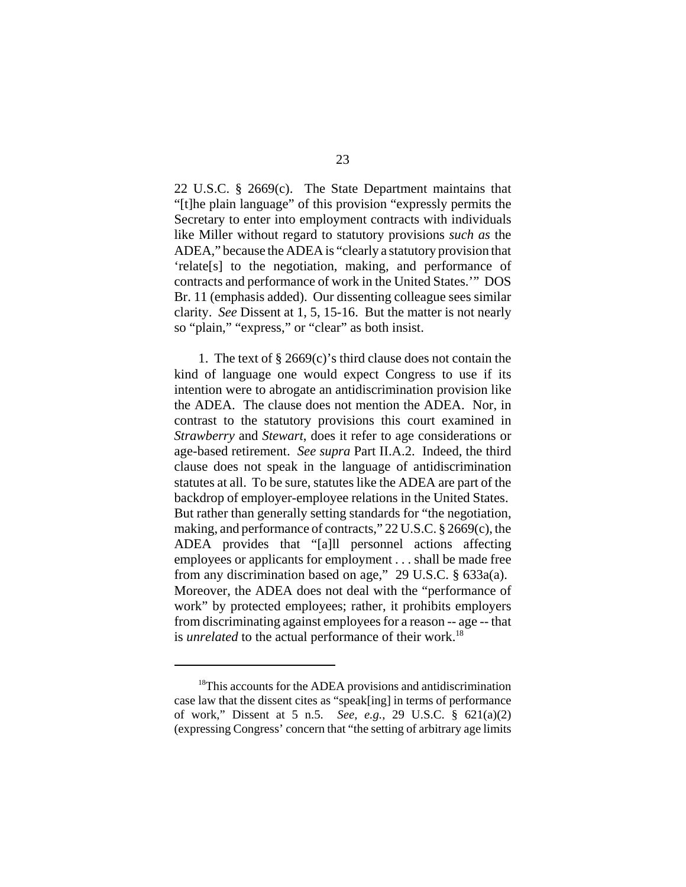22 U.S.C. § 2669(c). The State Department maintains that "[t]he plain language" of this provision "expressly permits the Secretary to enter into employment contracts with individuals like Miller without regard to statutory provisions *such as* the ADEA," because the ADEA is "clearly a statutory provision that 'relate[s] to the negotiation, making, and performance of contracts and performance of work in the United States.'" DOS Br. 11 (emphasis added). Our dissenting colleague sees similar clarity. *See* Dissent at 1, 5, 15-16. But the matter is not nearly so "plain," "express," or "clear" as both insist.

1. The text of § 2669(c)'s third clause does not contain the kind of language one would expect Congress to use if its intention were to abrogate an antidiscrimination provision like the ADEA. The clause does not mention the ADEA. Nor, in contrast to the statutory provisions this court examined in *Strawberry* and *Stewart*, does it refer to age considerations or age-based retirement. *See supra* Part II.A.2. Indeed, the third clause does not speak in the language of antidiscrimination statutes at all. To be sure, statutes like the ADEA are part of the backdrop of employer-employee relations in the United States. But rather than generally setting standards for "the negotiation, making, and performance of contracts," 22 U.S.C. § 2669(c), the ADEA provides that "[a]ll personnel actions affecting employees or applicants for employment . . . shall be made free from any discrimination based on age," 29 U.S.C. § 633a(a). Moreover, the ADEA does not deal with the "performance of work" by protected employees; rather, it prohibits employers from discriminating against employees for a reason -- age -- that is *unrelated* to the actual performance of their work.[18]

[18]This accounts for the ADEA provisions and antidiscrimination case law that the dissent cites as "speak[ing] in terms of performance of work," Dissent at 5 n.5. *See, e.g.*, 29 U.S.C. § 621(a)(2) (expressing Congress' concern that "the setting of arbitrary age limits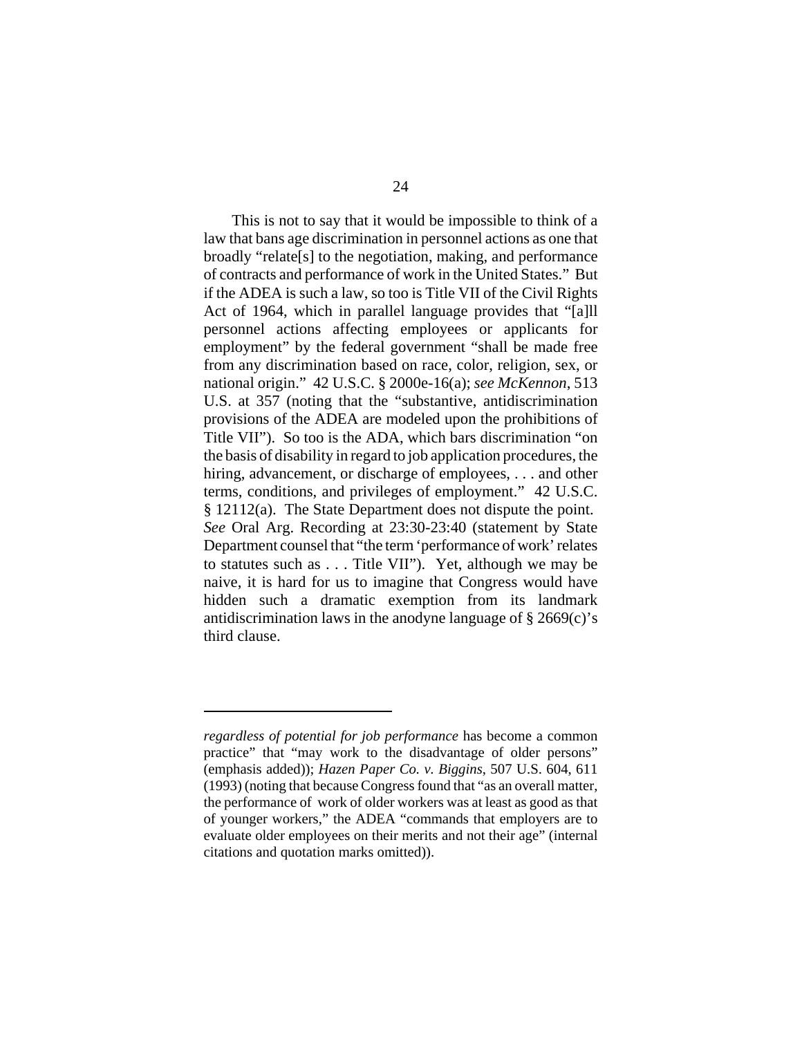This is not to say that it would be impossible to think of a law that bans age discrimination in personnel actions as one that broadly "relate[s] to the negotiation, making, and performance of contracts and performance of work in the United States." But if the ADEA is such a law, so too is Title VII of the Civil Rights Act of 1964, which in parallel language provides that "[a]ll personnel actions affecting employees or applicants for employment" by the federal government "shall be made free from any discrimination based on race, color, religion, sex, or national origin." 42 U.S.C. § 2000e-16(a); *see McKennon*, 513 U.S. at 357 (noting that the "substantive, antidiscrimination provisions of the ADEA are modeled upon the prohibitions of Title VII"). So too is the ADA, which bars discrimination "on the basis of disability in regard to job application procedures, the hiring, advancement, or discharge of employees, . . . and other terms, conditions, and privileges of employment." 42 U.S.C. § 12112(a). The State Department does not dispute the point. *See* Oral Arg. Recording at 23:30-23:40 (statement by State Department counsel that "the term 'performance of work' relates to statutes such as . . . Title VII"). Yet, although we may be naive, it is hard for us to imagine that Congress would have hidden such a dramatic exemption from its landmark antidiscrimination laws in the anodyne language of § 2669(c)'s third clause.

---

*regardless of potential for job performance* has become a common practice" that "may work to the disadvantage of older persons" (emphasis added)); *Hazen Paper Co. v. Biggins*, 507 U.S. 604, 611 (1993) (noting that because Congress found that "as an overall matter, the performance of work of older workers was at least as good as that of younger workers," the ADEA "commands that employers are to evaluate older employees on their merits and not their age" (internal citations and quotation marks omitted)).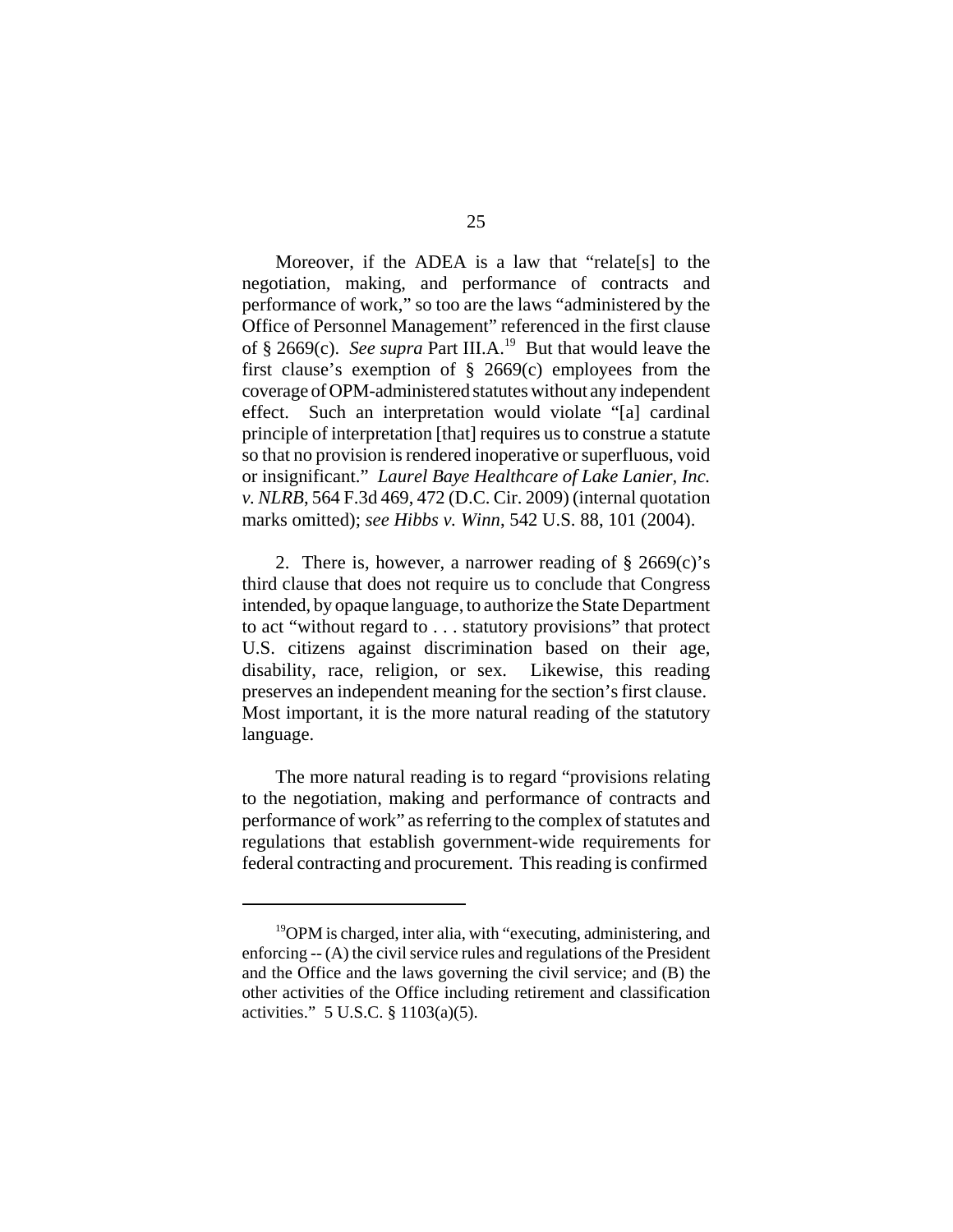Moreover, if the ADEA is a law that "relate[s] to the negotiation, making, and performance of contracts and performance of work," so too are the laws "administered by the Office of Personnel Management" referenced in the first clause of § 2669(c). *See supra* Part III.A.[19] But that would leave the first clause's exemption of § 2669(c) employees from the coverage of OPM-administered statutes without any independent effect. Such an interpretation would violate "[a] cardinal principle of interpretation [that] requires us to construe a statute so that no provision is rendered inoperative or superfluous, void or insignificant." *Laurel Baye Healthcare of Lake Lanier, Inc. v. NLRB*, 564 F.3d 469, 472 (D.C. Cir. 2009) (internal quotation marks omitted); *see Hibbs v. Winn*, 542 U.S. 88, 101 (2004).

2. There is, however, a narrower reading of § 2669(c)'s third clause that does not require us to conclude that Congress intended, by opaque language, to authorize the State Department to act "without regard to . . . statutory provisions" that protect U.S. citizens against discrimination based on their age, disability, race, religion, or sex. Likewise, this reading preserves an independent meaning for the section's first clause. Most important, it is the more natural reading of the statutory language.

The more natural reading is to regard "provisions relating to the negotiation, making and performance of contracts and performance of work" as referring to the complex of statutes and regulations that establish government-wide requirements for federal contracting and procurement. This reading is confirmed

[19] OPM is charged, inter alia, with "executing, administering, and enforcing -- (A) the civil service rules and regulations of the President and the Office and the laws governing the civil service; and (B) the other activities of the Office including retirement and classification activities." 5 U.S.C. § 1103(a)(5).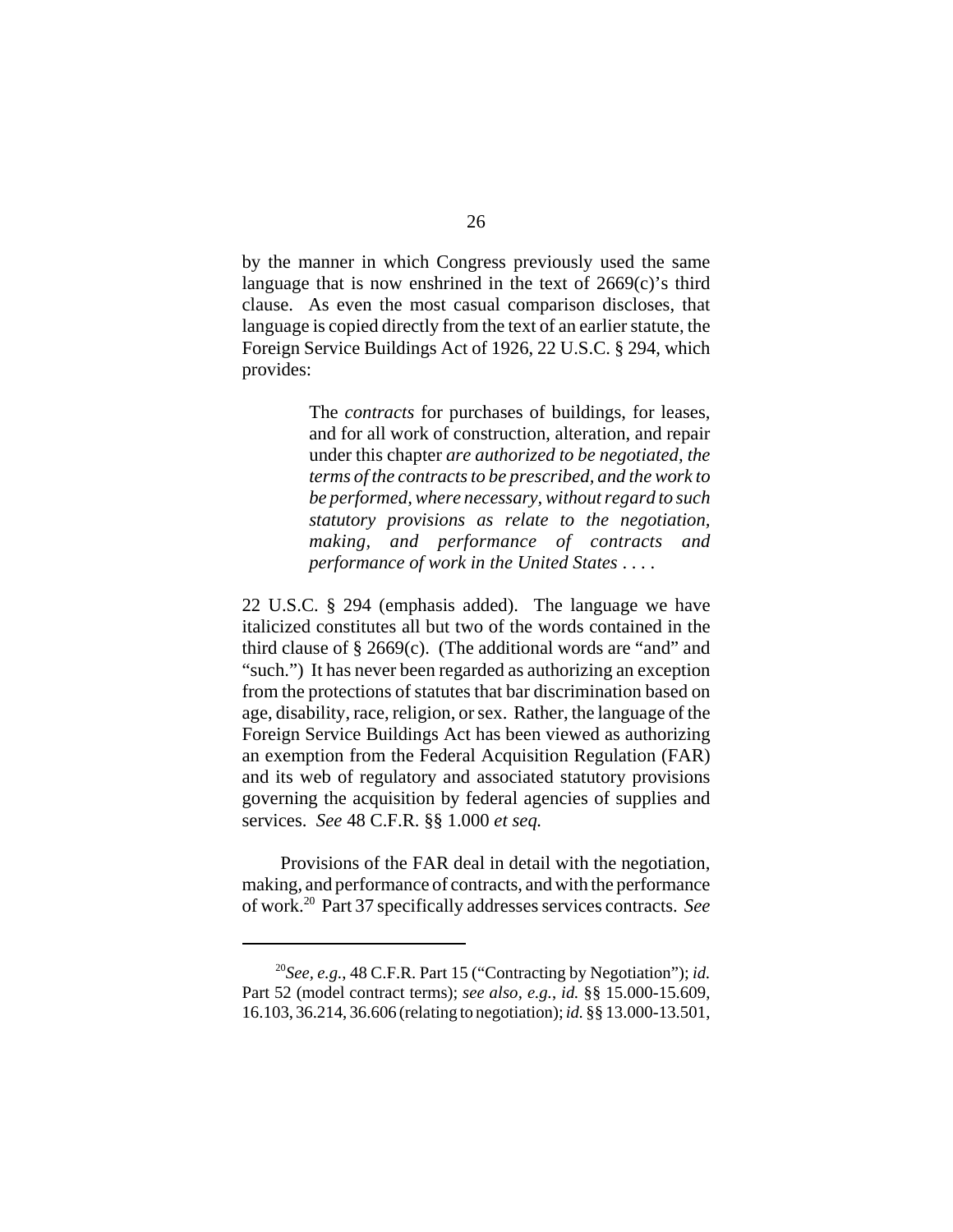by the manner in which Congress previously used the same language that is now enshrined in the text of 2669(c)'s third clause. As even the most casual comparison discloses, that language is copied directly from the text of an earlier statute, the Foreign Service Buildings Act of 1926, 22 U.S.C. § 294, which provides:

> The *contracts* for purchases of buildings, for leases, and for all work of construction, alteration, and repair under this chapter *are authorized to be negotiated, the terms of the contracts to be prescribed, and the work to be performed, where necessary, without regard to such statutory provisions as relate to the negotiation, making, and performance of contracts and performance of work in the United States* . . . .

22 U.S.C. § 294 (emphasis added). The language we have italicized constitutes all but two of the words contained in the third clause of § 2669(c). (The additional words are "and" and "such.") It has never been regarded as authorizing an exception from the protections of statutes that bar discrimination based on age, disability, race, religion, or sex. Rather, the language of the Foreign Service Buildings Act has been viewed as authorizing an exemption from the Federal Acquisition Regulation (FAR) and its web of regulatory and associated statutory provisions governing the acquisition by federal agencies of supplies and services. *See* 48 C.F.R. §§ 1.000 *et seq.*

Provisions of the FAR deal in detail with the negotiation, making, and performance of contracts, and with the performance of work.[20] Part 37 specifically addresses services contracts. *See*

[20] *See, e.g.*, 48 C.F.R. Part 15 ("Contracting by Negotiation"); *id.* Part 52 (model contract terms); *see also, e.g.*, *id.* §§ 15.000-15.609, 16.103, 36.214, 36.606 (relating to negotiation); *id.* §§ 13.000-13.501,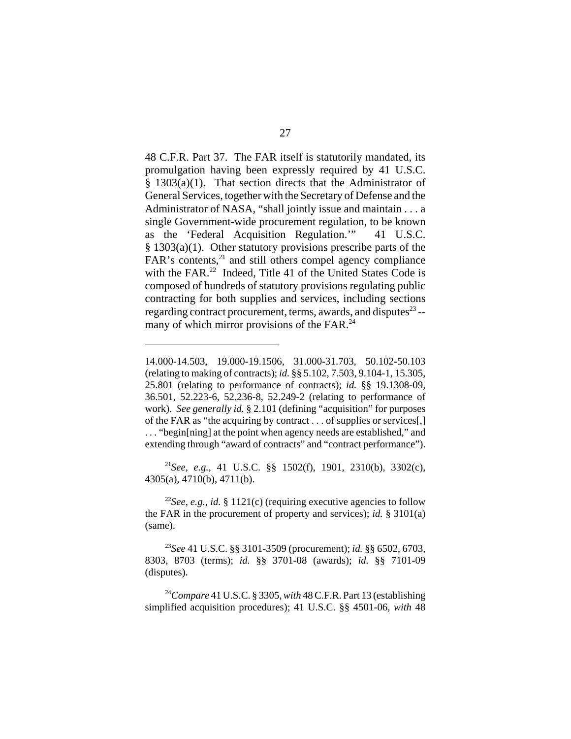48 C.F.R. Part 37. The FAR itself is statutorily mandated, its promulgation having been expressly required by 41 U.S.C. § 1303(a)(1). That section directs that the Administrator of General Services, together with the Secretary of Defense and the Administrator of NASA, "shall jointly issue and maintain . . . a single Government-wide procurement regulation, to be known as the 'Federal Acquisition Regulation.'" 41 U.S.C. § 1303(a)(1). Other statutory provisions prescribe parts of the FAR's contents,[21] and still others compel agency compliance with the FAR.[22] Indeed, Title 41 of the United States Code is composed of hundreds of statutory provisions regulating public contracting for both supplies and services, including sections regarding contract procurement, terms, awards, and disputes[23] -- many of which mirror provisions of the FAR.[24]

---

14.000-14.503, 19.000-19.1506, 31.000-31.703, 50.102-50.103 (relating to making of contracts); *id.* §§ 5.102, 7.503, 9.104-1, 15.305, 25.801 (relating to performance of contracts); *id.* §§ 19.1308-09, 36.501, 52.223-6, 52.236-8, 52.249-2 (relating to performance of work). *See generally id.* § 2.101 (defining "acquisition" for purposes of the FAR as "the acquiring by contract . . . of supplies or services[,] . . . "begin[ning] at the point when agency needs are established," and extending through "award of contracts" and "contract performance").

[21]*See, e.g.*, 41 U.S.C. §§ 1502(f), 1901, 2310(b), 3302(c), 4305(a), 4710(b), 4711(b).

[22]*See, e.g.*, *id.* § 1121(c) (requiring executive agencies to follow the FAR in the procurement of property and services); *id.* § 3101(a) (same).

[23]*See* 41 U.S.C. §§ 3101-3509 (procurement); *id.* §§ 6502, 6703, 8303, 8703 (terms); *id.* §§ 3701-08 (awards); *id.* §§ 7101-09 (disputes).

[24]*Compare* 41 U.S.C. § 3305, *with* 48 C.F.R. Part 13 (establishing simplified acquisition procedures); 41 U.S.C. §§ 4501-06, *with* 48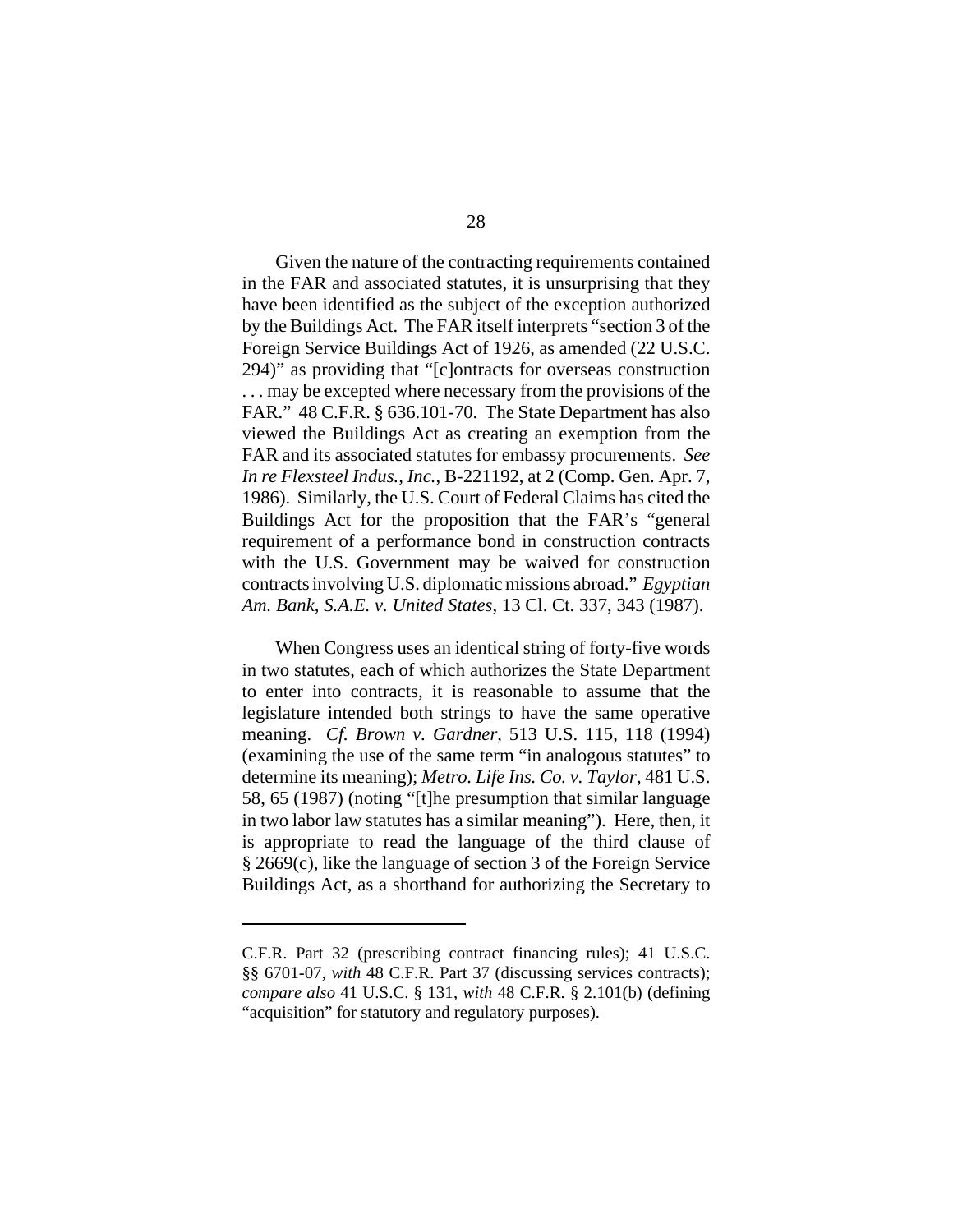Given the nature of the contracting requirements contained in the FAR and associated statutes, it is unsurprising that they have been identified as the subject of the exception authorized by the Buildings Act. The FAR itself interprets "section 3 of the Foreign Service Buildings Act of 1926, as amended (22 U.S.C. 294)" as providing that "[c]ontracts for overseas construction . . . may be excepted where necessary from the provisions of the FAR." 48 C.F.R. § 636.101-70. The State Department has also viewed the Buildings Act as creating an exemption from the FAR and its associated statutes for embassy procurements. *See In re Flexsteel Indus., Inc.*, B-221192, at 2 (Comp. Gen. Apr. 7, 1986). Similarly, the U.S. Court of Federal Claims has cited the Buildings Act for the proposition that the FAR's "general requirement of a performance bond in construction contracts with the U.S. Government may be waived for construction contracts involving U.S. diplomatic missions abroad." *Egyptian Am. Bank, S.A.E. v. United States*, 13 Cl. Ct. 337, 343 (1987).

When Congress uses an identical string of forty-five words in two statutes, each of which authorizes the State Department to enter into contracts, it is reasonable to assume that the legislature intended both strings to have the same operative meaning. *Cf. Brown v. Gardner*, 513 U.S. 115, 118 (1994) (examining the use of the same term "in analogous statutes" to determine its meaning); *Metro. Life Ins. Co. v. Taylor*, 481 U.S. 58, 65 (1987) (noting "[t]he presumption that similar language in two labor law statutes has a similar meaning"). Here, then, it is appropriate to read the language of the third clause of § 2669(c), like the language of section 3 of the Foreign Service Buildings Act, as a shorthand for authorizing the Secretary to

---

C.F.R. Part 32 (prescribing contract financing rules); 41 U.S.C. §§ 6701-07, *with* 48 C.F.R. Part 37 (discussing services contracts); *compare also* 41 U.S.C. § 131, *with* 48 C.F.R. § 2.101(b) (defining "acquisition" for statutory and regulatory purposes).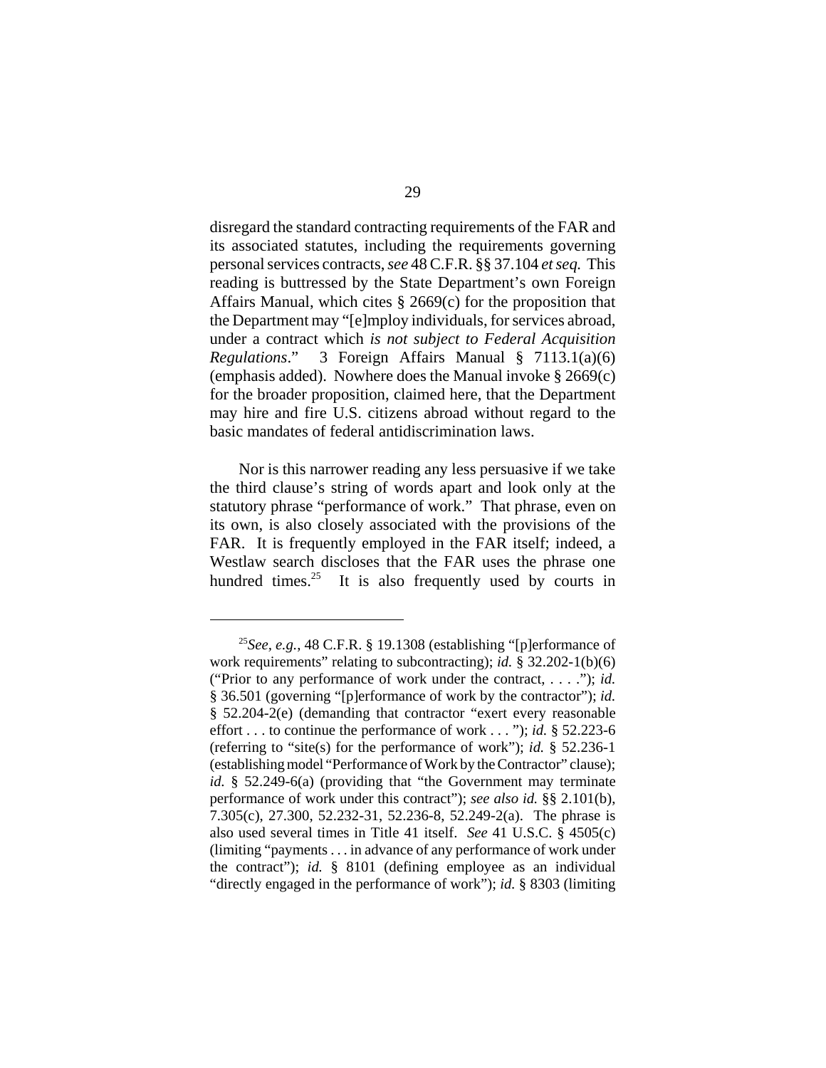disregard the standard contracting requirements of the FAR and its associated statutes, including the requirements governing personal services contracts, *see* 48 C.F.R. §§ 37.104 *et seq.* This reading is buttressed by the State Department's own Foreign Affairs Manual, which cites § 2669(c) for the proposition that the Department may "[e]mploy individuals, for services abroad, under a contract which *is not subject to Federal Acquisition Regulations*." 3 Foreign Affairs Manual § 7113.1(a)(6) (emphasis added). Nowhere does the Manual invoke § 2669(c) for the broader proposition, claimed here, that the Department may hire and fire U.S. citizens abroad without regard to the basic mandates of federal antidiscrimination laws.

Nor is this narrower reading any less persuasive if we take the third clause's string of words apart and look only at the statutory phrase "performance of work." That phrase, even on its own, is also closely associated with the provisions of the FAR. It is frequently employed in the FAR itself; indeed, a Westlaw search discloses that the FAR uses the phrase one hundred times.[25] It is also frequently used by courts in

---

[25]*See, e.g.*, 48 C.F.R. § 19.1308 (establishing "[p]erformance of work requirements" relating to subcontracting); *id.* § 32.202-1(b)(6) ("Prior to any performance of work under the contract, . . . ."); *id.* § 36.501 (governing "[p]erformance of work by the contractor"); *id.* § 52.204-2(e) (demanding that contractor "exert every reasonable effort . . . to continue the performance of work . . . "); *id.* § 52.223-6 (referring to "site(s) for the performance of work"); *id.* § 52.236-1 (establishing model "Performance of Work by the Contractor" clause); *id.* § 52.249-6(a) (providing that "the Government may terminate performance of work under this contract"); *see also id.* §§ 2.101(b), 7.305(c), 27.300, 52.232-31, 52.236-8, 52.249-2(a). The phrase is also used several times in Title 41 itself. *See* 41 U.S.C. § 4505(c) (limiting "payments . . . in advance of any performance of work under the contract"); *id.* § 8101 (defining employee as an individual "directly engaged in the performance of work"); *id.* § 8303 (limiting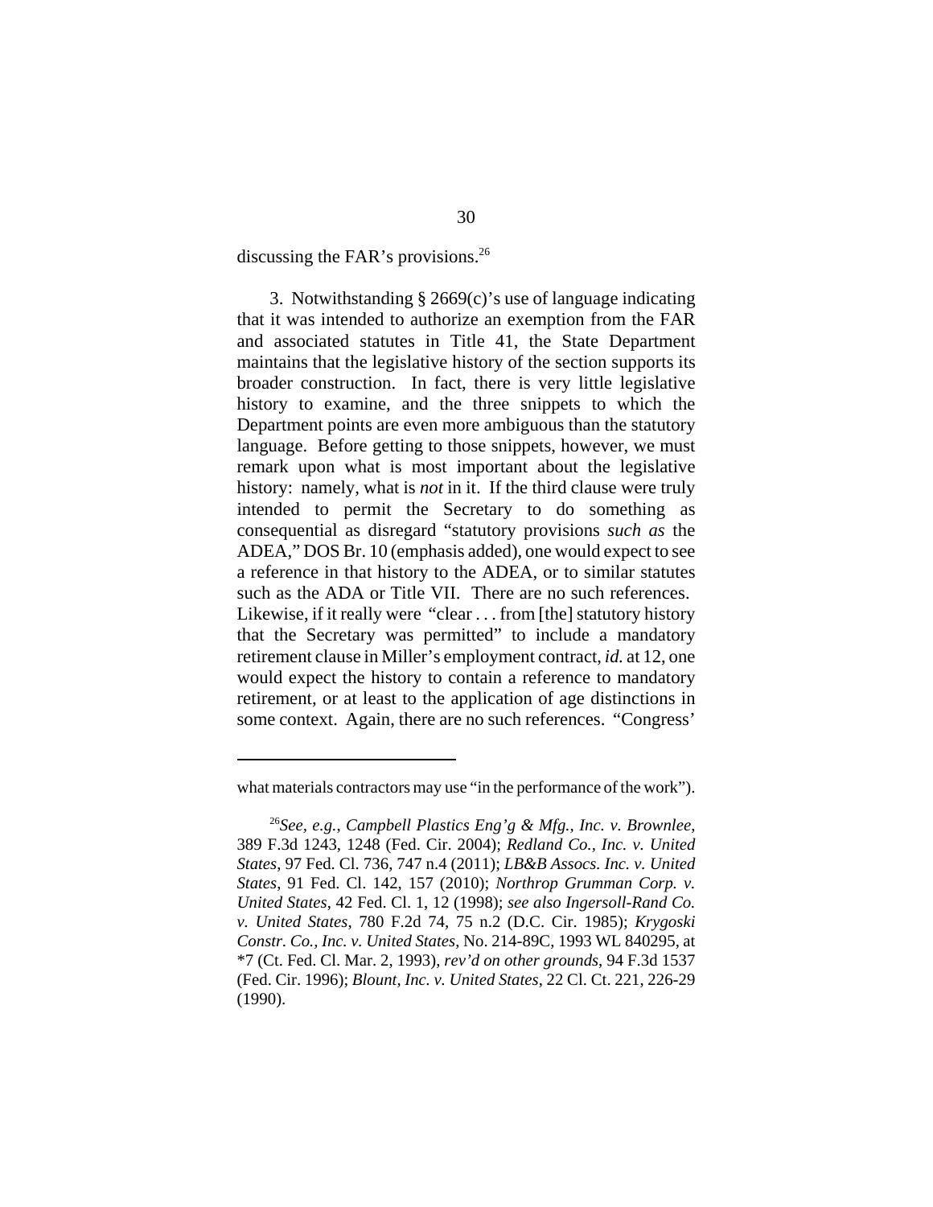discussing the FAR's provisions.[26]

3. Notwithstanding § 2669(c)'s use of language indicating that it was intended to authorize an exemption from the FAR and associated statutes in Title 41, the State Department maintains that the legislative history of the section supports its broader construction. In fact, there is very little legislative history to examine, and the three snippets to which the Department points are even more ambiguous than the statutory language. Before getting to those snippets, however, we must remark upon what is most important about the legislative history: namely, what is *not* in it. If the third clause were truly intended to permit the Secretary to do something as consequential as disregard "statutory provisions *such as* the ADEA," DOS Br. 10 (emphasis added), one would expect to see a reference in that history to the ADEA, or to similar statutes such as the ADA or Title VII. There are no such references. Likewise, if it really were "clear . . . from [the] statutory history that the Secretary was permitted" to include a mandatory retirement clause in Miller's employment contract, *id.* at 12, one would expect the history to contain a reference to mandatory retirement, or at least to the application of age distinctions in some context. Again, there are no such references. "Congress'

---

what materials contractors may use "in the performance of the work").

[26]*See, e.g.*, *Campbell Plastics Eng'g & Mfg., Inc. v. Brownlee*, 389 F.3d 1243, 1248 (Fed. Cir. 2004); *Redland Co., Inc. v. United States*, 97 Fed. Cl. 736, 747 n.4 (2011); *LB&B Assocs. Inc. v. United States*, 91 Fed. Cl. 142, 157 (2010); *Northrop Grumman Corp. v. United States*, 42 Fed. Cl. 1, 12 (1998); *see also Ingersoll-Rand Co. v. United States*, 780 F.2d 74, 75 n.2 (D.C. Cir. 1985); *Krygoski Constr. Co., Inc. v. United States*, No. 214-89C, 1993 WL 840295, at *7 (Ct. Fed. Cl. Mar. 2, 1993), *rev'd on other grounds*, 94 F.3d 1537 (Fed. Cir. 1996); *Blount, Inc. v. United States*, 22 Cl. Ct. 221, 226-29 (1990).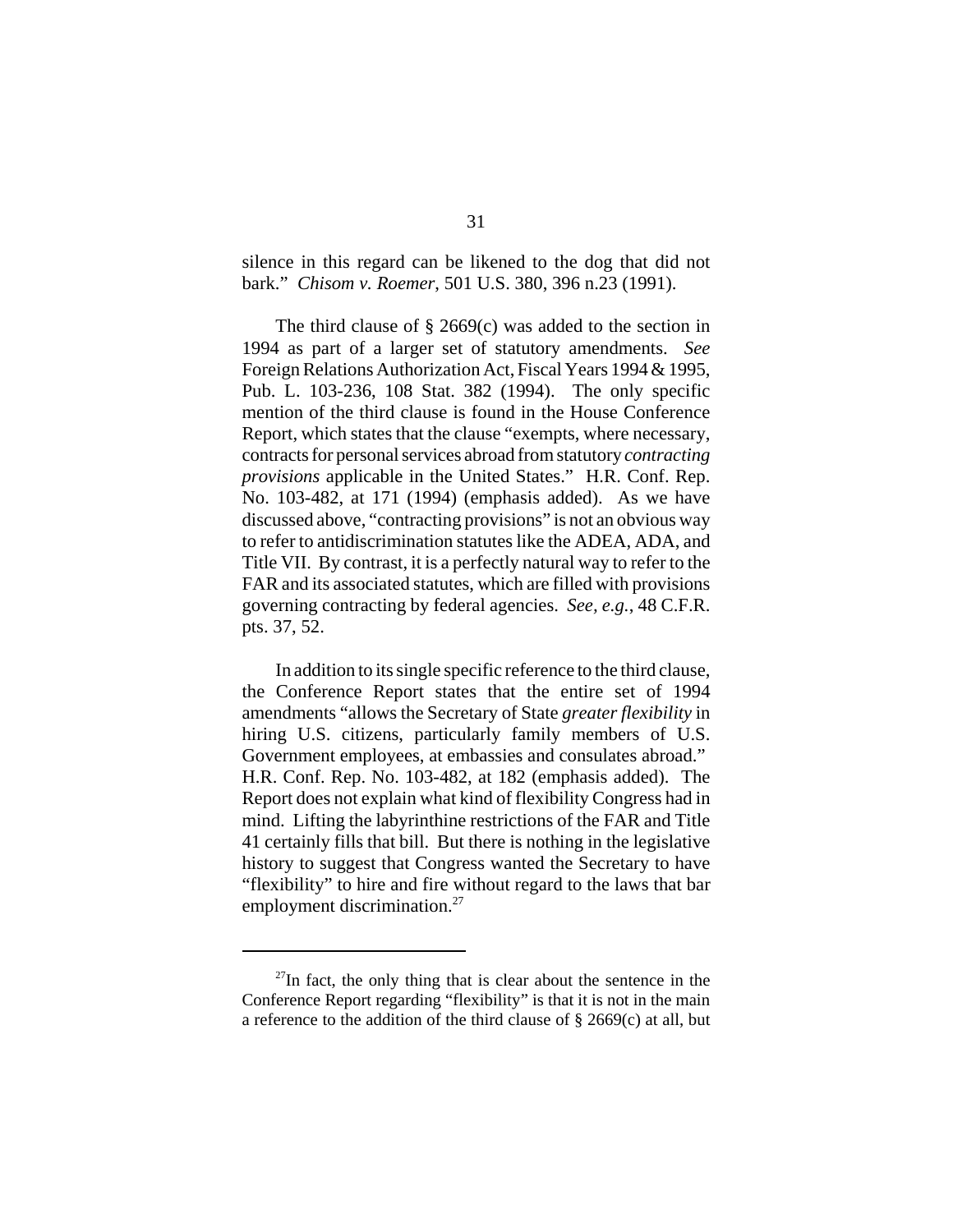silence in this regard can be likened to the dog that did not bark." *Chisom v. Roemer*, 501 U.S. 380, 396 n.23 (1991).

The third clause of § 2669(c) was added to the section in 1994 as part of a larger set of statutory amendments. *See* Foreign Relations Authorization Act, Fiscal Years 1994 & 1995, Pub. L. 103-236, 108 Stat. 382 (1994). The only specific mention of the third clause is found in the House Conference Report, which states that the clause "exempts, where necessary, contracts for personal services abroad from statutory *contracting provisions* applicable in the United States." H.R. Conf. Rep. No. 103-482, at 171 (1994) (emphasis added). As we have discussed above, "contracting provisions" is not an obvious way to refer to antidiscrimination statutes like the ADEA, ADA, and Title VII. By contrast, it is a perfectly natural way to refer to the FAR and its associated statutes, which are filled with provisions governing contracting by federal agencies. *See, e.g.*, 48 C.F.R. pts. 37, 52.

In addition to its single specific reference to the third clause, the Conference Report states that the entire set of 1994 amendments "allows the Secretary of State *greater flexibility* in hiring U.S. citizens, particularly family members of U.S. Government employees, at embassies and consulates abroad." H.R. Conf. Rep. No. 103-482, at 182 (emphasis added). The Report does not explain what kind of flexibility Congress had in mind. Lifting the labyrinthine restrictions of the FAR and Title 41 certainly fills that bill. But there is nothing in the legislative history to suggest that Congress wanted the Secretary to have "flexibility" to hire and fire without regard to the laws that bar employment discrimination.[27]

---

[27]In fact, the only thing that is clear about the sentence in the Conference Report regarding "flexibility" is that it is not in the main a reference to the addition of the third clause of § 2669(c) at all, but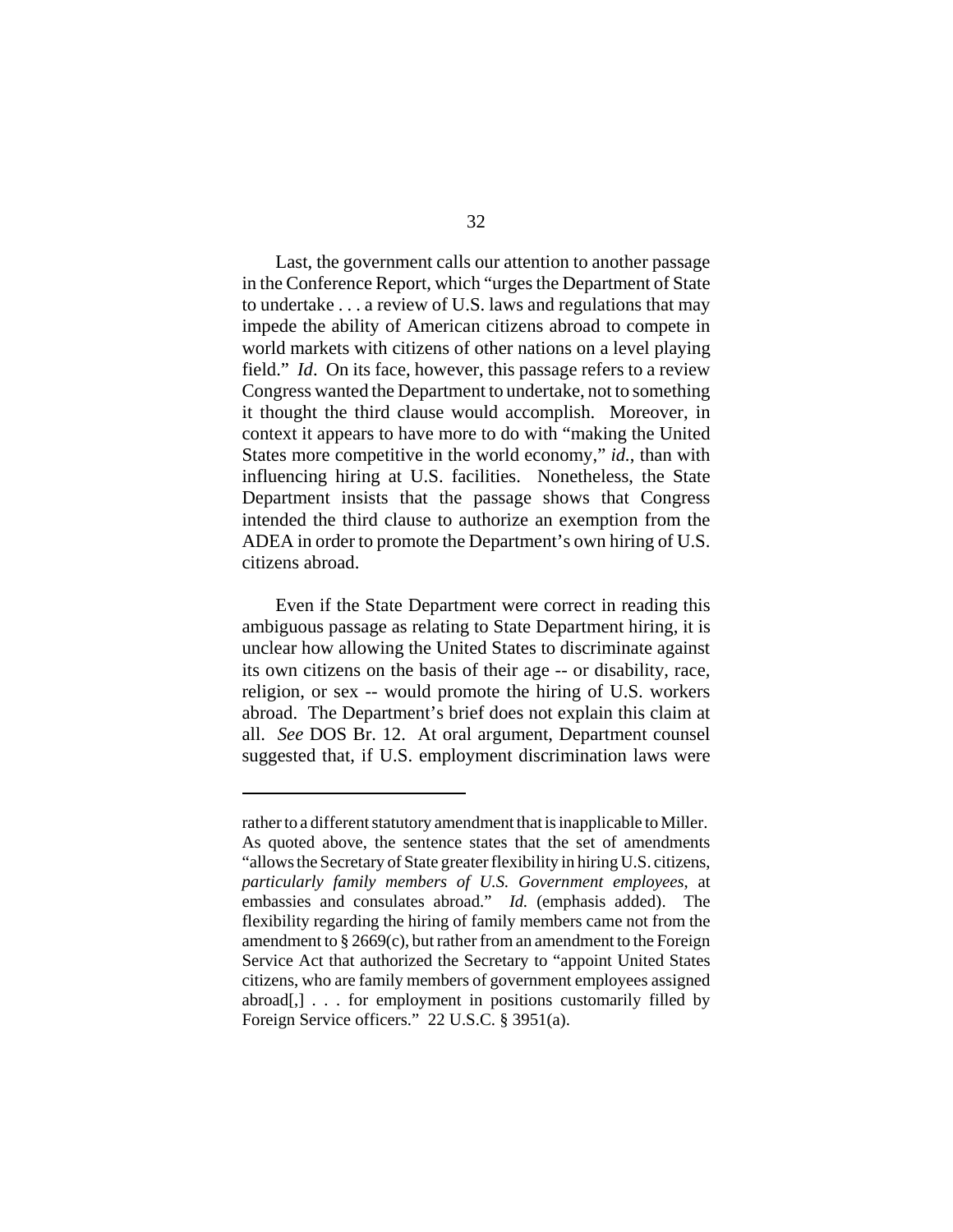Last, the government calls our attention to another passage in the Conference Report, which "urges the Department of State to undertake . . . a review of U.S. laws and regulations that may impede the ability of American citizens abroad to compete in world markets with citizens of other nations on a level playing field." *Id*. On its face, however, this passage refers to a review Congress wanted the Department to undertake, not to something it thought the third clause would accomplish. Moreover, in context it appears to have more to do with "making the United States more competitive in the world economy," *id.*, than with influencing hiring at U.S. facilities. Nonetheless, the State Department insists that the passage shows that Congress intended the third clause to authorize an exemption from the ADEA in order to promote the Department's own hiring of U.S. citizens abroad.

Even if the State Department were correct in reading this ambiguous passage as relating to State Department hiring, it is unclear how allowing the United States to discriminate against its own citizens on the basis of their age -- or disability, race, religion, or sex -- would promote the hiring of U.S. workers abroad. The Department's brief does not explain this claim at all. *See* DOS Br. 12. At oral argument, Department counsel suggested that, if U.S. employment discrimination laws were

---

rather to a different statutory amendment that is inapplicable to Miller. As quoted above, the sentence states that the set of amendments "allows the Secretary of State greater flexibility in hiring U.S. citizens, *particularly family members of U.S. Government employees*, at embassies and consulates abroad." *Id.* (emphasis added). The flexibility regarding the hiring of family members came not from the amendment to § 2669(c), but rather from an amendment to the Foreign Service Act that authorized the Secretary to "appoint United States citizens, who are family members of government employees assigned abroad[,] . . . for employment in positions customarily filled by Foreign Service officers." 22 U.S.C. § 3951(a).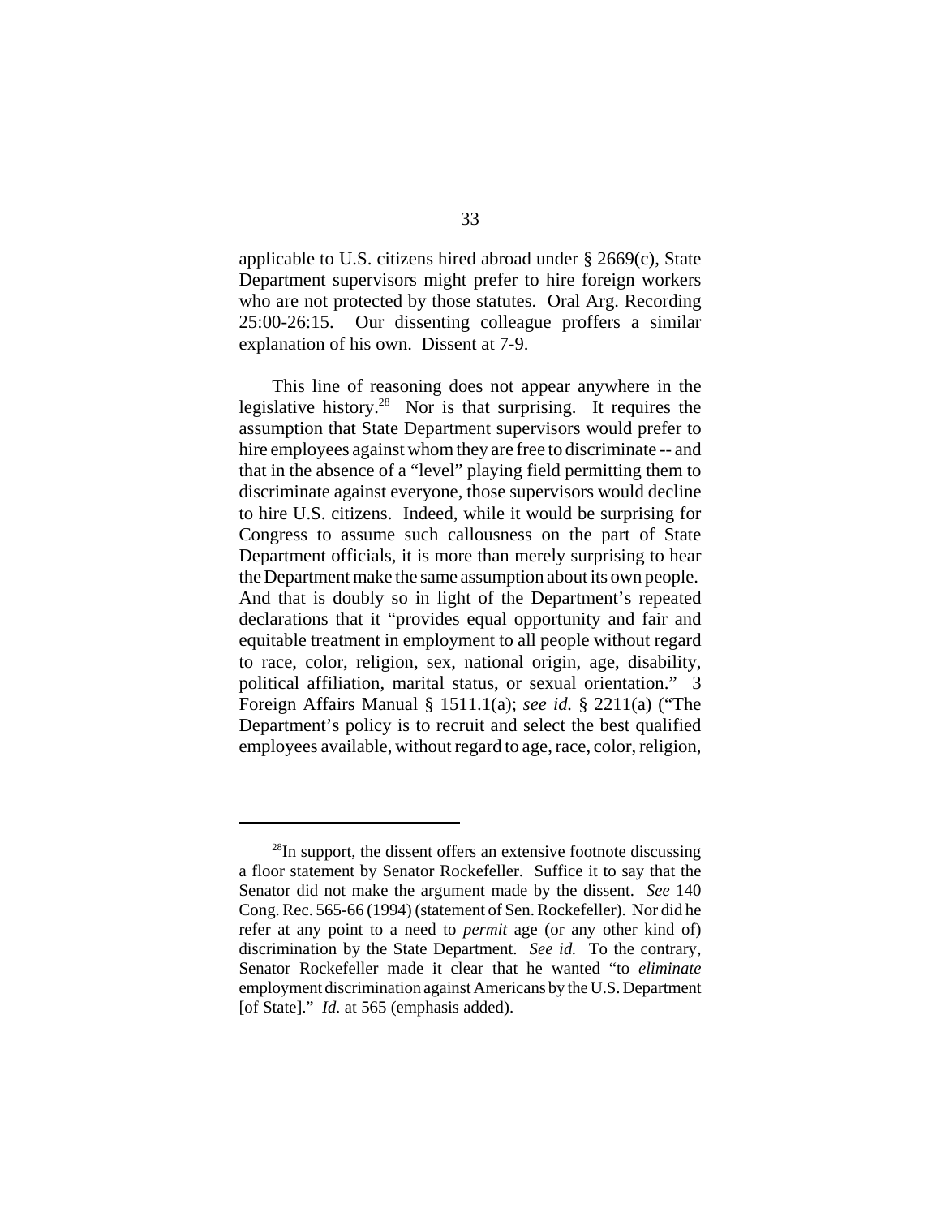applicable to U.S. citizens hired abroad under § 2669(c), State Department supervisors might prefer to hire foreign workers who are not protected by those statutes. Oral Arg. Recording 25:00-26:15. Our dissenting colleague proffers a similar explanation of his own. Dissent at 7-9.

This line of reasoning does not appear anywhere in the legislative history.[28] Nor is that surprising. It requires the assumption that State Department supervisors would prefer to hire employees against whom they are free to discriminate -- and that in the absence of a "level" playing field permitting them to discriminate against everyone, those supervisors would decline to hire U.S. citizens. Indeed, while it would be surprising for Congress to assume such callousness on the part of State Department officials, it is more than merely surprising to hear the Department make the same assumption about its own people. And that is doubly so in light of the Department's repeated declarations that it "provides equal opportunity and fair and equitable treatment in employment to all people without regard to race, color, religion, sex, national origin, age, disability, political affiliation, marital status, or sexual orientation." 3 Foreign Affairs Manual § 1511.1(a); *see id.* § 2211(a) ("The Department's policy is to recruit and select the best qualified employees available, without regard to age, race, color, religion,

---

[28]In support, the dissent offers an extensive footnote discussing a floor statement by Senator Rockefeller. Suffice it to say that the Senator did not make the argument made by the dissent. *See* 140 Cong. Rec. 565-66 (1994) (statement of Sen. Rockefeller). Nor did he refer at any point to a need to *permit* age (or any other kind of) discrimination by the State Department. *See id.* To the contrary, Senator Rockefeller made it clear that he wanted "to *eliminate* employment discrimination against Americans by the U.S. Department [of State]." *Id.* at 565 (emphasis added).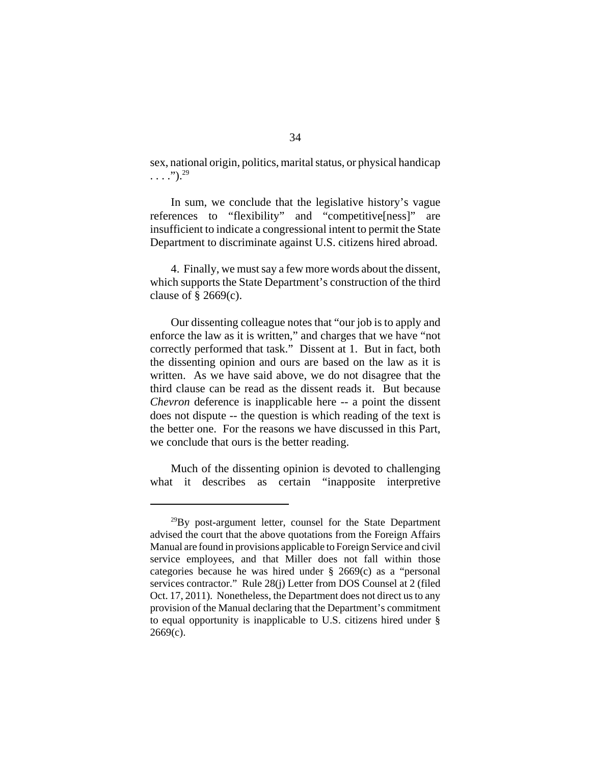sex, national origin, politics, marital status, or physical handicap . . . .").[29]

In sum, we conclude that the legislative history's vague references to "flexibility" and "competitive[ness]" are insufficient to indicate a congressional intent to permit the State Department to discriminate against U.S. citizens hired abroad.

4. Finally, we must say a few more words about the dissent, which supports the State Department's construction of the third clause of § 2669(c).

Our dissenting colleague notes that "our job is to apply and enforce the law as it is written," and charges that we have "not correctly performed that task." Dissent at 1. But in fact, both the dissenting opinion and ours are based on the law as it is written. As we have said above, we do not disagree that the third clause can be read as the dissent reads it. But because *Chevron* deference is inapplicable here -- a point the dissent does not dispute -- the question is which reading of the text is the better one. For the reasons we have discussed in this Part, we conclude that ours is the better reading.

Much of the dissenting opinion is devoted to challenging what it describes as certain "inapposite interpretive

---

[29]By post-argument letter, counsel for the State Department advised the court that the above quotations from the Foreign Affairs Manual are found in provisions applicable to Foreign Service and civil service employees, and that Miller does not fall within those categories because he was hired under § 2669(c) as a "personal services contractor." Rule 28(j) Letter from DOS Counsel at 2 (filed Oct. 17, 2011). Nonetheless, the Department does not direct us to any provision of the Manual declaring that the Department's commitment to equal opportunity is inapplicable to U.S. citizens hired under § 2669(c).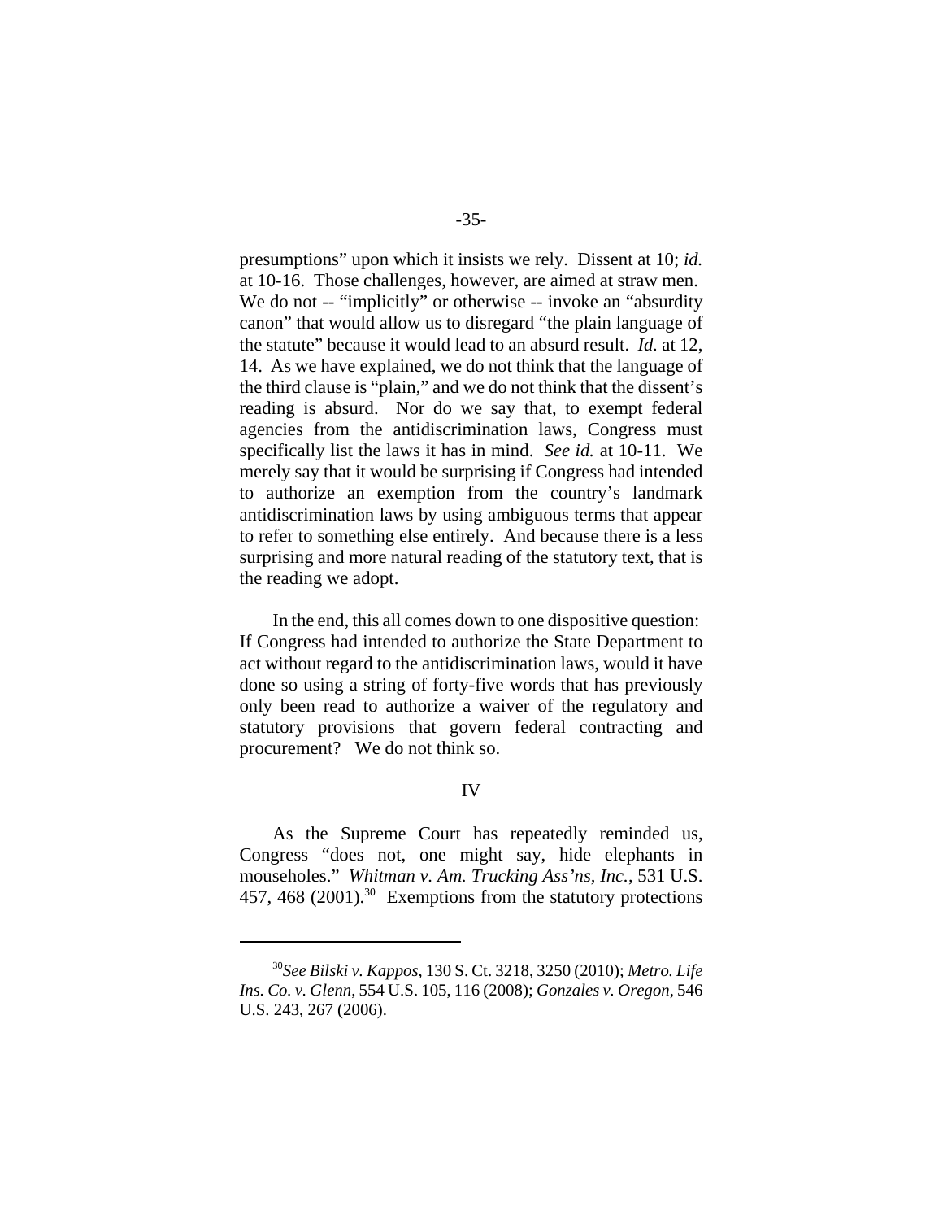presumptions" upon which it insists we rely. Dissent at 10; *id.* at 10-16. Those challenges, however, are aimed at straw men. We do not -- "implicitly" or otherwise -- invoke an "absurdity canon" that would allow us to disregard "the plain language of the statute" because it would lead to an absurd result. *Id.* at 12, 14. As we have explained, we do not think that the language of the third clause is "plain," and we do not think that the dissent's reading is absurd. Nor do we say that, to exempt federal agencies from the antidiscrimination laws, Congress must specifically list the laws it has in mind. *See id.* at 10-11. We merely say that it would be surprising if Congress had intended to authorize an exemption from the country's landmark antidiscrimination laws by using ambiguous terms that appear to refer to something else entirely. And because there is a less surprising and more natural reading of the statutory text, that is the reading we adopt.

In the end, this all comes down to one dispositive question: If Congress had intended to authorize the State Department to act without regard to the antidiscrimination laws, would it have done so using a string of forty-five words that has previously only been read to authorize a waiver of the regulatory and statutory provisions that govern federal contracting and procurement? We do not think so.

## IV

As the Supreme Court has repeatedly reminded us, Congress "does not, one might say, hide elephants in mouseholes." *Whitman v. Am. Trucking Ass'ns, Inc.*, 531 U.S. 457, 468 (2001).[30] Exemptions from the statutory protections

---

[30] *See Bilski v. Kappos*, 130 S. Ct. 3218, 3250 (2010); *Metro. Life Ins. Co. v. Glenn*, 554 U.S. 105, 116 (2008); *Gonzales v. Oregon*, 546 U.S. 243, 267 (2006).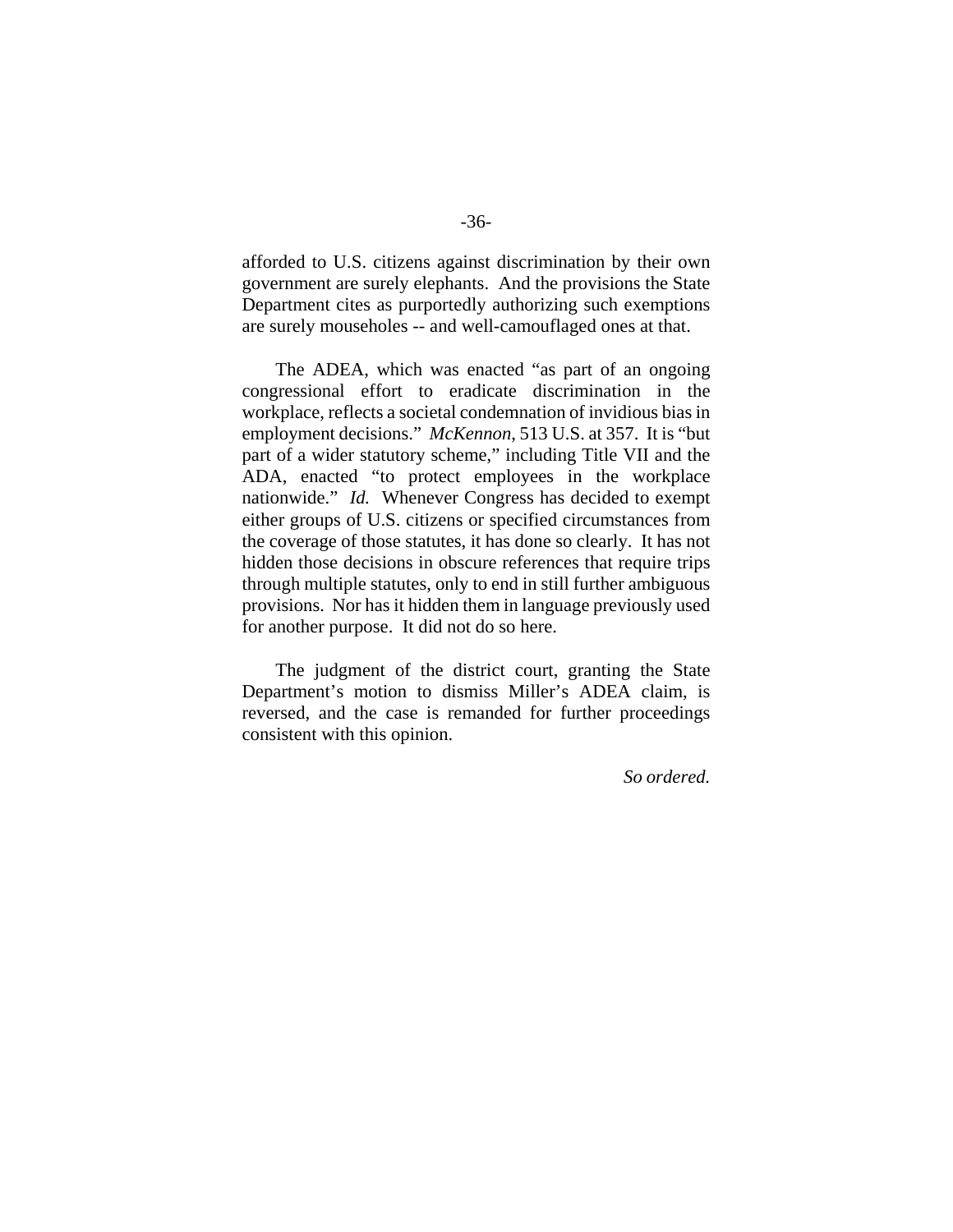afforded to U.S. citizens against discrimination by their own government are surely elephants. And the provisions the State Department cites as purportedly authorizing such exemptions are surely mouseholes -- and well-camouflaged ones at that.

The ADEA, which was enacted "as part of an ongoing congressional effort to eradicate discrimination in the workplace, reflects a societal condemnation of invidious bias in employment decisions." *McKennon*, 513 U.S. at 357. It is "but part of a wider statutory scheme," including Title VII and the ADA, enacted "to protect employees in the workplace nationwide." *Id.* Whenever Congress has decided to exempt either groups of U.S. citizens or specified circumstances from the coverage of those statutes, it has done so clearly. It has not hidden those decisions in obscure references that require trips through multiple statutes, only to end in still further ambiguous provisions. Nor has it hidden them in language previously used for another purpose. It did not do so here.

The judgment of the district court, granting the State Department's motion to dismiss Miller's ADEA claim, is reversed, and the case is remanded for further proceedings consistent with this opinion.

*So ordered.*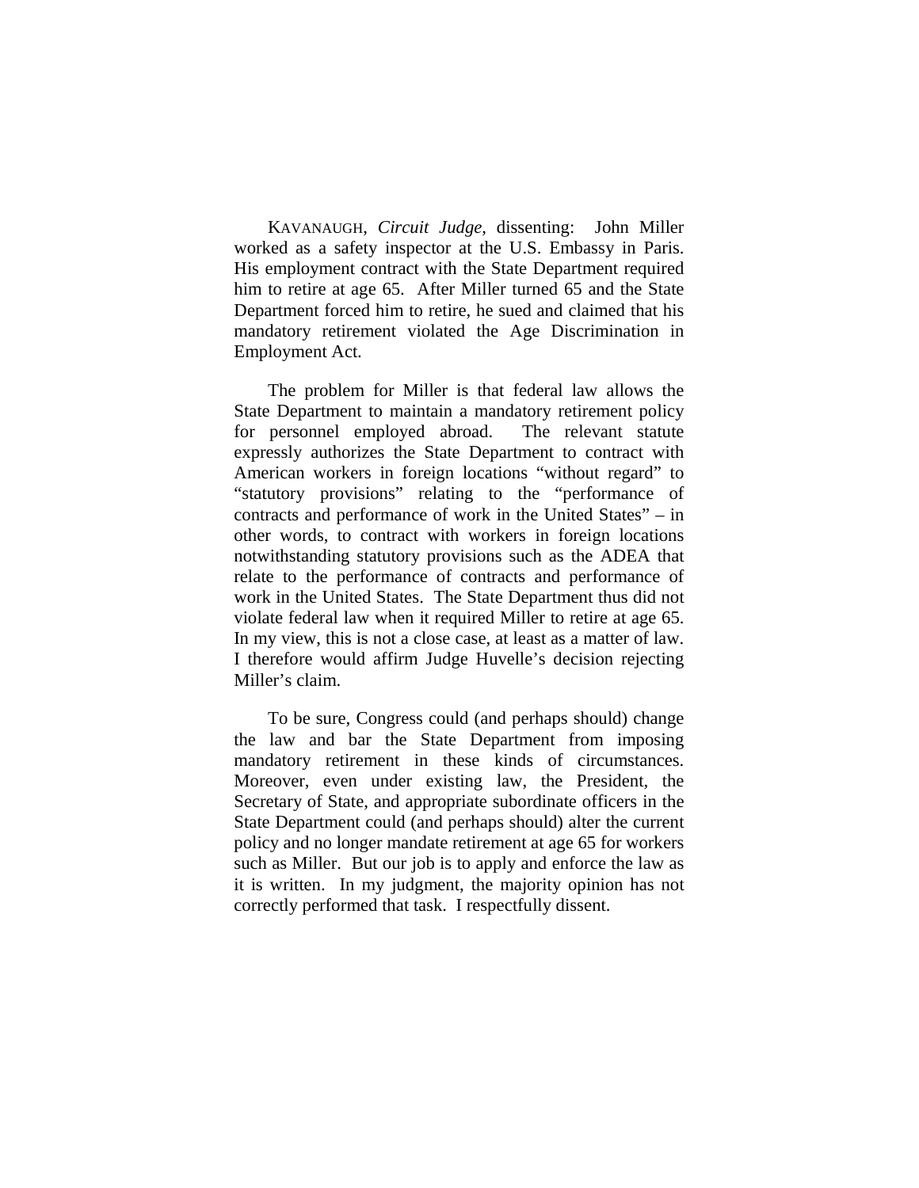KAVANAUGH, *Circuit Judge*, dissenting: John Miller worked as a safety inspector at the U.S. Embassy in Paris. His employment contract with the State Department required him to retire at age 65. After Miller turned 65 and the State Department forced him to retire, he sued and claimed that his mandatory retirement violated the Age Discrimination in Employment Act.

The problem for Miller is that federal law allows the State Department to maintain a mandatory retirement policy for personnel employed abroad. The relevant statute expressly authorizes the State Department to contract with American workers in foreign locations "without regard" to "statutory provisions" relating to the "performance of contracts and performance of work in the United States" – in other words, to contract with workers in foreign locations notwithstanding statutory provisions such as the ADEA that relate to the performance of contracts and performance of work in the United States. The State Department thus did not violate federal law when it required Miller to retire at age 65. In my view, this is not a close case, at least as a matter of law. I therefore would affirm Judge Huvelle's decision rejecting Miller's claim.

To be sure, Congress could (and perhaps should) change the law and bar the State Department from imposing mandatory retirement in these kinds of circumstances. Moreover, even under existing law, the President, the Secretary of State, and appropriate subordinate officers in the State Department could (and perhaps should) alter the current policy and no longer mandate retirement at age 65 for workers such as Miller. But our job is to apply and enforce the law as it is written. In my judgment, the majority opinion has not correctly performed that task. I respectfully dissent.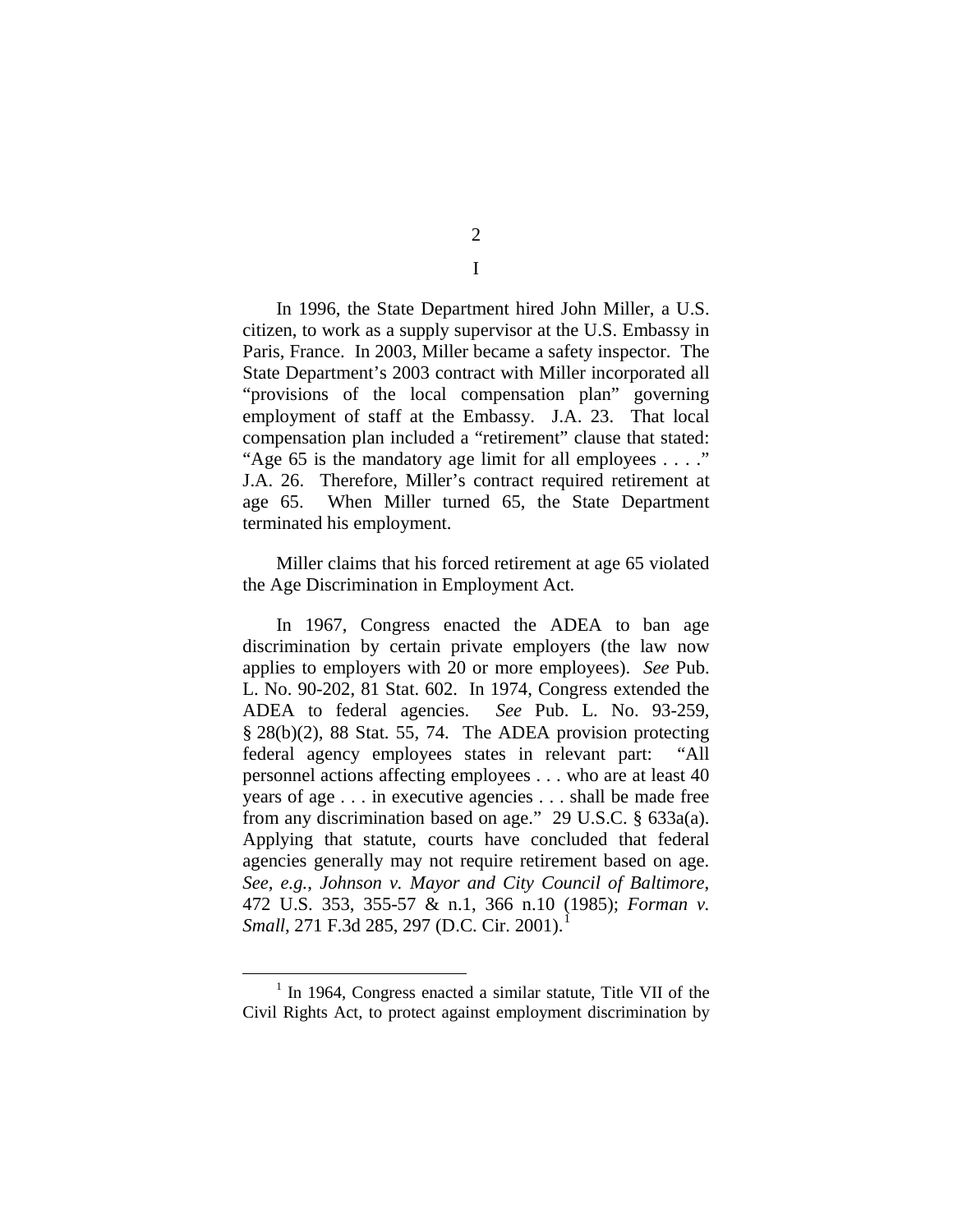# I

In 1996, the State Department hired John Miller, a U.S. citizen, to work as a supply supervisor at the U.S. Embassy in Paris, France. In 2003, Miller became a safety inspector. The State Department's 2003 contract with Miller incorporated all "provisions of the local compensation plan" governing employment of staff at the Embassy. J.A. 23. That local compensation plan included a "retirement" clause that stated: "Age 65 is the mandatory age limit for all employees . . . ." J.A. 26. Therefore, Miller's contract required retirement at age 65. When Miller turned 65, the State Department terminated his employment.

Miller claims that his forced retirement at age 65 violated the Age Discrimination in Employment Act.

In 1967, Congress enacted the ADEA to ban age discrimination by certain private employers (the law now applies to employers with 20 or more employees). *See* Pub. L. No. 90-202, 81 Stat. 602. In 1974, Congress extended the ADEA to federal agencies. *See* Pub. L. No. 93-259, § 28(b)(2), 88 Stat. 55, 74. The ADEA provision protecting federal agency employees states in relevant part: "All personnel actions affecting employees . . . who are at least 40 years of age . . . in executive agencies . . . shall be made free from any discrimination based on age." 29 U.S.C. § 633a(a). Applying that statute, courts have concluded that federal agencies generally may not require retirement based on age. *See, e.g.*, *Johnson v. Mayor and City Council of Baltimore*, 472 U.S. 353, 355-57 & n.1, 366 n.10 (1985); *Forman v. Small*, 271 F.3d 285, 297 (D.C. Cir. 2001).[1]

[1] In 1964, Congress enacted a similar statute, Title VII of the Civil Rights Act, to protect against employment discrimination by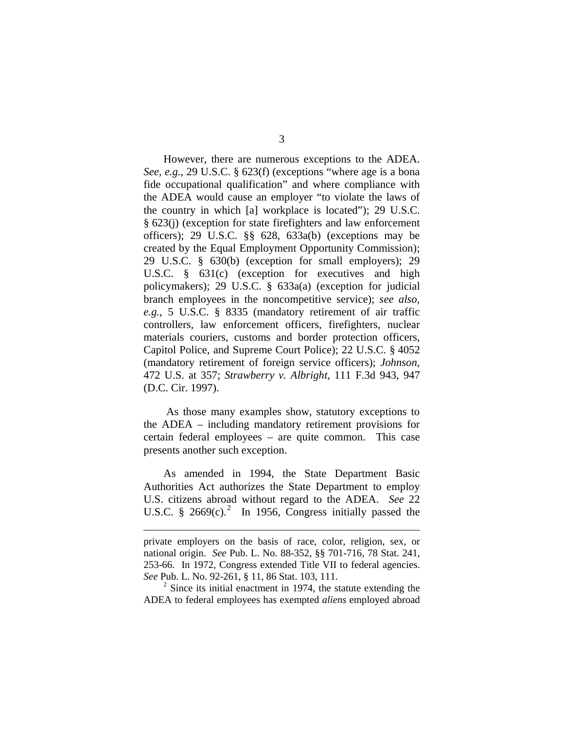However, there are numerous exceptions to the ADEA. *See, e.g.*, 29 U.S.C. § 623(f) (exceptions "where age is a bona fide occupational qualification" and where compliance with the ADEA would cause an employer "to violate the laws of the country in which [a] workplace is located"); 29 U.S.C. § 623(j) (exception for state firefighters and law enforcement officers); 29 U.S.C. §§ 628, 633a(b) (exceptions may be created by the Equal Employment Opportunity Commission); 29 U.S.C. § 630(b) (exception for small employers); 29 U.S.C. § 631(c) (exception for executives and high policymakers); 29 U.S.C. § 633a(a) (exception for judicial branch employees in the noncompetitive service); *see also, e.g.*, 5 U.S.C. § 8335 (mandatory retirement of air traffic controllers, law enforcement officers, firefighters, nuclear materials couriers, customs and border protection officers, Capitol Police, and Supreme Court Police); 22 U.S.C. § 4052 (mandatory retirement of foreign service officers); *Johnson*, 472 U.S. at 357; *Strawberry v. Albright*, 111 F.3d 943, 947 (D.C. Cir. 1997).

As those many examples show, statutory exceptions to the ADEA – including mandatory retirement provisions for certain federal employees – are quite common. This case presents another such exception.

As amended in 1994, the State Department Basic Authorities Act authorizes the State Department to employ U.S. citizens abroad without regard to the ADEA. *See* 22 U.S.C. § 2669(c).[2] In 1956, Congress initially passed the

---

private employers on the basis of race, color, religion, sex, or national origin. *See* Pub. L. No. 88-352, §§ 701-716, 78 Stat. 241, 253-66. In 1972, Congress extended Title VII to federal agencies. *See* Pub. L. No. 92-261, § 11, 86 Stat. 103, 111.

[2] Since its initial enactment in 1974, the statute extending the ADEA to federal employees has exempted *aliens* employed abroad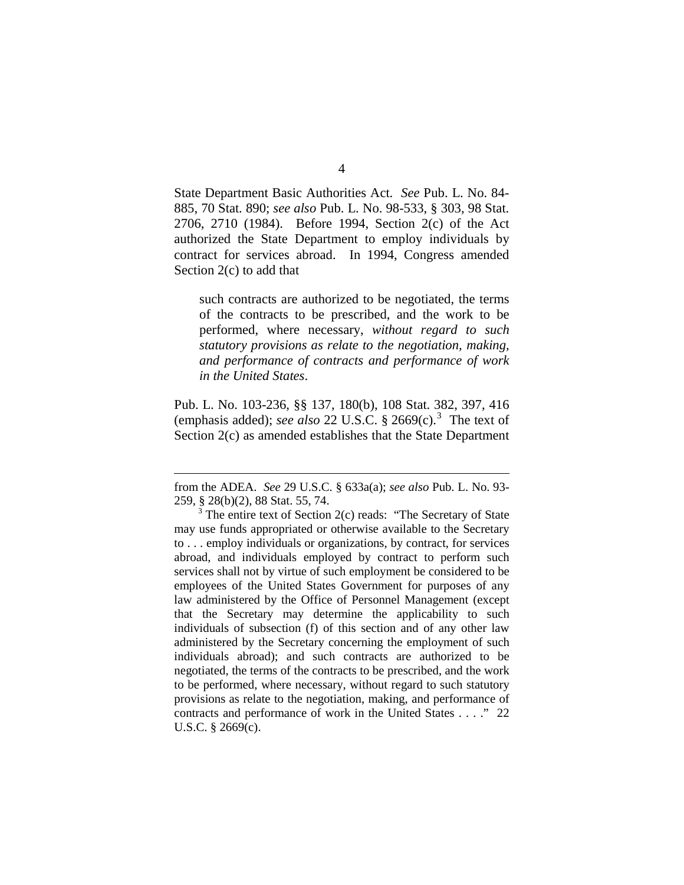State Department Basic Authorities Act. *See* Pub. L. No. 84-885, 70 Stat. 890; *see also* Pub. L. No. 98-533, § 303, 98 Stat. 2706, 2710 (1984). Before 1994, Section 2(c) of the Act authorized the State Department to employ individuals by contract for services abroad. In 1994, Congress amended Section 2(c) to add that

> such contracts are authorized to be negotiated, the terms of the contracts to be prescribed, and the work to be performed, where necessary, *without regard to such statutory provisions as relate to the negotiation, making, and performance of contracts and performance of work in the United States*.

Pub. L. No. 103-236, §§ 137, 180(b), 108 Stat. 382, 397, 416 (emphasis added); *see also* 22 U.S.C. § 2669(c).[3] The text of Section 2(c) as amended establishes that the State Department

---

from the ADEA. *See* 29 U.S.C. § 633a(a); *see also* Pub. L. No. 93-259, § 28(b)(2), 88 Stat. 55, 74.

[3] The entire text of Section 2(c) reads: "The Secretary of State may use funds appropriated or otherwise available to the Secretary to . . . employ individuals or organizations, by contract, for services abroad, and individuals employed by contract to perform such services shall not by virtue of such employment be considered to be employees of the United States Government for purposes of any law administered by the Office of Personnel Management (except that the Secretary may determine the applicability to such individuals of subsection (f) of this section and of any other law administered by the Secretary concerning the employment of such individuals abroad); and such contracts are authorized to be negotiated, the terms of the contracts to be prescribed, and the work to be performed, where necessary, without regard to such statutory provisions as relate to the negotiation, making, and performance of contracts and performance of work in the United States . . . ." 22 U.S.C. § 2669(c).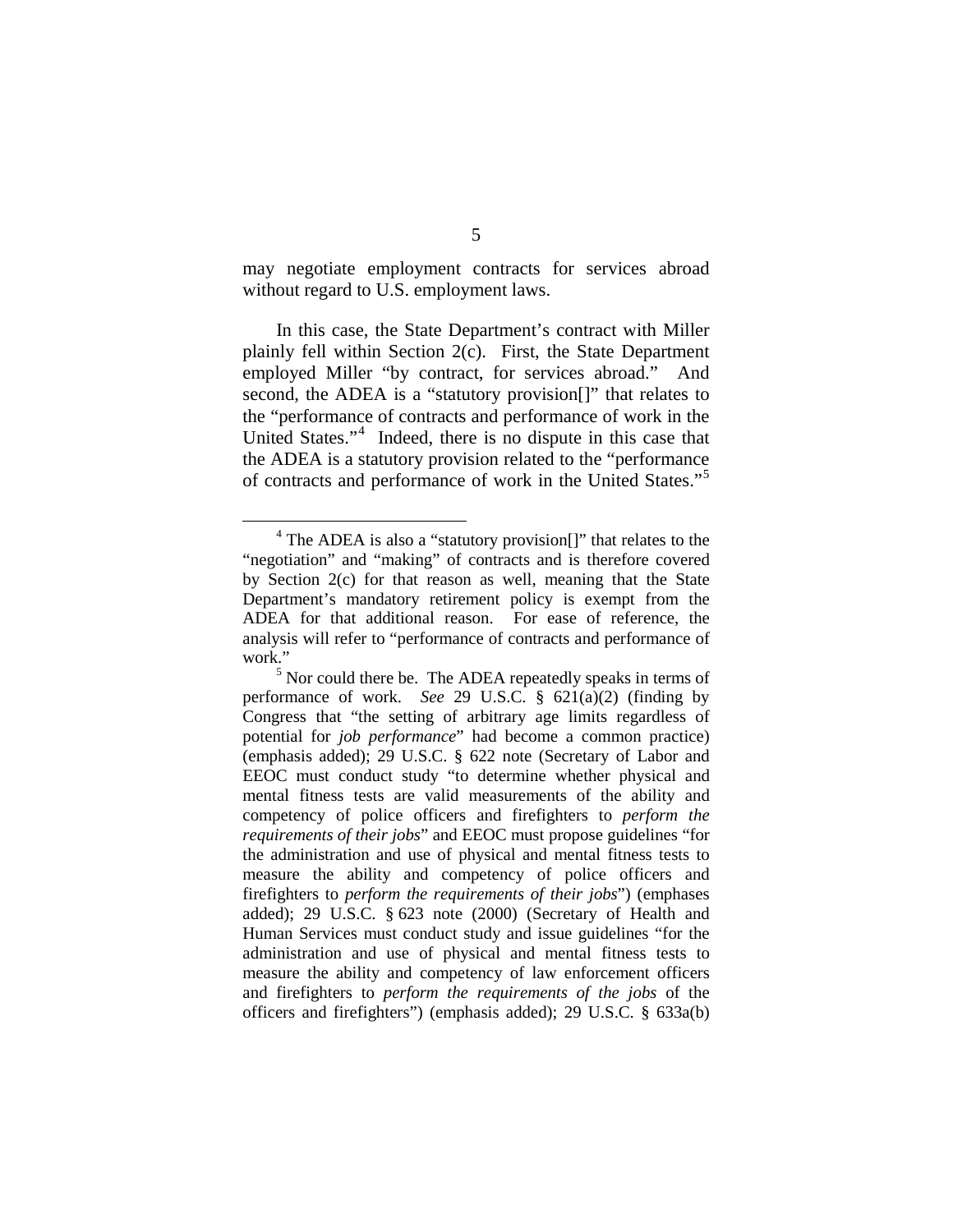may negotiate employment contracts for services abroad without regard to U.S. employment laws.

In this case, the State Department's contract with Miller plainly fell within Section 2(c). First, the State Department employed Miller "by contract, for services abroad." And second, the ADEA is a "statutory provision[]" that relates to the "performance of contracts and performance of work in the United States."[4] Indeed, there is no dispute in this case that the ADEA is a statutory provision related to the "performance of contracts and performance of work in the United States."[5]

---

[4] The ADEA is also a "statutory provision[]" that relates to the "negotiation" and "making" of contracts and is therefore covered by Section 2(c) for that reason as well, meaning that the State Department's mandatory retirement policy is exempt from the ADEA for that additional reason. For ease of reference, the analysis will refer to "performance of contracts and performance of work."

[5] Nor could there be. The ADEA repeatedly speaks in terms of performance of work. *See* 29 U.S.C. § 621(a)(2) (finding by Congress that "the setting of arbitrary age limits regardless of potential for *job performance*" had become a common practice) (emphasis added); 29 U.S.C. § 622 note (Secretary of Labor and EEOC must conduct study "to determine whether physical and mental fitness tests are valid measurements of the ability and competency of police officers and firefighters to *perform the requirements of their jobs*" and EEOC must propose guidelines "for the administration and use of physical and mental fitness tests to measure the ability and competency of police officers and firefighters to *perform the requirements of their jobs*") (emphases added); 29 U.S.C. § 623 note (2000) (Secretary of Health and Human Services must conduct study and issue guidelines "for the administration and use of physical and mental fitness tests to measure the ability and competency of law enforcement officers and firefighters to *perform the requirements of the jobs* of the officers and firefighters") (emphasis added); 29 U.S.C. § 633a(b)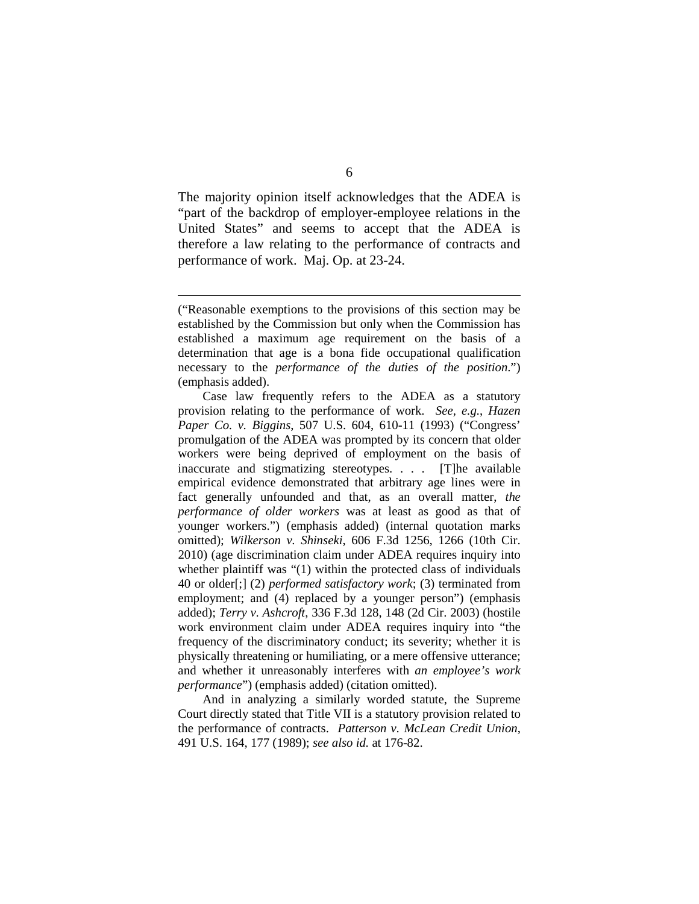The majority opinion itself acknowledges that the ADEA is "part of the backdrop of employer-employee relations in the United States" and seems to accept that the ADEA is therefore a law relating to the performance of contracts and performance of work. Maj. Op. at 23-24.

---

("Reasonable exemptions to the provisions of this section may be established by the Commission but only when the Commission has established a maximum age requirement on the basis of a determination that age is a bona fide occupational qualification necessary to the *performance of the duties of the position*.") (emphasis added).

Case law frequently refers to the ADEA as a statutory provision relating to the performance of work. *See, e.g.*, *Hazen Paper Co. v. Biggins*, 507 U.S. 604, 610-11 (1993) ("Congress' promulgation of the ADEA was prompted by its concern that older workers were being deprived of employment on the basis of inaccurate and stigmatizing stereotypes. . . . [T]he available empirical evidence demonstrated that arbitrary age lines were in fact generally unfounded and that, as an overall matter, *the performance of older workers* was at least as good as that of younger workers.") (emphasis added) (internal quotation marks omitted); *Wilkerson v. Shinseki*, 606 F.3d 1256, 1266 (10th Cir. 2010) (age discrimination claim under ADEA requires inquiry into whether plaintiff was "(1) within the protected class of individuals 40 or older[;] (2) *performed satisfactory work*; (3) terminated from employment; and (4) replaced by a younger person") (emphasis added); *Terry v. Ashcroft*, 336 F.3d 128, 148 (2d Cir. 2003) (hostile work environment claim under ADEA requires inquiry into "the frequency of the discriminatory conduct; its severity; whether it is physically threatening or humiliating, or a mere offensive utterance; and whether it unreasonably interferes with *an employee's work performance*") (emphasis added) (citation omitted).

And in analyzing a similarly worded statute, the Supreme Court directly stated that Title VII is a statutory provision related to the performance of contracts. *Patterson v. McLean Credit Union*, 491 U.S. 164, 177 (1989); *see also id.* at 176-82.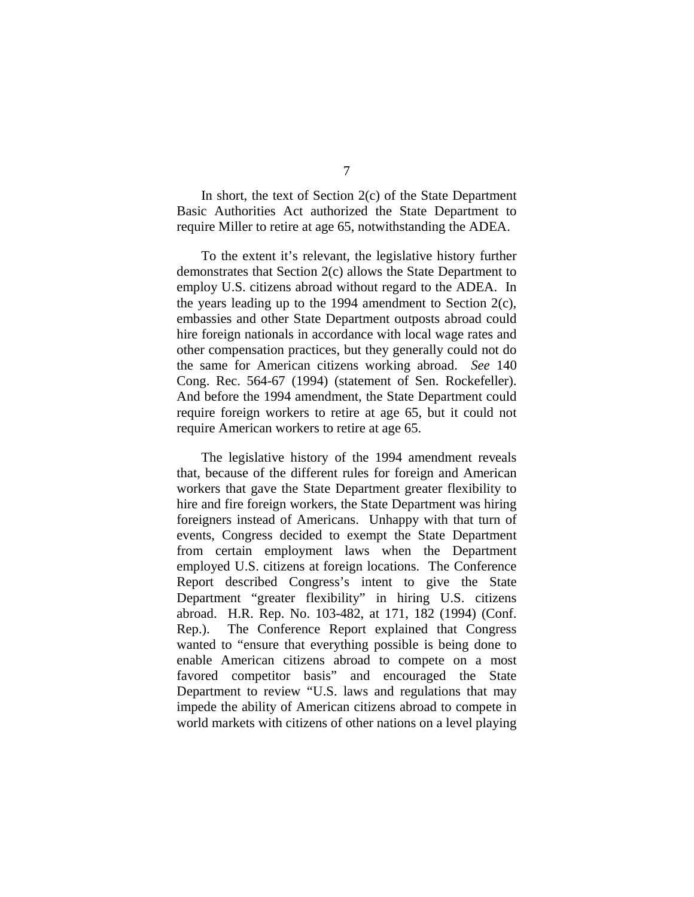In short, the text of Section 2(c) of the State Department Basic Authorities Act authorized the State Department to require Miller to retire at age 65, notwithstanding the ADEA.

To the extent it's relevant, the legislative history further demonstrates that Section 2(c) allows the State Department to employ U.S. citizens abroad without regard to the ADEA. In the years leading up to the 1994 amendment to Section 2(c), embassies and other State Department outposts abroad could hire foreign nationals in accordance with local wage rates and other compensation practices, but they generally could not do the same for American citizens working abroad. *See* 140 Cong. Rec. 564-67 (1994) (statement of Sen. Rockefeller). And before the 1994 amendment, the State Department could require foreign workers to retire at age 65, but it could not require American workers to retire at age 65.

The legislative history of the 1994 amendment reveals that, because of the different rules for foreign and American workers that gave the State Department greater flexibility to hire and fire foreign workers, the State Department was hiring foreigners instead of Americans. Unhappy with that turn of events, Congress decided to exempt the State Department from certain employment laws when the Department employed U.S. citizens at foreign locations. The Conference Report described Congress's intent to give the State Department "greater flexibility" in hiring U.S. citizens abroad. H.R. Rep. No. 103-482, at 171, 182 (1994) (Conf. Rep.). The Conference Report explained that Congress wanted to "ensure that everything possible is being done to enable American citizens abroad to compete on a most favored competitor basis" and encouraged the State Department to review "U.S. laws and regulations that may impede the ability of American citizens abroad to compete in world markets with citizens of other nations on a level playing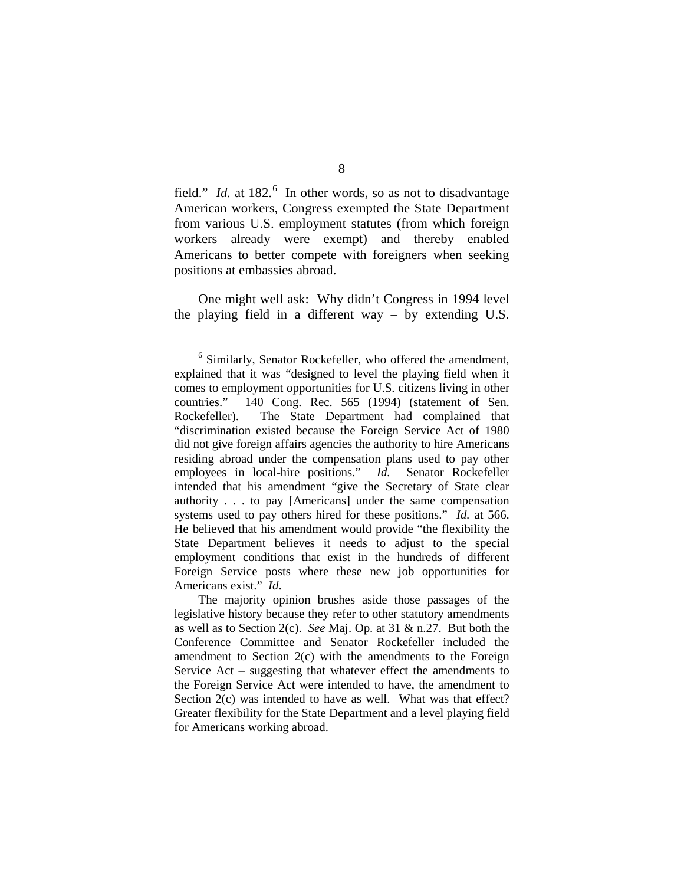field." *Id.* at 182.[6] In other words, so as not to disadvantage American workers, Congress exempted the State Department from various U.S. employment statutes (from which foreign workers already were exempt) and thereby enabled Americans to better compete with foreigners when seeking positions at embassies abroad.

One might well ask: Why didn't Congress in 1994 level the playing field in a different way – by extending U.S.

---

[6] Similarly, Senator Rockefeller, who offered the amendment, explained that it was "designed to level the playing field when it comes to employment opportunities for U.S. citizens living in other countries." 140 Cong. Rec. 565 (1994) (statement of Sen. Rockefeller). The State Department had complained that "discrimination existed because the Foreign Service Act of 1980 did not give foreign affairs agencies the authority to hire Americans residing abroad under the compensation plans used to pay other employees in local-hire positions." *Id.* Senator Rockefeller intended that his amendment "give the Secretary of State clear authority . . . to pay [Americans] under the same compensation systems used to pay others hired for these positions." *Id.* at 566. He believed that his amendment would provide "the flexibility the State Department believes it needs to adjust to the special employment conditions that exist in the hundreds of different Foreign Service posts where these new job opportunities for Americans exist." *Id*.

The majority opinion brushes aside those passages of the legislative history because they refer to other statutory amendments as well as to Section 2(c). *See* Maj. Op. at 31 & n.27. But both the Conference Committee and Senator Rockefeller included the amendment to Section 2(c) with the amendments to the Foreign Service Act – suggesting that whatever effect the amendments to the Foreign Service Act were intended to have, the amendment to Section 2(c) was intended to have as well. What was that effect? Greater flexibility for the State Department and a level playing field for Americans working abroad.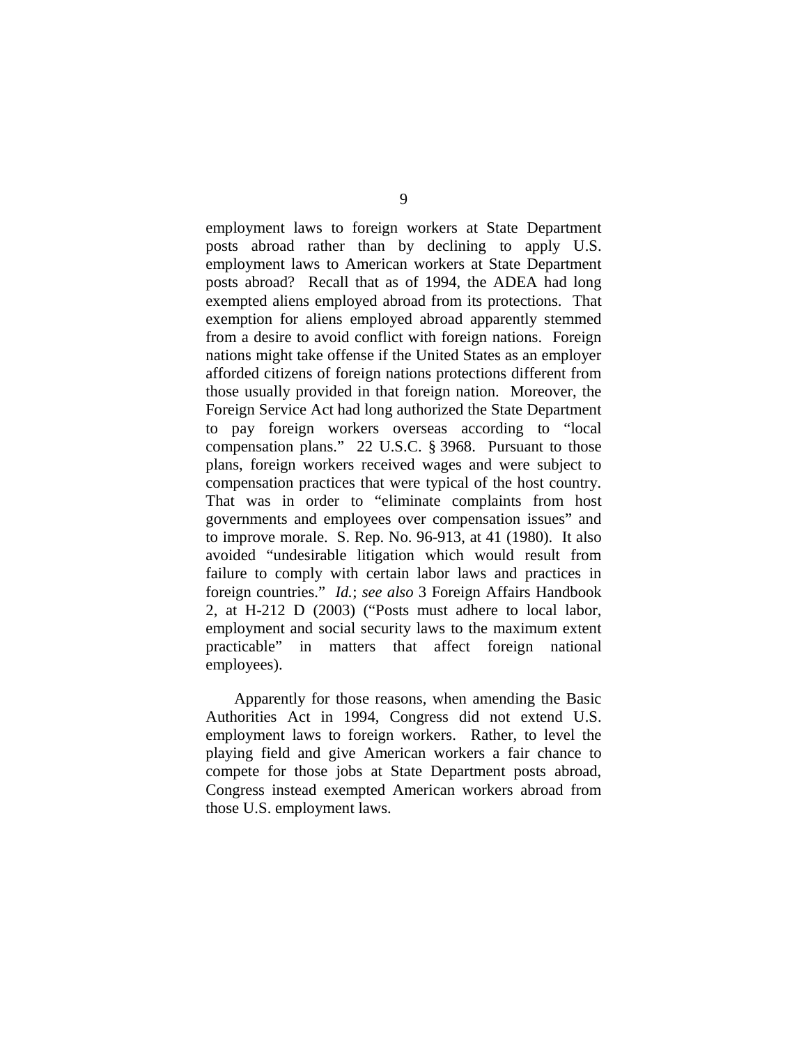employment laws to foreign workers at State Department posts abroad rather than by declining to apply U.S. employment laws to American workers at State Department posts abroad? Recall that as of 1994, the ADEA had long exempted aliens employed abroad from its protections. That exemption for aliens employed abroad apparently stemmed from a desire to avoid conflict with foreign nations. Foreign nations might take offense if the United States as an employer afforded citizens of foreign nations protections different from those usually provided in that foreign nation. Moreover, the Foreign Service Act had long authorized the State Department to pay foreign workers overseas according to "local compensation plans." 22 U.S.C. § 3968. Pursuant to those plans, foreign workers received wages and were subject to compensation practices that were typical of the host country. That was in order to "eliminate complaints from host governments and employees over compensation issues" and to improve morale. S. Rep. No. 96-913, at 41 (1980). It also avoided "undesirable litigation which would result from failure to comply with certain labor laws and practices in foreign countries." *Id.*; *see also* 3 Foreign Affairs Handbook 2, at H-212 D (2003) ("Posts must adhere to local labor, employment and social security laws to the maximum extent practicable" in matters that affect foreign national employees).

Apparently for those reasons, when amending the Basic Authorities Act in 1994, Congress did not extend U.S. employment laws to foreign workers. Rather, to level the playing field and give American workers a fair chance to compete for those jobs at State Department posts abroad, Congress instead exempted American workers abroad from those U.S. employment laws.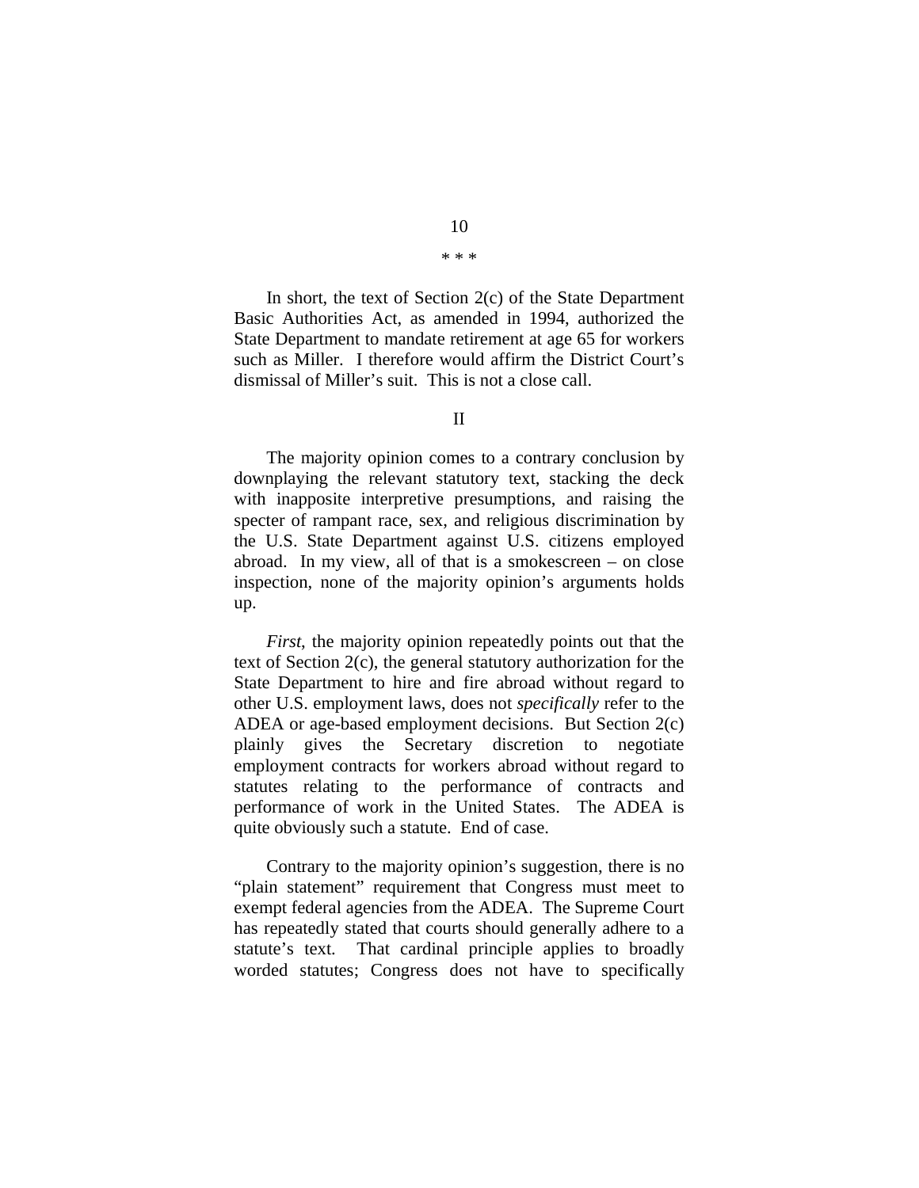\* \* \*

In short, the text of Section 2(c) of the State Department Basic Authorities Act, as amended in 1994, authorized the State Department to mandate retirement at age 65 for workers such as Miller. I therefore would affirm the District Court's dismissal of Miller's suit. This is not a close call.

## II

The majority opinion comes to a contrary conclusion by downplaying the relevant statutory text, stacking the deck with inapposite interpretive presumptions, and raising the specter of rampant race, sex, and religious discrimination by the U.S. State Department against U.S. citizens employed abroad. In my view, all of that is a smokescreen – on close inspection, none of the majority opinion's arguments holds up.

*First*, the majority opinion repeatedly points out that the text of Section 2(c), the general statutory authorization for the State Department to hire and fire abroad without regard to other U.S. employment laws, does not *specifically* refer to the ADEA or age-based employment decisions. But Section 2(c) plainly gives the Secretary discretion to negotiate employment contracts for workers abroad without regard to statutes relating to the performance of contracts and performance of work in the United States. The ADEA is quite obviously such a statute. End of case.

Contrary to the majority opinion's suggestion, there is no "plain statement" requirement that Congress must meet to exempt federal agencies from the ADEA. The Supreme Court has repeatedly stated that courts should generally adhere to a statute's text. That cardinal principle applies to broadly worded statutes; Congress does not have to specifically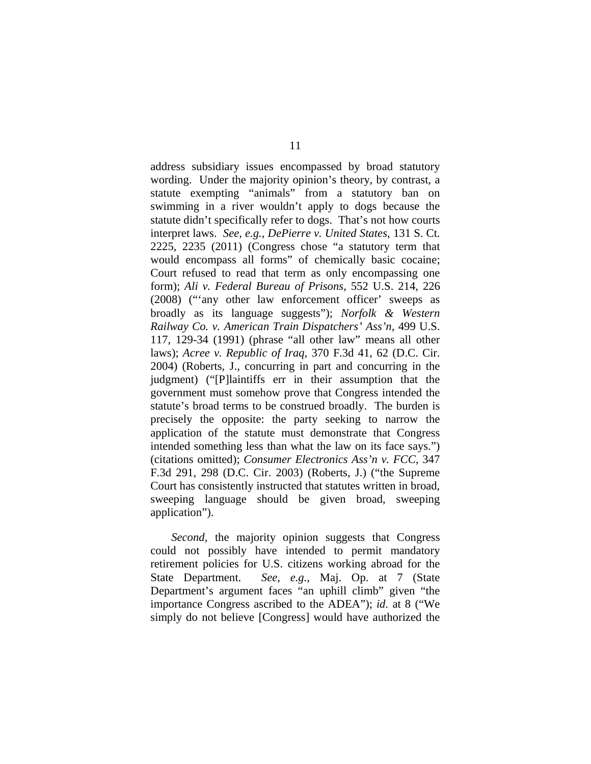address subsidiary issues encompassed by broad statutory wording. Under the majority opinion's theory, by contrast, a statute exempting "animals" from a statutory ban on swimming in a river wouldn't apply to dogs because the statute didn't specifically refer to dogs. That's not how courts interpret laws. *See, e.g.*, *DePierre v. United States*, 131 S. Ct. 2225, 2235 (2011) (Congress chose "a statutory term that would encompass all forms" of chemically basic cocaine; Court refused to read that term as only encompassing one form); *Ali v. Federal Bureau of Prisons*, 552 U.S. 214, 226 (2008) ("'any other law enforcement officer' sweeps as broadly as its language suggests"); *Norfolk & Western Railway Co. v. American Train Dispatchers' Ass'n*, 499 U.S. 117, 129-34 (1991) (phrase "all other law" means all other laws); *Acree v. Republic of Iraq*, 370 F.3d 41, 62 (D.C. Cir. 2004) (Roberts, J., concurring in part and concurring in the judgment) ("[P]laintiffs err in their assumption that the government must somehow prove that Congress intended the statute's broad terms to be construed broadly. The burden is precisely the opposite: the party seeking to narrow the application of the statute must demonstrate that Congress intended something less than what the law on its face says.") (citations omitted); *Consumer Electronics Ass'n v. FCC*, 347 F.3d 291, 298 (D.C. Cir. 2003) (Roberts, J.) ("the Supreme Court has consistently instructed that statutes written in broad, sweeping language should be given broad, sweeping application").

*Second*, the majority opinion suggests that Congress could not possibly have intended to permit mandatory retirement policies for U.S. citizens working abroad for the State Department. *See, e.g.*, Maj. Op. at 7 (State Department's argument faces "an uphill climb" given "the importance Congress ascribed to the ADEA"); *id.* at 8 ("We simply do not believe [Congress] would have authorized the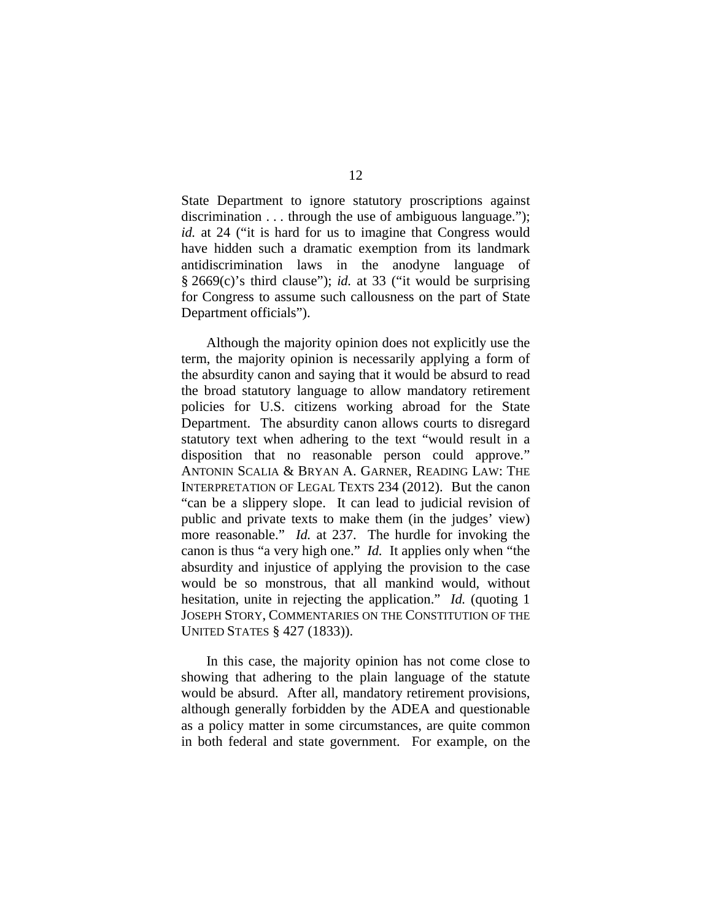State Department to ignore statutory proscriptions against discrimination . . . through the use of ambiguous language."); *id.* at 24 ("it is hard for us to imagine that Congress would have hidden such a dramatic exemption from its landmark antidiscrimination laws in the anodyne language of § 2669(c)'s third clause"); *id.* at 33 ("it would be surprising for Congress to assume such callousness on the part of State Department officials").

Although the majority opinion does not explicitly use the term, the majority opinion is necessarily applying a form of the absurdity canon and saying that it would be absurd to read the broad statutory language to allow mandatory retirement policies for U.S. citizens working abroad for the State Department. The absurdity canon allows courts to disregard statutory text when adhering to the text "would result in a disposition that no reasonable person could approve." ANTONIN SCALIA & BRYAN A. GARNER, READING LAW: THE INTERPRETATION OF LEGAL TEXTS 234 (2012). But the canon "can be a slippery slope. It can lead to judicial revision of public and private texts to make them (in the judges' view) more reasonable." *Id.* at 237. The hurdle for invoking the canon is thus "a very high one." *Id.* It applies only when "the absurdity and injustice of applying the provision to the case would be so monstrous, that all mankind would, without hesitation, unite in rejecting the application." *Id.* (quoting 1 JOSEPH STORY, COMMENTARIES ON THE CONSTITUTION OF THE UNITED STATES § 427 (1833)).

In this case, the majority opinion has not come close to showing that adhering to the plain language of the statute would be absurd. After all, mandatory retirement provisions, although generally forbidden by the ADEA and questionable as a policy matter in some circumstances, are quite common in both federal and state government. For example, on the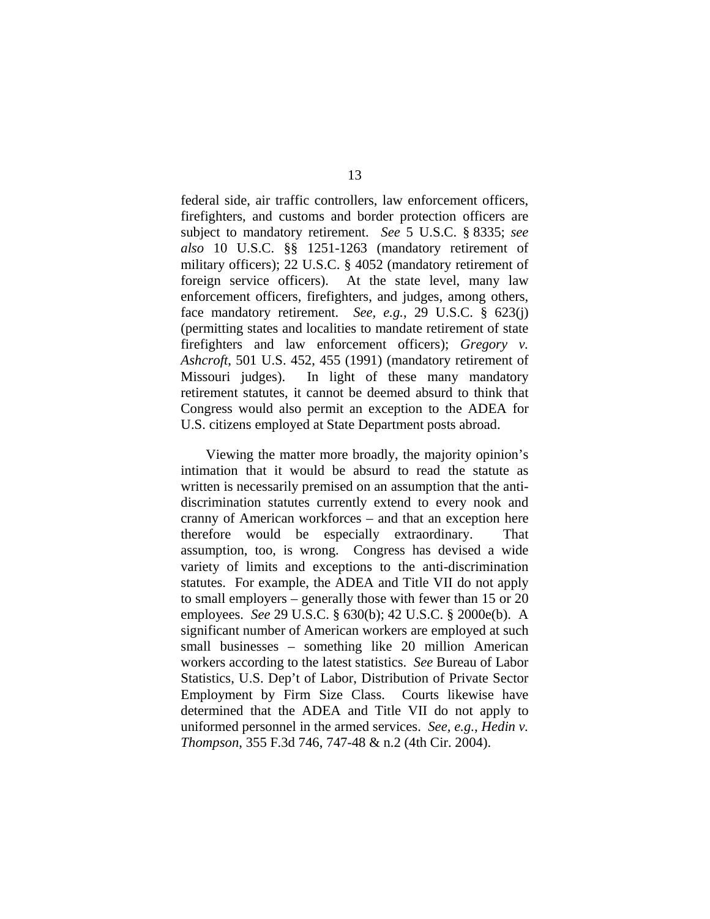federal side, air traffic controllers, law enforcement officers, firefighters, and customs and border protection officers are subject to mandatory retirement. *See* 5 U.S.C. § 8335; *see also* 10 U.S.C. §§ 1251-1263 (mandatory retirement of military officers); 22 U.S.C. § 4052 (mandatory retirement of foreign service officers). At the state level, many law enforcement officers, firefighters, and judges, among others, face mandatory retirement. *See, e.g.*, 29 U.S.C. § 623(j) (permitting states and localities to mandate retirement of state firefighters and law enforcement officers); *Gregory v. Ashcroft*, 501 U.S. 452, 455 (1991) (mandatory retirement of Missouri judges). In light of these many mandatory retirement statutes, it cannot be deemed absurd to think that Congress would also permit an exception to the ADEA for U.S. citizens employed at State Department posts abroad.

Viewing the matter more broadly, the majority opinion's intimation that it would be absurd to read the statute as written is necessarily premised on an assumption that the anti-discrimination statutes currently extend to every nook and cranny of American workforces – and that an exception here therefore would be especially extraordinary. That assumption, too, is wrong. Congress has devised a wide variety of limits and exceptions to the anti-discrimination statutes. For example, the ADEA and Title VII do not apply to small employers – generally those with fewer than 15 or 20 employees. *See* 29 U.S.C. § 630(b); 42 U.S.C. § 2000e(b). A significant number of American workers are employed at such small businesses – something like 20 million American workers according to the latest statistics. *See* Bureau of Labor Statistics, U.S. Dep't of Labor, Distribution of Private Sector Employment by Firm Size Class. Courts likewise have determined that the ADEA and Title VII do not apply to uniformed personnel in the armed services. *See, e.g.*, *Hedin v. Thompson*, 355 F.3d 746, 747-48 & n.2 (4th Cir. 2004).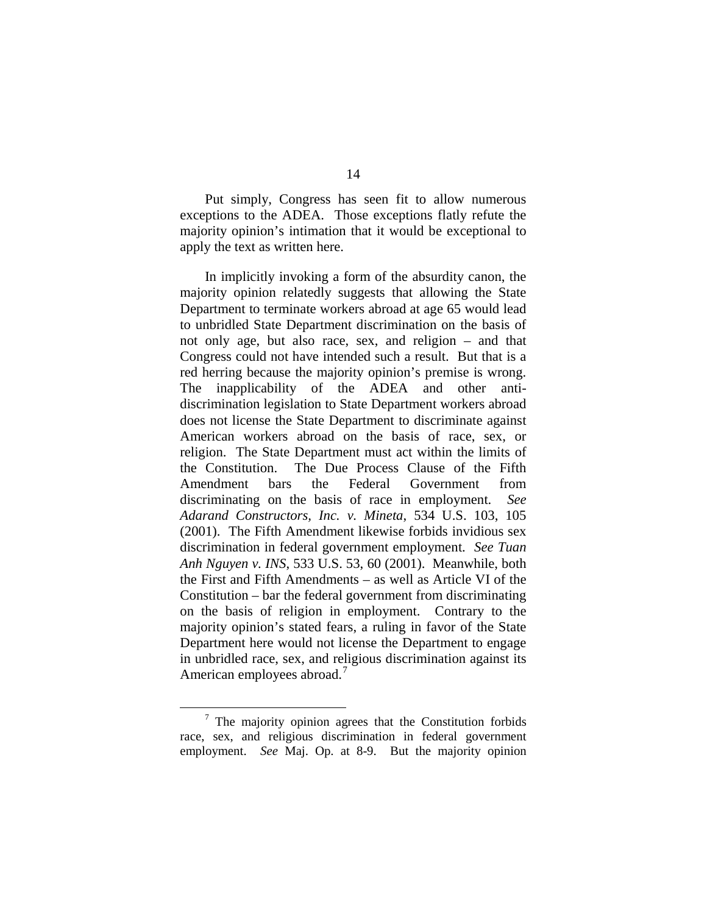Put simply, Congress has seen fit to allow numerous exceptions to the ADEA. Those exceptions flatly refute the majority opinion's intimation that it would be exceptional to apply the text as written here.

In implicitly invoking a form of the absurdity canon, the majority opinion relatedly suggests that allowing the State Department to terminate workers abroad at age 65 would lead to unbridled State Department discrimination on the basis of not only age, but also race, sex, and religion – and that Congress could not have intended such a result. But that is a red herring because the majority opinion's premise is wrong. The inapplicability of the ADEA and other anti-discrimination legislation to State Department workers abroad does not license the State Department to discriminate against American workers abroad on the basis of race, sex, or religion. The State Department must act within the limits of the Constitution. The Due Process Clause of the Fifth Amendment bars the Federal Government from discriminating on the basis of race in employment. *See Adarand Constructors, Inc. v. Mineta*, 534 U.S. 103, 105 (2001). The Fifth Amendment likewise forbids invidious sex discrimination in federal government employment. *See Tuan Anh Nguyen v. INS*, 533 U.S. 53, 60 (2001). Meanwhile, both the First and Fifth Amendments – as well as Article VI of the Constitution – bar the federal government from discriminating on the basis of religion in employment. Contrary to the majority opinion's stated fears, a ruling in favor of the State Department here would not license the Department to engage in unbridled race, sex, and religious discrimination against its American employees abroad.[7]

---

[7] The majority opinion agrees that the Constitution forbids race, sex, and religious discrimination in federal government employment. *See* Maj. Op. at 8-9. But the majority opinion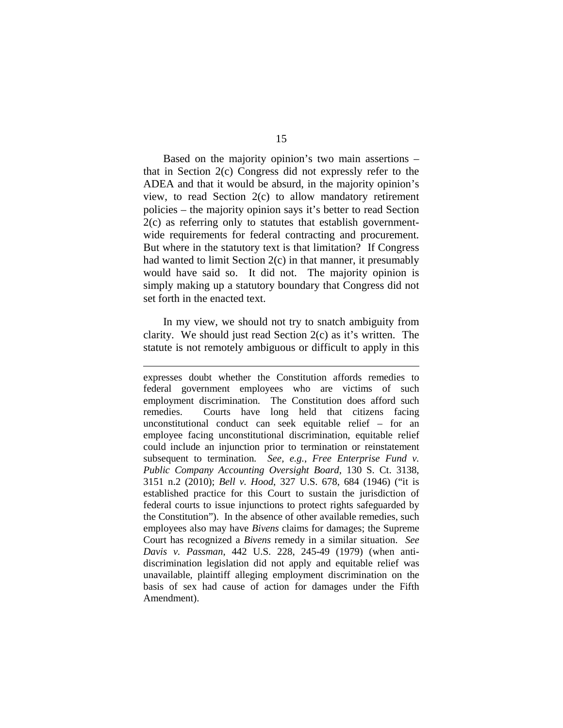Based on the majority opinion's two main assertions – that in Section 2(c) Congress did not expressly refer to the ADEA and that it would be absurd, in the majority opinion's view, to read Section 2(c) to allow mandatory retirement policies – the majority opinion says it's better to read Section 2(c) as referring only to statutes that establish government-wide requirements for federal contracting and procurement. But where in the statutory text is that limitation? If Congress had wanted to limit Section 2(c) in that manner, it presumably would have said so. It did not. The majority opinion is simply making up a statutory boundary that Congress did not set forth in the enacted text.

In my view, we should not try to snatch ambiguity from clarity. We should just read Section 2(c) as it's written. The statute is not remotely ambiguous or difficult to apply in this

---

expresses doubt whether the Constitution affords remedies to federal government employees who are victims of such employment discrimination. The Constitution does afford such remedies. Courts have long held that citizens facing unconstitutional conduct can seek equitable relief – for an employee facing unconstitutional discrimination, equitable relief could include an injunction prior to termination or reinstatement subsequent to termination. *See, e.g.*, *Free Enterprise Fund v. Public Company Accounting Oversight Board*, 130 S. Ct. 3138, 3151 n.2 (2010); *Bell v. Hood*, 327 U.S. 678, 684 (1946) ("it is established practice for this Court to sustain the jurisdiction of federal courts to issue injunctions to protect rights safeguarded by the Constitution"). In the absence of other available remedies, such employees also may have *Bivens* claims for damages; the Supreme Court has recognized a *Bivens* remedy in a similar situation. *See Davis v. Passman*, 442 U.S. 228, 245-49 (1979) (when anti-discrimination legislation did not apply and equitable relief was unavailable, plaintiff alleging employment discrimination on the basis of sex had cause of action for damages under the Fifth Amendment).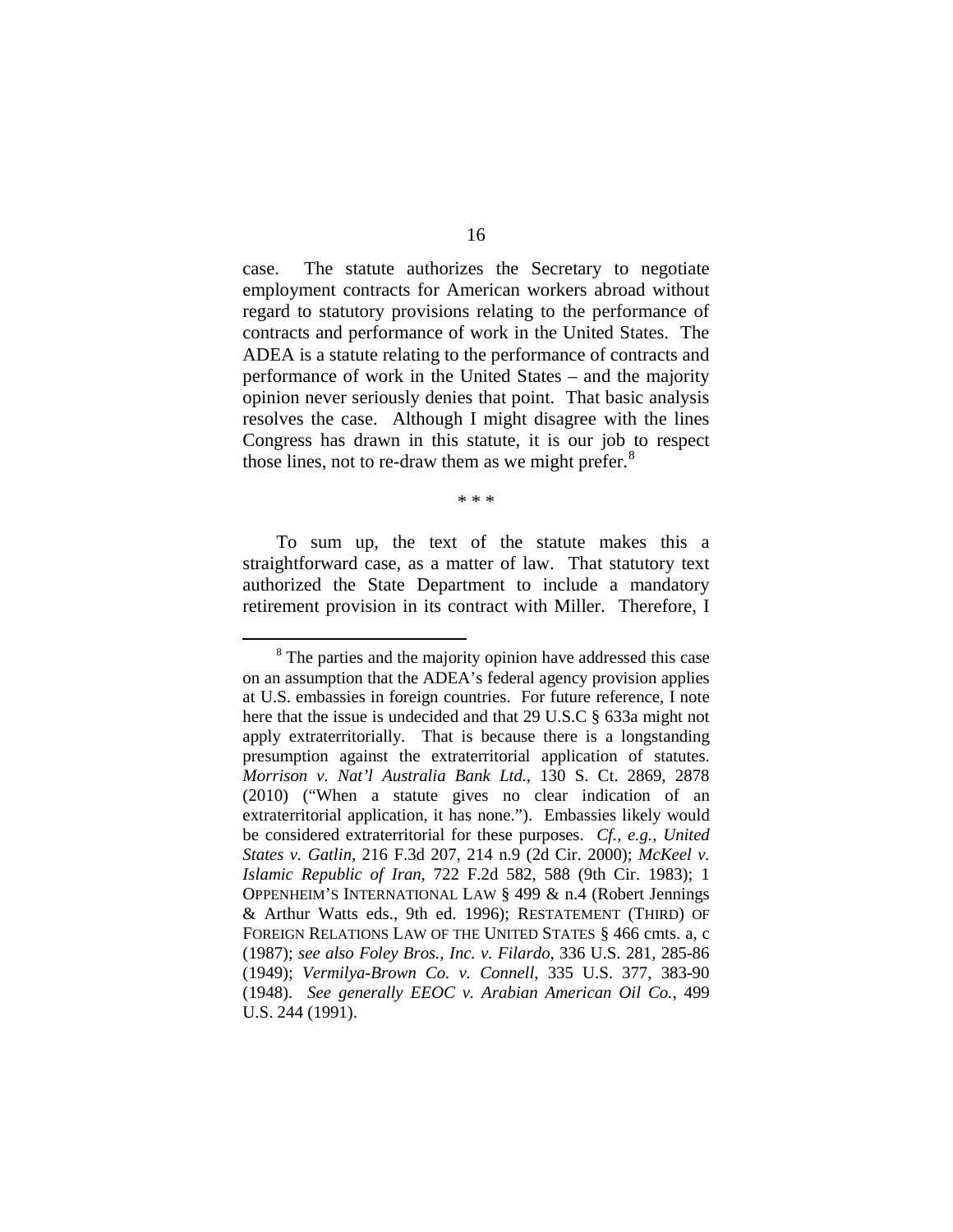case. The statute authorizes the Secretary to negotiate employment contracts for American workers abroad without regard to statutory provisions relating to the performance of contracts and performance of work in the United States. The ADEA is a statute relating to the performance of contracts and performance of work in the United States – and the majority opinion never seriously denies that point. That basic analysis resolves the case. Although I might disagree with the lines Congress has drawn in this statute, it is our job to respect those lines, not to re-draw them as we might prefer.[8]

\* \* \*

To sum up, the text of the statute makes this a straightforward case, as a matter of law. That statutory text authorized the State Department to include a mandatory retirement provision in its contract with Miller. Therefore, I

---

[8] The parties and the majority opinion have addressed this case on an assumption that the ADEA's federal agency provision applies at U.S. embassies in foreign countries. For future reference, I note here that the issue is undecided and that 29 U.S.C § 633a might not apply extraterritorially. That is because there is a longstanding presumption against the extraterritorial application of statutes. *Morrison v. Nat'l Australia Bank Ltd.*, 130 S. Ct. 2869, 2878 (2010) ("When a statute gives no clear indication of an extraterritorial application, it has none."). Embassies likely would be considered extraterritorial for these purposes. *Cf., e.g., United States v. Gatlin*, 216 F.3d 207, 214 n.9 (2d Cir. 2000); *McKeel v. Islamic Republic of Iran*, 722 F.2d 582, 588 (9th Cir. 1983); 1 OPPENHEIM'S INTERNATIONAL LAW § 499 & n.4 (Robert Jennings & Arthur Watts eds., 9th ed. 1996); RESTATEMENT (THIRD) OF FOREIGN RELATIONS LAW OF THE UNITED STATES § 466 cmts. a, c (1987); *see also Foley Bros., Inc. v. Filardo*, 336 U.S. 281, 285-86 (1949); *Vermilya-Brown Co. v. Connell*, 335 U.S. 377, 383-90 (1948). *See generally EEOC v. Arabian American Oil Co.*, 499 U.S. 244 (1991).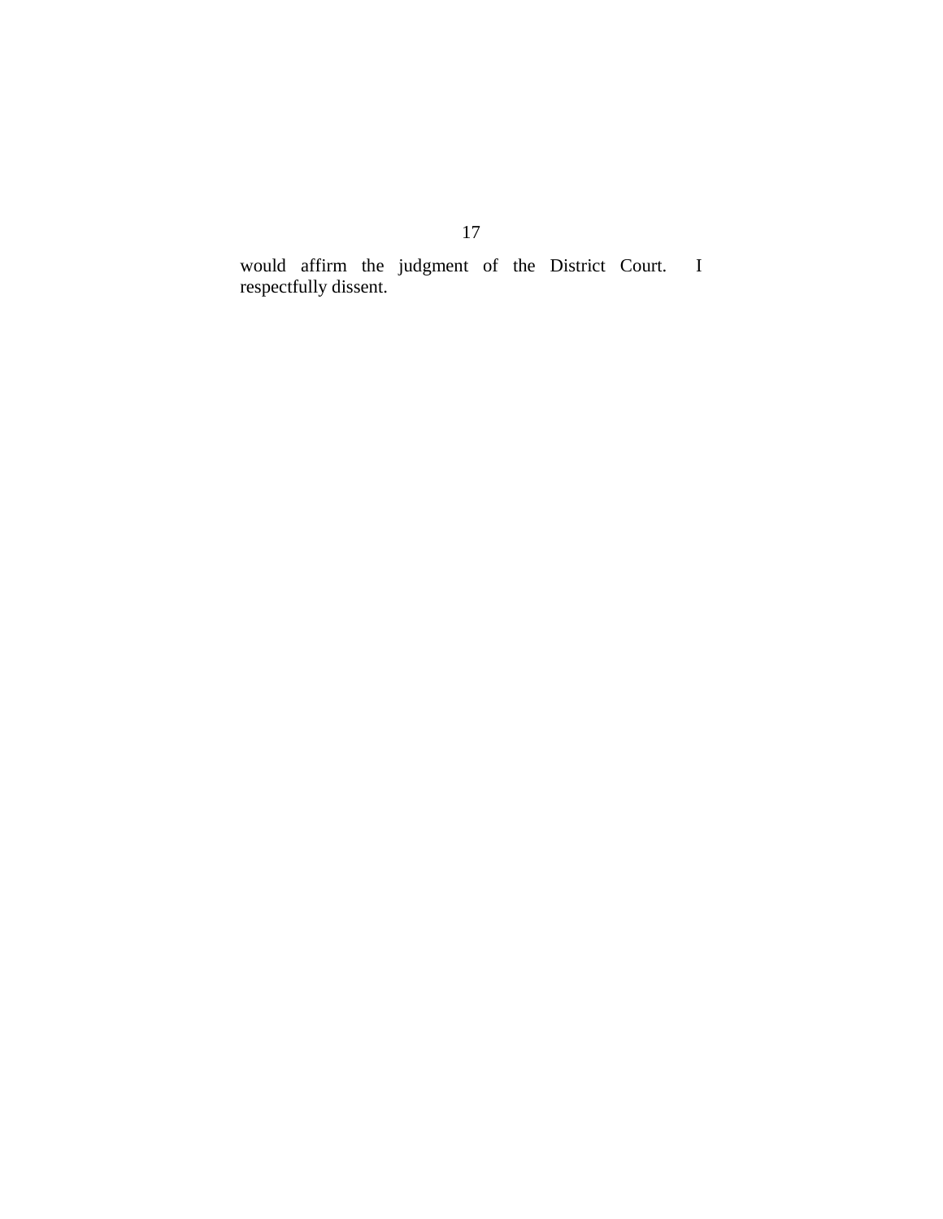would affirm the judgment of the District Court. I respectfully dissent.